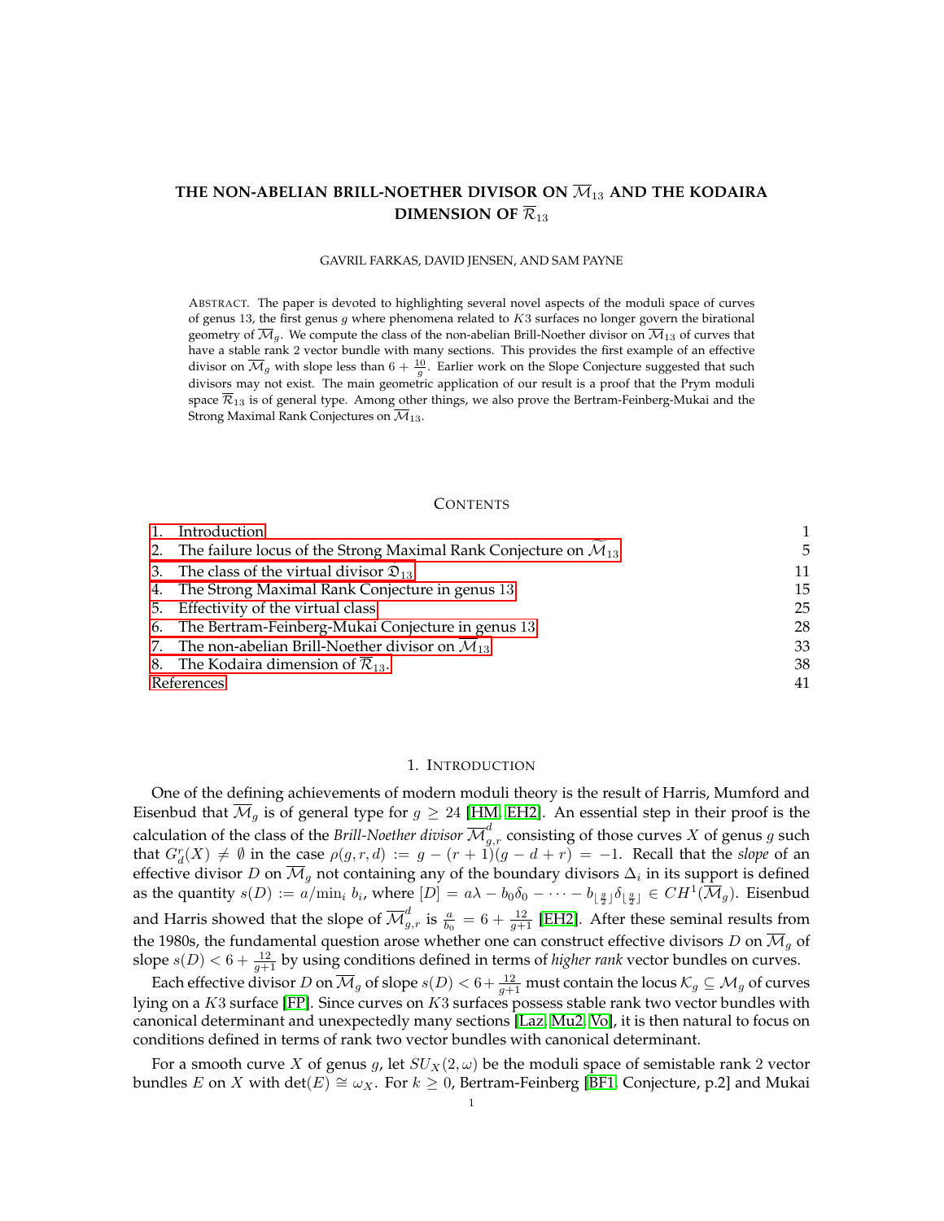# THE NON-ABELIAN BRILL-NOETHER DIVISOR ON $\overline{\mathcal{M}}_{13}$ AND THE KODAIRA DIMENSION OF $\overline{\mathcal{R}}_{13}$

GAVRIL FARKAS, DAVID JENSEN, AND SAM PAYNE

ABSTRACT. The paper is devoted to highlighting several novel aspects of the moduli space of curves of genus 13, the first genus $g$ where phenomena related to $K3$ surfaces no longer govern the birational geometry of $\overline{\mathcal{M}}_g$. We compute the class of the non-abelian Brill-Noether divisor on $\overline{\mathcal{M}}_{13}$ of curves that have a stable rank 2 vector bundle with many sections. This provides the first example of an effective divisor on $\overline{\mathcal{M}}_g$ with slope less than $6 + \frac{10}{g}$. Earlier work on the Slope Conjecture suggested that such divisors may not exist. The main geometric application of our result is a proof that the Prym moduli space $\overline{\mathcal{R}}_{13}$ is of general type. Among other things, we also prove the Bertram-Feinberg-Mukai and the Strong Maximal Rank Conjectures on $\mathcal{M}_{13}$.

CONTENTS

1. Introduction — 1
2. The failure locus of the Strong Maximal Rank Conjecture on $\widetilde{\mathcal{M}}_{13}$ — 5
3. The class of the virtual divisor $\mathfrak{D}_{13}$ — 11
4. The Strong Maximal Rank Conjecture in genus 13 — 15
5. Effectivity of the virtual class — 25
6. The Bertram-Feinberg-Mukai Conjecture in genus 13 — 28
7. The non-abelian Brill-Noether divisor on $\overline{\mathcal{M}}_{13}$ — 33
8. The Kodaira dimension of $\overline{\mathcal{R}}_{13}$. — 38

References — 41

## 1. INTRODUCTION

One of the defining achievements of modern moduli theory is the result of Harris, Mumford and Eisenbud that $\overline{\mathcal{M}}_g$ is of general type for $g \geq 24$ [HM, EH2]. An essential step in their proof is the calculation of the class of the *Brill-Noether divisor* $\overline{\mathcal{M}}^d_{g,r}$ consisting of those curves $X$ of genus $g$ such that $G^r_d(X) \neq \emptyset$ in the case $\rho(g, r, d) := g - (r + 1)(g - d + r) = -1$. Recall that the *slope* of an effective divisor $D$ on $\overline{\mathcal{M}}_g$ not containing any of the boundary divisors $\Delta_i$ in its support is defined as the quantity $s(D) := a/\min_i b_i$, where $[D] = a\lambda - b_0\delta_0 - \cdots - b_{\lfloor \frac{g}{2} \rfloor}\delta_{\lfloor \frac{g}{2} \rfloor} \in CH^1(\overline{\mathcal{M}}_g)$. Eisenbud and Harris showed that the slope of $\overline{\mathcal{M}}^d_{g,r}$ is $\frac{a}{b_0} = 6 + \frac{12}{g+1}$ [EH2]. After these seminal results from the 1980s, the fundamental question arose whether one can construct effective divisors $D$ on $\overline{\mathcal{M}}_g$ of slope $s(D) < 6 + \frac{12}{g+1}$ by using conditions defined in terms of *higher rank* vector bundles on curves.

Each effective divisor $D$ on $\overline{\mathcal{M}}_g$ of slope $s(D) < 6 + \frac{12}{g+1}$ must contain the locus $\mathcal{K}_g \subseteq \mathcal{M}_g$ of curves lying on a $K3$ surface [FP]. Since curves on $K3$ surfaces possess stable rank two vector bundles with canonical determinant and unexpectedly many sections [Laz, Mu2, Vo], it is then natural to focus on conditions defined in terms of rank two vector bundles with canonical determinant.

For a smooth curve $X$ of genus $g$, let $SU_X(2, \omega)$ be the moduli space of semistable rank 2 vector bundles $E$ on $X$ with $\det(E) \cong \omega_X$. For $k \geq 0$, Bertram-Feinberg [BF1, Conjecture, p.2] and Mukai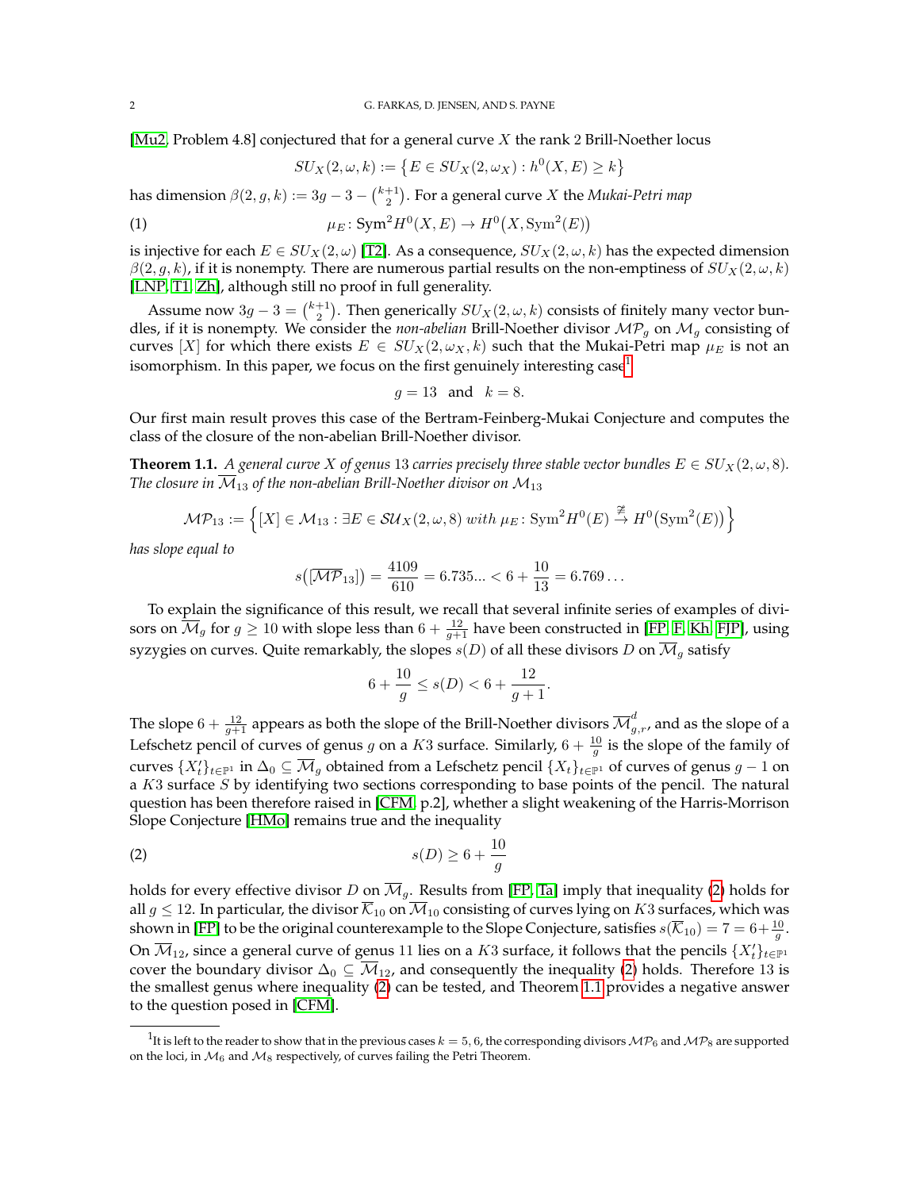[Mu2, Problem 4.8] conjectured that for a general curve $X$ the rank 2 Brill-Noether locus

$$SU_X(2,\omega,k) := \{E \in SU_X(2,\omega_X) : h^0(X,E) \geq k\}$$

has dimension $\beta(2,g,k) := 3g-3-\binom{k+1}{2}$. For a general curve $X$ the *Mukai-Petri map*

$$\mu_E \colon \mathrm{Sym}^2 H^0(X,E) \to H^0\big(X, \mathrm{Sym}^2(E)\big) \tag{1}$$

is injective for each $E \in SU_X(2,\omega)$ [T2]. As a consequence, $SU_X(2,\omega,k)$ has the expected dimension $\beta(2,g,k)$, if it is nonempty. There are numerous partial results on the non-emptiness of $SU_X(2,\omega,k)$ [LNP, T1, Zh], although still no proof in full generality.

Assume now $3g-3 = \binom{k+1}{2}$. Then generically $SU_X(2,\omega,k)$ consists of finitely many vector bundles, if it is nonempty. We consider the *non-abelian* Brill-Noether divisor $\mathcal{MP}_g$ on $\mathcal{M}_g$ consisting of curves $[X]$ for which there exists $E \in SU_X(2,\omega_X,k)$ such that the Mukai-Petri map $\mu_E$ is not an isomorphism. In this paper, we focus on the first genuinely interesting case[1]

$$g = 13 \quad \text{and} \quad k = 8.$$

Our first main result proves this case of the Bertram-Feinberg-Mukai Conjecture and computes the class of the closure of the non-abelian Brill-Noether divisor.

**Theorem 1.1.** *A general curve $X$ of genus 13 carries precisely three stable vector bundles $E \in SU_X(2,\omega,8)$. The closure in $\overline{\mathcal{M}}_{13}$ of the non-abelian Brill-Noether divisor on $\mathcal{M}_{13}$*

$$\mathcal{MP}_{13} := \Big\{[X] \in \mathcal{M}_{13} : \exists E \in \mathcal{SU}_X(2,\omega,8) \text{ with } \mu_E \colon \mathrm{Sym}^2 H^0(E) \stackrel{\ncong}{\to} H^0\big(\mathrm{Sym}^2(E)\big)\Big\}$$

*has slope equal to*

$$s\big([\overline{\mathcal{MP}}_{13}]\big) = \frac{4109}{610} = 6.735... < 6 + \frac{10}{13} = 6.769\ldots$$

To explain the significance of this result, we recall that several infinite series of examples of divisors on $\overline{\mathcal{M}}_g$ for $g \geq 10$ with slope less than $6 + \frac{12}{g+1}$ have been constructed in [FP, F, Kh, FJP], using syzygies on curves. Quite remarkably, the slopes $s(D)$ of all these divisors $D$ on $\overline{\mathcal{M}}_g$ satisfy

$$6 + \frac{10}{g} \leq s(D) < 6 + \frac{12}{g+1}.$$

The slope $6 + \frac{12}{g+1}$ appears as both the slope of the Brill-Noether divisors $\overline{\mathcal{M}}^d_{g,r}$, and as the slope of a Lefschetz pencil of curves of genus $g$ on a $K3$ surface. Similarly, $6 + \frac{10}{g}$ is the slope of the family of curves $\{X'_t\}_{t \in \mathbb{P}^1}$ in $\Delta_0 \subseteq \overline{\mathcal{M}}_g$ obtained from a Lefschetz pencil $\{X_t\}_{t\in\mathbb{P}^1}$ of curves of genus $g-1$ on a $K3$ surface $S$ by identifying two sections corresponding to base points of the pencil. The natural question has been therefore raised in [CFM, p.2], whether a slight weakening of the Harris-Morrison Slope Conjecture [HMo] remains true and the inequality

$$s(D) \geq 6 + \frac{10}{g} \tag{2}$$

holds for every effective divisor $D$ on $\overline{\mathcal{M}}_g$. Results from [FP, Ta] imply that inequality (2) holds for all $g \leq 12$. In particular, the divisor $\overline{\mathcal{K}}_{10}$ on $\overline{\mathcal{M}}_{10}$ consisting of curves lying on $K3$ surfaces, which was shown in [FP] to be the original counterexample to the Slope Conjecture, satisfies $s(\overline{\mathcal{K}}_{10}) = 7 = 6 + \frac{10}{g}$. On $\overline{\mathcal{M}}_{12}$, since a general curve of genus 11 lies on a $K3$ surface, it follows that the pencils $\{X'_t\}_{t\in\mathbb{P}^1}$ cover the boundary divisor $\Delta_0 \subseteq \overline{\mathcal{M}}_{12}$, and consequently the inequality (2) holds. Therefore 13 is the smallest genus where inequality (2) can be tested, and Theorem 1.1 provides a negative answer to the question posed in [CFM].

[1] It is left to the reader to show that in the previous cases $k = 5, 6$, the corresponding divisors $\mathcal{MP}_6$ and $\mathcal{MP}_8$ are supported on the loci, in $\mathcal{M}_6$ and $\mathcal{M}_8$ respectively, of curves failing the Petri Theorem.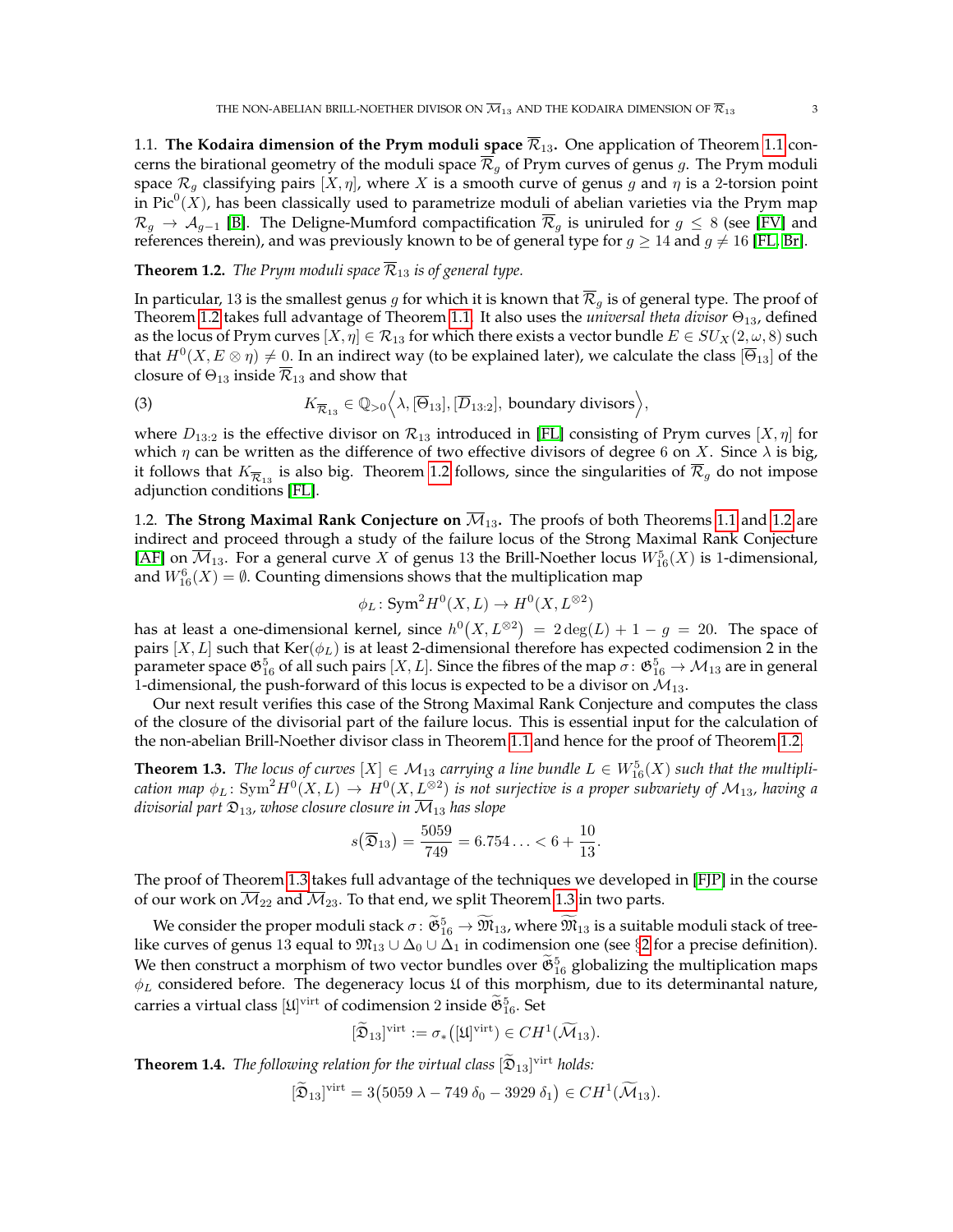### 1.1. The Kodaira dimension of the Prym moduli space $\overline{\mathcal{R}}_{13}$.

One application of Theorem 1.1 concerns the birational geometry of the moduli space $\overline{\mathcal{R}}_g$ of Prym curves of genus $g$. The Prym moduli space $\mathcal{R}_g$ classifying pairs $[X, \eta]$, where $X$ is a smooth curve of genus $g$ and $\eta$ is a 2-torsion point in $\mathrm{Pic}^0(X)$, has been classically used to parametrize moduli of abelian varieties via the Prym map $\mathcal{R}_g \to \mathcal{A}_{g-1}$ [B]. The Deligne-Mumford compactification $\overline{\mathcal{R}}_g$ is uniruled for $g \leq 8$ (see [FV] and references therein), and was previously known to be of general type for $g \geq 14$ and $g \neq 16$ [FL, Br].

**Theorem 1.2.** *The Prym moduli space $\overline{\mathcal{R}}_{13}$ is of general type.*

In particular, 13 is the smallest genus $g$ for which it is known that $\overline{\mathcal{R}}_g$ is of general type. The proof of Theorem 1.2 takes full advantage of Theorem 1.1. It also uses the *universal theta divisor* $\Theta_{13}$, defined as the locus of Prym curves $[X, \eta] \in \mathcal{R}_{13}$ for which there exists a vector bundle $E \in SU_X(2, \omega, 8)$ such that $H^0(X, E \otimes \eta) \neq 0$. In an indirect way (to be explained later), we calculate the class $[\overline{\Theta}_{13}]$ of the closure of $\Theta_{13}$ inside $\overline{\mathcal{R}}_{13}$ and show that

$$K_{\overline{\mathcal{R}}_{13}} \in \mathbb{Q}_{>0}\Big\langle \lambda, [\overline{\Theta}_{13}], [\overline{D}_{13:2}], \text{ boundary divisors}\Big\rangle, \tag{3}$$

where $D_{13:2}$ is the effective divisor on $\mathcal{R}_{13}$ introduced in [FL] consisting of Prym curves $[X, \eta]$ for which $\eta$ can be written as the difference of two effective divisors of degree 6 on $X$. Since $\lambda$ is big, it follows that $K_{\overline{\mathcal{R}}_{13}}$ is also big. Theorem 1.2 follows, since the singularities of $\overline{\mathcal{R}}_g$ do not impose adjunction conditions [FL].

### 1.2. The Strong Maximal Rank Conjecture on $\overline{\mathcal{M}}_{13}$.

The proofs of both Theorems 1.1 and 1.2 are indirect and proceed through a study of the failure locus of the Strong Maximal Rank Conjecture [AF] on $\overline{\mathcal{M}}_{13}$. For a general curve $X$ of genus 13 the Brill-Noether locus $W^5_{16}(X)$ is 1-dimensional, and $W^6_{16}(X) = \emptyset$. Counting dimensions shows that the multiplication map

$$\phi_L \colon \mathrm{Sym}^2 H^0(X, L) \to H^0(X, L^{\otimes 2})$$

has at least a one-dimensional kernel, since $h^0\big(X, L^{\otimes 2}\big) = 2\deg(L) + 1 - g = 20$. The space of pairs $[X, L]$ such that $\mathrm{Ker}(\phi_L)$ is at least 2-dimensional therefore has expected codimension 2 in the parameter space $\mathfrak{G}^5_{16}$ of all such pairs $[X, L]$. Since the fibres of the map $\sigma \colon \mathfrak{G}^5_{16} \to \mathcal{M}_{13}$ are in general 1-dimensional, the push-forward of this locus is expected to be a divisor on $\mathcal{M}_{13}$.

Our next result verifies this case of the Strong Maximal Rank Conjecture and computes the class of the closure of the divisorial part of the failure locus. This is essential input for the calculation of the non-abelian Brill-Noether divisor class in Theorem 1.1 and hence for the proof of Theorem 1.2.

**Theorem 1.3.** *The locus of curves $[X] \in \mathcal{M}_{13}$ carrying a line bundle $L \in W^5_{16}(X)$ such that the multiplication map $\phi_L \colon \mathrm{Sym}^2 H^0(X, L) \to H^0(X, L^{\otimes 2})$ is not surjective is a proper subvariety of $\mathcal{M}_{13}$, having a divisorial part $\mathfrak{D}_{13}$, whose closure in $\overline{\mathcal{M}}_{13}$ has slope*

$$s\big(\overline{\mathfrak{D}}_{13}\big) = \frac{5059}{749} = 6.754\ldots < 6 + \frac{10}{13}.$$

The proof of Theorem 1.3 takes full advantage of the techniques we developed in [FJP] in the course of our work on $\overline{\mathcal{M}}_{22}$ and $\overline{\mathcal{M}}_{23}$. To that end, we split Theorem 1.3 in two parts.

We consider the proper moduli stack $\sigma \colon \widetilde{\mathfrak{G}}^5_{16} \to \widetilde{\mathfrak{M}}_{13}$, where $\widetilde{\mathfrak{M}}_{13}$ is a suitable moduli stack of tree-like curves of genus 13 equal to $\mathfrak{M}_{13} \cup \Delta_0 \cup \Delta_1$ in codimension one (see §2 for a precise definition). We then construct a morphism of two vector bundles over $\widetilde{\mathfrak{G}}^5_{16}$ globalizing the multiplication maps $\phi_L$ considered before. The degeneracy locus $\mathfrak{U}$ of this morphism, due to its determinantal nature, carries a virtual class $[\mathfrak{U}]^{\mathrm{virt}}$ of codimension 2 inside $\widetilde{\mathfrak{G}}^5_{16}$. Set

$$[\widetilde{\mathfrak{D}}_{13}]^{\mathrm{virt}} := \sigma_*\big([\mathfrak{U}]^{\mathrm{virt}}\big) \in CH^1(\widetilde{\mathcal{M}}_{13}).$$

**Theorem 1.4.** *The following relation for the virtual class $[\widetilde{\mathfrak{D}}_{13}]^{\mathrm{virt}}$ holds:*

$$[\widetilde{\mathfrak{D}}_{13}]^{\mathrm{virt}} = 3\big(5059\,\lambda - 749\,\delta_0 - 3929\,\delta_1\big) \in CH^1(\widetilde{\mathcal{M}}_{13}).$$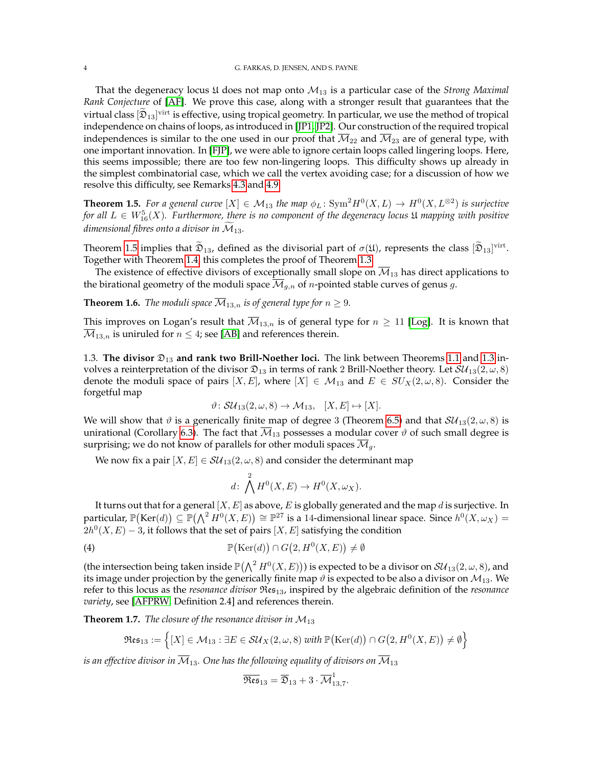That the degeneracy locus $\mathfrak{U}$ does not map onto $\mathcal{M}_{13}$ is a particular case of the *Strong Maximal Rank Conjecture* of [AF]. We prove this case, along with a stronger result that guarantees that the virtual class $[\widetilde{\mathfrak{D}}_{13}]^{\mathrm{virt}}$ is effective, using tropical geometry. In particular, we use the method of tropical independence on chains of loops, as introduced in [JP1, JP2]. Our construction of the required tropical independences is similar to the one used in our proof that $\overline{\mathcal{M}}_{22}$ and $\overline{\mathcal{M}}_{23}$ are of general type, with one important innovation. In [FJP], we were able to ignore certain loops called lingering loops. Here, this seems impossible; there are too few non-lingering loops. This difficulty shows up already in the simplest combinatorial case, which we call the vertex avoiding case; for a discussion of how we resolve this difficulty, see Remarks 4.3 and 4.9.

**Theorem 1.5.** *For a general curve $[X] \in \mathcal{M}_{13}$ the map $\phi_L \colon \mathrm{Sym}^2 H^0(X, L) \to H^0(X, L^{\otimes 2})$ is surjective for all $L \in W^5_{16}(X)$. Furthermore, there is no component of the degeneracy locus $\mathfrak{U}$ mapping with positive dimensional fibres onto a divisor in $\widetilde{\mathcal{M}}_{13}$.*

Theorem 1.5 implies that $\widetilde{\mathfrak{D}}_{13}$, defined as the divisorial part of $\sigma(\mathfrak{U})$, represents the class $[\widetilde{\mathfrak{D}}_{13}]^{\mathrm{virt}}$. Together with Theorem 1.4, this completes the proof of Theorem 1.3.

The existence of effective divisors of exceptionally small slope on $\overline{\mathcal{M}}_{13}$ has direct applications to the birational geometry of the moduli space $\overline{\mathcal{M}}_{g,n}$ of $n$-pointed stable curves of genus $g$.

**Theorem 1.6.** *The moduli space $\overline{\mathcal{M}}_{13,n}$ is of general type for $n \geq 9$.*

This improves on Logan's result that $\overline{\mathcal{M}}_{13,n}$ is of general type for $n \geq 11$ [Log]. It is known that $\overline{\mathcal{M}}_{13,n}$ is uniruled for $n \leq 4$; see [AB] and references therein.

1.3. **The divisor $\mathfrak{D}_{13}$ and rank two Brill-Noether loci.** The link between Theorems 1.1 and 1.3 involves a reinterpretation of the divisor $\mathfrak{D}_{13}$ in terms of rank 2 Brill-Noether theory. Let $\mathcal{SU}_{13}(2, \omega, 8)$ denote the moduli space of pairs $[X, E]$, where $[X] \in \mathcal{M}_{13}$ and $E \in SU_X(2, \omega, 8)$. Consider the forgetful map

$$\vartheta \colon \mathcal{SU}_{13}(2, \omega, 8) \to \mathcal{M}_{13}, \quad [X, E] \mapsto [X].$$

We will show that $\vartheta$ is a generically finite map of degree 3 (Theorem 6.5) and that $\mathcal{SU}_{13}(2, \omega, 8)$ is unirational (Corollary 6.3). The fact that $\overline{\mathcal{M}}_{13}$ possesses a modular cover $\vartheta$ of such small degree is surprising; we do not know of parallels for other moduli spaces $\overline{\mathcal{M}}_g$.

We now fix a pair $[X, E] \in \mathcal{SU}_{13}(2, \omega, 8)$ and consider the determinant map

$$d \colon \bigwedge^2 H^0(X, E) \to H^0(X, \omega_X).$$

It turns out that for a general $[X, E]$ as above, $E$ is globally generated and the map $d$ is surjective. In particular, $\mathbb{P}\big(\mathrm{Ker}(d)\big) \subseteq \mathbb{P}\big(\bigwedge^2 H^0(X, E)\big) \cong \mathbb{P}^{27}$ is a 14-dimensional linear space. Since $h^0(X, \omega_X) = 2h^0(X, E) - 3$, it follows that the set of pairs $[X, E]$ satisfying the condition

$$\mathbb{P}\big(\mathrm{Ker}(d)\big) \cap G\big(2, H^0(X, E)\big) \neq \emptyset \tag{4}$$

(the intersection being taken inside $\mathbb{P}\big(\bigwedge^2 H^0(X, E)\big)$) is expected to be a divisor on $\mathcal{SU}_{13}(2, \omega, 8)$, and its image under projection by the generically finite map $\vartheta$ is expected to be also a divisor on $\mathcal{M}_{13}$. We refer to this locus as the *resonance divisor* $\mathfrak{Res}_{13}$, inspired by the algebraic definition of the *resonance variety*, see [AFPRW, Definition 2.4] and references therein.

**Theorem 1.7.** *The closure of the resonance divisor in $\mathcal{M}_{13}$*

$$\mathfrak{Res}_{13} := \Big\{ [X] \in \mathcal{M}_{13} : \exists E \in \mathcal{SU}_X(2, \omega, 8) \text{ with } \mathbb{P}\big(\mathrm{Ker}(d)\big) \cap G\big(2, H^0(X, E)\big) \neq \emptyset \Big\}$$

*is an effective divisor in $\overline{\mathcal{M}}_{13}$. One has the following equality of divisors on $\overline{\mathcal{M}}_{13}$*

$$\overline{\mathfrak{Res}}_{13} = \overline{\mathfrak{D}}_{13} + 3 \cdot \overline{\mathcal{M}}^1_{13,7}.$$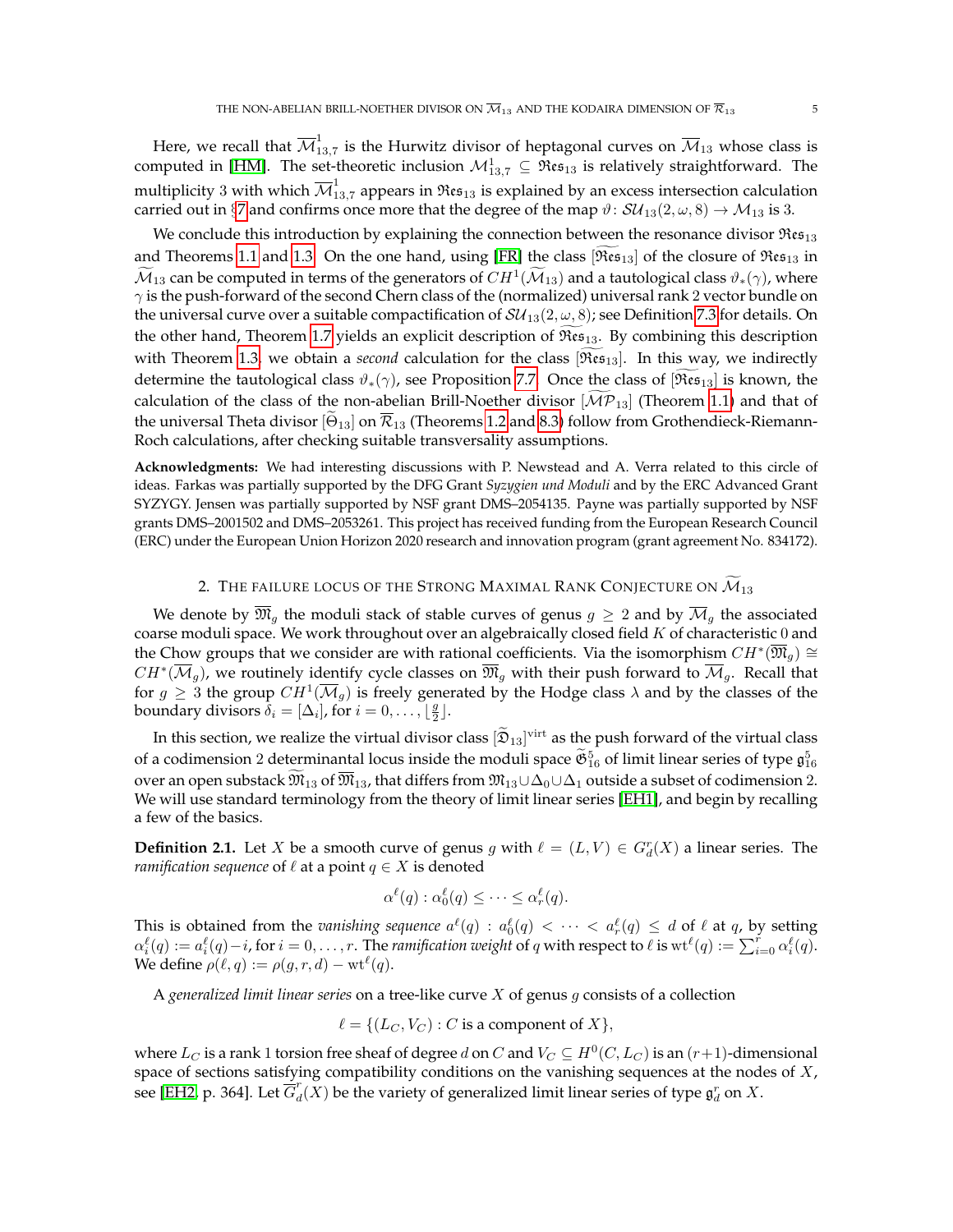Here, we recall that $\overline{\mathcal{M}}^1_{13,7}$ is the Hurwitz divisor of heptagonal curves on $\overline{\mathcal{M}}_{13}$ whose class is computed in [HM]. The set-theoretic inclusion $\mathcal{M}^1_{13,7} \subseteq \mathfrak{Res}_{13}$ is relatively straightforward. The multiplicity 3 with which $\overline{\mathcal{M}}^1_{13,7}$ appears in $\mathfrak{Res}_{13}$ is explained by an excess intersection calculation carried out in §7 and confirms once more that the degree of the map $\vartheta \colon \mathcal{SU}_{13}(2,\omega,8) \to \mathcal{M}_{13}$ is 3.

We conclude this introduction by explaining the connection between the resonance divisor $\mathfrak{Res}_{13}$ and Theorems 1.1 and 1.3. On the one hand, using [FR] the class $[\widetilde{\mathfrak{Res}}_{13}]$ of the closure of $\mathfrak{Res}_{13}$ in $\widetilde{\mathcal{M}}_{13}$ can be computed in terms of the generators of $CH^1(\widetilde{\mathcal{M}}_{13})$ and a tautological class $\vartheta_*(\gamma)$, where $\gamma$ is the push-forward of the second Chern class of the (normalized) universal rank 2 vector bundle on the universal curve over a suitable compactification of $\mathcal{SU}_{13}(2,\omega,8)$; see Definition 7.3 for details. On the other hand, Theorem 1.7 yields an explicit description of $\widetilde{\mathfrak{Res}}_{13}$. By combining this description with Theorem 1.3, we obtain a *second* calculation for the class $[\widetilde{\mathfrak{Res}}_{13}]$. In this way, we indirectly determine the tautological class $\vartheta_*(\gamma)$, see Proposition 7.7. Once the class of $[\widetilde{\mathfrak{Res}}_{13}]$ is known, the calculation of the class of the non-abelian Brill-Noether divisor $[\widetilde{\mathcal{MP}}_{13}]$ (Theorem 1.1) and that of the universal Theta divisor $[\widetilde{\Theta}_{13}]$ on $\overline{\mathcal{R}}_{13}$ (Theorems 1.2 and 8.3) follow from Grothendieck-Riemann-Roch calculations, after checking suitable transversality assumptions.

**Acknowledgments:** We had interesting discussions with P. Newstead and A. Verra related to this circle of ideas. Farkas was partially supported by the DFG Grant *Syzygien und Moduli* and by the ERC Advanced Grant SYZYGY. Jensen was partially supported by NSF grant DMS–2054135. Payne was partially supported by NSF grants DMS–2001502 and DMS–2053261. This project has received funding from the European Research Council (ERC) under the European Union Horizon 2020 research and innovation program (grant agreement No. 834172).

## 2. The failure locus of the Strong Maximal Rank Conjecture on $\widetilde{\mathcal{M}}_{13}$

We denote by $\overline{\mathfrak{M}}_g$ the moduli stack of stable curves of genus $g \geq 2$ and by $\overline{\mathcal{M}}_g$ the associated coarse moduli space. We work throughout over an algebraically closed field $K$ of characteristic 0 and the Chow groups that we consider are with rational coefficients. Via the isomorphism $CH^*(\overline{\mathfrak{M}}_g) \cong CH^*(\overline{\mathcal{M}}_g)$, we routinely identify cycle classes on $\overline{\mathfrak{M}}_g$ with their push forward to $\overline{\mathcal{M}}_g$. Recall that for $g \geq 3$ the group $CH^1(\overline{\mathcal{M}}_g)$ is freely generated by the Hodge class $\lambda$ and by the classes of the boundary divisors $\delta_i = [\Delta_i]$, for $i = 0, \ldots, \lfloor \frac{g}{2} \rfloor$.

In this section, we realize the virtual divisor class $[\widetilde{\mathfrak{D}}_{13}]^{\mathrm{virt}}$ as the push forward of the virtual class of a codimension 2 determinantal locus inside the moduli space $\widetilde{\mathfrak{G}}^5_{16}$ of limit linear series of type $\mathfrak{g}^5_{16}$ over an open substack $\widetilde{\mathfrak{M}}_{13}$ of $\overline{\mathfrak{M}}_{13}$, that differs from $\mathfrak{M}_{13} \cup \Delta_0 \cup \Delta_1$ outside a subset of codimension 2. We will use standard terminology from the theory of limit linear series [EH1], and begin by recalling a few of the basics.

**Definition 2.1.** Let $X$ be a smooth curve of genus $g$ with $\ell = (L, V) \in G^r_d(X)$ a linear series. The *ramification sequence* of $\ell$ at a point $q \in X$ is denoted

$$\alpha^\ell(q) : \alpha^\ell_0(q) \leq \cdots \leq \alpha^\ell_r(q).$$

This is obtained from the *vanishing sequence* $a^\ell(q) : a^\ell_0(q) < \cdots < a^\ell_r(q) \leq d$ of $\ell$ at $q$, by setting $\alpha^\ell_i(q) := a^\ell_i(q) - i$, for $i = 0, \ldots, r$. The *ramification weight* of $q$ with respect to $\ell$ is $\mathrm{wt}^\ell(q) := \sum_{i=0}^r \alpha^\ell_i(q)$. We define $\rho(\ell, q) := \rho(g, r, d) - \mathrm{wt}^\ell(q)$.

A *generalized limit linear series* on a tree-like curve $X$ of genus $g$ consists of a collection

$$\ell = \{(L_C, V_C) : C \text{ is a component of } X\},$$

where $L_C$ is a rank 1 torsion free sheaf of degree $d$ on $C$ and $V_C \subseteq H^0(C, L_C)$ is an $(r+1)$-dimensional space of sections satisfying compatibility conditions on the vanishing sequences at the nodes of $X$, see [EH2, p. 364]. Let $\overline{G}^r_d(X)$ be the variety of generalized limit linear series of type $\mathfrak{g}^r_d$ on $X$.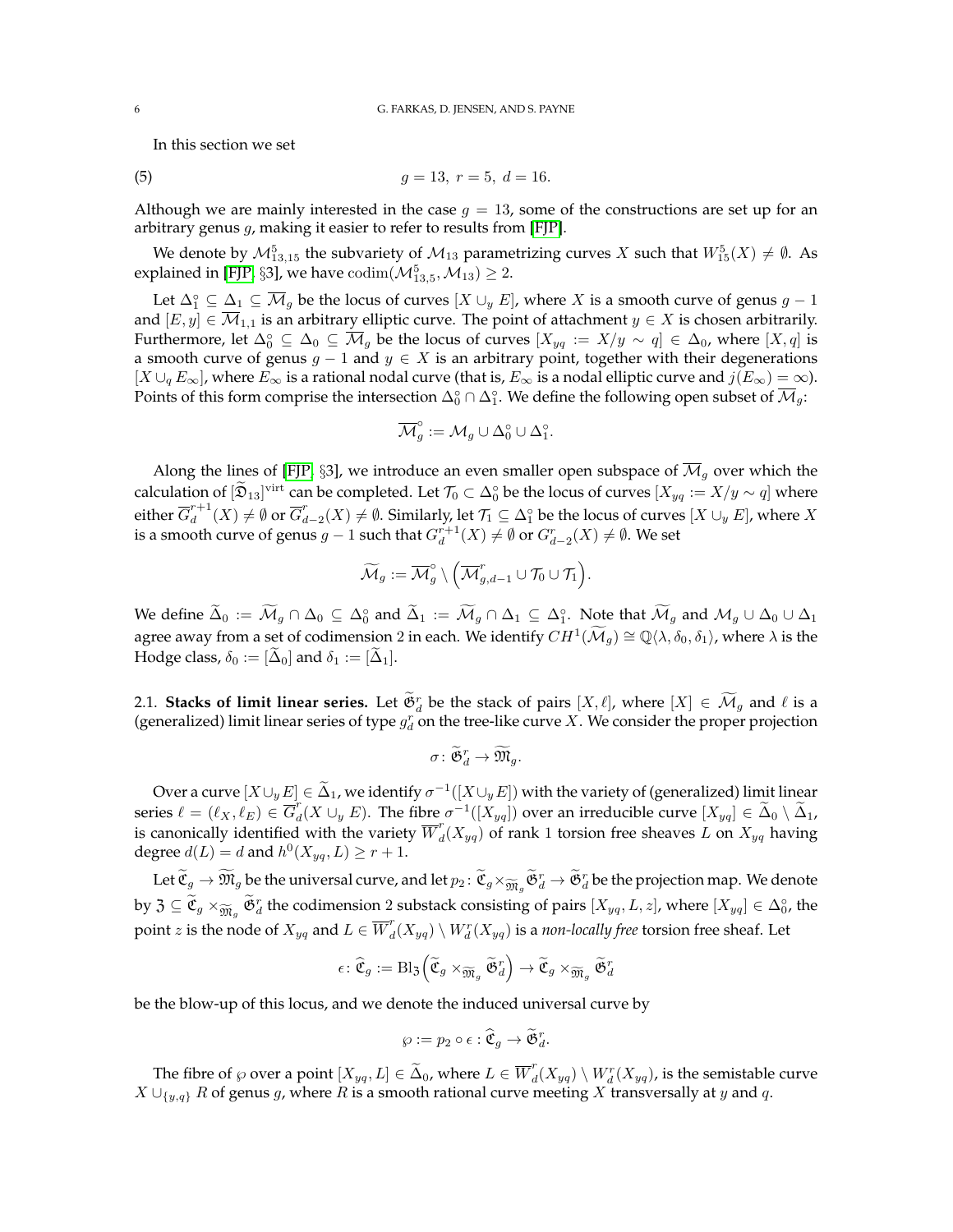In this section we set

$$g = 13,\ r = 5,\ d = 16. \tag{5}$$

Although we are mainly interested in the case $g = 13$, some of the constructions are set up for an arbitrary genus $g$, making it easier to refer to results from [FJP].

We denote by $\mathcal{M}^5_{13,15}$ the subvariety of $\mathcal{M}_{13}$ parametrizing curves $X$ such that $W^5_{15}(X) \neq \emptyset$. As explained in [FJP, §3], we have $\operatorname{codim}(\mathcal{M}^5_{13,5}, \mathcal{M}_{13}) \geq 2$.

Let $\Delta_1^\circ \subseteq \Delta_1 \subseteq \overline{\mathcal{M}}_g$ be the locus of curves $[X \cup_y E]$, where $X$ is a smooth curve of genus $g-1$ and $[E, y] \in \overline{\mathcal{M}}_{1,1}$ is an arbitrary elliptic curve. The point of attachment $y \in X$ is chosen arbitrarily. Furthermore, let $\Delta_0^\circ \subseteq \Delta_0 \subseteq \overline{\mathcal{M}}_g$ be the locus of curves $[X_{yq} := X/y \sim q] \in \Delta_0$, where $[X, q]$ is a smooth curve of genus $g-1$ and $y \in X$ is an arbitrary point, together with their degenerations $[X \cup_q E_\infty]$, where $E_\infty$ is a rational nodal curve (that is, $E_\infty$ is a nodal elliptic curve and $j(E_\infty) = \infty$). Points of this form comprise the intersection $\Delta_0^\circ \cap \Delta_1^\circ$. We define the following open subset of $\overline{\mathcal{M}}_g$:

$$\overline{\mathcal{M}}_g^\circ := \mathcal{M}_g \cup \Delta_0^\circ \cup \Delta_1^\circ.$$

Along the lines of [FJP, §3], we introduce an even smaller open subspace of $\overline{\mathcal{M}}_g$ over which the calculation of $[\widetilde{\mathfrak{D}}_{13}]^{\mathrm{virt}}$ can be completed. Let $\mathcal{T}_0 \subset \Delta_0^\circ$ be the locus of curves $[X_{yq} := X/y \sim q]$ where either $\overline{G}^{r+1}_d(X) \neq \emptyset$ or $\overline{G}^r_{d-2}(X) \neq \emptyset$. Similarly, let $\mathcal{T}_1 \subseteq \Delta_1^\circ$ be the locus of curves $[X \cup_y E]$, where $X$ is a smooth curve of genus $g-1$ such that $G^{r+1}_d(X) \neq \emptyset$ or $G^r_{d-2}(X) \neq \emptyset$. We set

$$\widetilde{\mathcal{M}}_g := \overline{\mathcal{M}}_g^\circ \setminus \Big(\overline{\mathcal{M}}^r_{g,d-1} \cup \mathcal{T}_0 \cup \mathcal{T}_1\Big).$$

We define $\widetilde{\Delta}_0 := \widetilde{\mathcal{M}}_g \cap \Delta_0 \subseteq \Delta_0^\circ$ and $\widetilde{\Delta}_1 := \widetilde{\mathcal{M}}_g \cap \Delta_1 \subseteq \Delta_1^\circ$. Note that $\widetilde{\mathcal{M}}_g$ and $\mathcal{M}_g \cup \Delta_0 \cup \Delta_1$ agree away from a set of codimension 2 in each. We identify $CH^1(\widetilde{\mathcal{M}}_g) \cong \mathbb{Q}\langle \lambda, \delta_0, \delta_1\rangle$, where $\lambda$ is the Hodge class, $\delta_0 := [\widetilde{\Delta}_0]$ and $\delta_1 := [\widetilde{\Delta}_1]$.

**2.1. Stacks of limit linear series.** Let $\widetilde{\mathfrak{G}}^r_d$ be the stack of pairs $[X, \ell]$, where $[X] \in \widetilde{\mathcal{M}}_g$ and $\ell$ is a (generalized) limit linear series of type $g^r_d$ on the tree-like curve $X$. We consider the proper projection

$$\sigma \colon \widetilde{\mathfrak{G}}^r_d \to \widetilde{\mathfrak{M}}_g.$$

Over a curve $[X \cup_y E] \in \widetilde{\Delta}_1$, we identify $\sigma^{-1}([X \cup_y E])$ with the variety of (generalized) limit linear series $\ell = (\ell_X, \ell_E) \in \overline{G}^r_d(X \cup_y E)$. The fibre $\sigma^{-1}([X_{yq}])$ over an irreducible curve $[X_{yq}] \in \widetilde{\Delta}_0 \setminus \widetilde{\Delta}_1$, is canonically identified with the variety $\overline{W}^r_d(X_{yq})$ of rank 1 torsion free sheaves $L$ on $X_{yq}$ having degree $d(L) = d$ and $h^0(X_{yq}, L) \geq r+1$.

Let $\widetilde{\mathfrak{C}}_g \to \widetilde{\mathfrak{M}}_g$ be the universal curve, and let $p_2 \colon \widetilde{\mathfrak{C}}_g \times_{\widetilde{\mathfrak{M}}_g} \widetilde{\mathfrak{G}}^r_d \to \widetilde{\mathfrak{G}}^r_d$ be the projection map. We denote by $\mathfrak{Z} \subseteq \widetilde{\mathfrak{C}}_g \times_{\widetilde{\mathfrak{M}}_g} \widetilde{\mathfrak{G}}^r_d$ the codimension 2 substack consisting of pairs $[X_{yq}, L, z]$, where $[X_{yq}] \in \Delta_0^\circ$, the point $z$ is the node of $X_{yq}$ and $L \in \overline{W}^r_d(X_{yq}) \setminus W^r_d(X_{yq})$ is a *non-locally free* torsion free sheaf. Let

$$\epsilon \colon \widehat{\mathfrak{C}}_g := \mathrm{Bl}_{\mathfrak{Z}}\Big(\widetilde{\mathfrak{C}}_g \times_{\widetilde{\mathfrak{M}}_g} \widetilde{\mathfrak{G}}^r_d\Big) \to \widetilde{\mathfrak{C}}_g \times_{\widetilde{\mathfrak{M}}_g} \widetilde{\mathfrak{G}}^r_d$$

be the blow-up of this locus, and we denote the induced universal curve by

$$\wp := p_2 \circ \epsilon : \widehat{\mathfrak{C}}_g \to \widetilde{\mathfrak{G}}^r_d.$$

The fibre of $\wp$ over a point $[X_{yq}, L] \in \widetilde{\Delta}_0$, where $L \in \overline{W}^r_d(X_{yq}) \setminus W^r_d(X_{yq})$, is the semistable curve $X \cup_{\{y,q\}} R$ of genus $g$, where $R$ is a smooth rational curve meeting $X$ transversally at $y$ and $q$.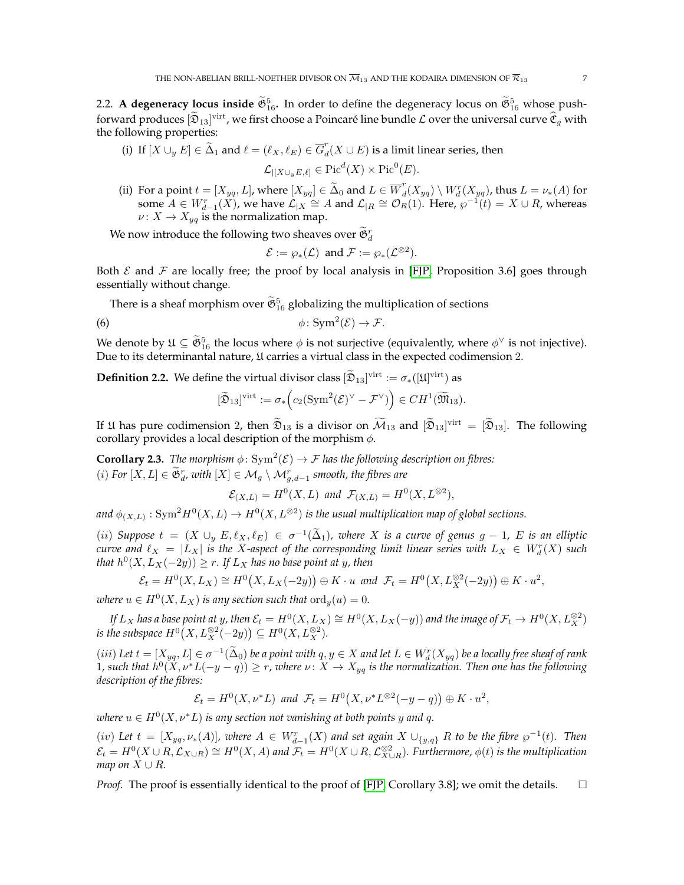2.2. **A degeneracy locus inside $\widetilde{\mathfrak{G}}^5_{16}$.** In order to define the degeneracy locus on $\widetilde{\mathfrak{G}}^5_{16}$ whose push-forward produces $[\widetilde{\mathfrak{D}}_{13}]^{\mathrm{virt}}$, we first choose a Poincaré line bundle $\mathcal{L}$ over the universal curve $\widehat{\mathfrak{C}}_g$ with the following properties:

(i) If $[X \cup_y E] \in \widetilde{\Delta}_1$ and $\ell = (\ell_X, \ell_E) \in \overline{G}^r_d(X \cup E)$ is a limit linear series, then
$$\mathcal{L}_{|[X\cup_y E,\ell]} \in \mathrm{Pic}^d(X) \times \mathrm{Pic}^0(E).$$

(ii) For a point $t = [X_{yq}, L]$, where $[X_{yq}] \in \widetilde{\Delta}_0$ and $L \in \overline{W}^r_d(X_{yq}) \setminus W^r_d(X_{yq})$, thus $L = \nu_*(A)$ for some $A \in W^r_{d-1}(X)$, we have $\mathcal{L}_{|X} \cong A$ and $\mathcal{L}_{|R} \cong \mathcal{O}_R(1)$. Here, $\wp^{-1}(t) = X \cup R$, whereas $\nu\colon X \to X_{yq}$ is the normalization map.

We now introduce the following two sheaves over $\widetilde{\mathfrak{G}}^r_d$
$$\mathcal{E} := \wp_*(\mathcal{L}) \ \text{and}\ \mathcal{F} := \wp_*(\mathcal{L}^{\otimes 2}).$$

Both $\mathcal{E}$ and $\mathcal{F}$ are locally free; the proof by local analysis in [FJP, Proposition 3.6] goes through essentially without change.

There is a sheaf morphism over $\widetilde{\mathfrak{G}}^5_{16}$ globalizing the multiplication of sections

$$\phi\colon \mathrm{Sym}^2(\mathcal{E}) \to \mathcal{F}. \tag{6}$$

We denote by $\mathfrak{U} \subseteq \widetilde{\mathfrak{G}}^5_{16}$ the locus where $\phi$ is not surjective (equivalently, where $\phi^\vee$ is not injective). Due to its determinantal nature, $\mathfrak{U}$ carries a virtual class in the expected codimension 2.

**Definition 2.2.** We define the virtual divisor class $[\widetilde{\mathfrak{D}}_{13}]^{\mathrm{virt}} := \sigma_*([\mathfrak{U}]^{\mathrm{virt}})$ as
$$[\widetilde{\mathfrak{D}}_{13}]^{\mathrm{virt}} := \sigma_*\Big(c_2(\mathrm{Sym}^2(\mathcal{E})^\vee - \mathcal{F}^\vee)\Big) \in CH^1(\widetilde{\mathfrak{M}}_{13}).$$

If $\mathfrak{U}$ has pure codimension 2, then $\widetilde{\mathfrak{D}}_{13}$ is a divisor on $\widetilde{\mathcal{M}}_{13}$ and $[\widetilde{\mathfrak{D}}_{13}]^{\mathrm{virt}} = [\widetilde{\mathfrak{D}}_{13}]$. The following corollary provides a local description of the morphism $\phi$.

**Corollary 2.3.** *The morphism $\phi\colon \mathrm{Sym}^2(\mathcal{E}) \to \mathcal{F}$ has the following description on fibres:*
*(i) For $[X, L] \in \widetilde{\mathfrak{G}}^r_d$, with $[X] \in \mathcal{M}_g \setminus \mathcal{M}^r_{g,d-1}$ smooth, the fibres are*
$$\mathcal{E}_{(X,L)} = H^0(X, L) \ \text{and}\ \mathcal{F}_{(X,L)} = H^0(X, L^{\otimes 2}),$$
*and $\phi_{(X,L)} : \mathrm{Sym}^2 H^0(X, L) \to H^0(X, L^{\otimes 2})$ is the usual multiplication map of global sections.*

*(ii) Suppose $t = (X \cup_y E, \ell_X, \ell_E) \in \sigma^{-1}(\widetilde{\Delta}_1)$, where $X$ is a curve of genus $g-1$, $E$ is an elliptic curve and $\ell_X = |L_X|$ is the $X$-aspect of the corresponding limit linear series with $L_X \in W^r_d(X)$ such that $h^0(X, L_X(-2y)) \geq r$. If $L_X$ has no base point at $y$, then*
$$\mathcal{E}_t = H^0(X, L_X) \cong H^0\big(X, L_X(-2y)\big) \oplus K\cdot u \ \text{and}\ \mathcal{F}_t = H^0\big(X, L_X^{\otimes 2}(-2y)\big) \oplus K \cdot u^2,$$
*where $u \in H^0(X, L_X)$ is any section such that $\mathrm{ord}_y(u) = 0$.*

*If $L_X$ has a base point at $y$, then $\mathcal{E}_t = H^0(X, L_X) \cong H^0(X, L_X(-y))$ and the image of $\mathcal{F}_t \to H^0(X, L_X^{\otimes 2})$ is the subspace $H^0\big(X, L_X^{\otimes 2}(-2y)\big) \subseteq H^0(X, L_X^{\otimes 2})$.*

*(iii) Let $t = [X_{yq}, L] \in \sigma^{-1}(\widetilde{\Delta}_0)$ be a point with $q, y \in X$ and let $L \in W^r_d(X_{yq})$ be a locally free sheaf of rank 1, such that $h^0(X, \nu^*L(-y-q)) \geq r$, where $\nu\colon X \to X_{yq}$ is the normalization. Then one has the following description of the fibres:*
$$\mathcal{E}_t = H^0(X, \nu^*L) \ \text{and}\ \mathcal{F}_t = H^0\big(X, \nu^*L^{\otimes 2}(-y-q)\big) \oplus K\cdot u^2,$$
*where $u \in H^0(X, \nu^*L)$ is any section not vanishing at both points $y$ and $q$.*

*(iv) Let $t = [X_{yq}, \nu_*(A)]$, where $A \in W^r_{d-1}(X)$ and set again $X \cup_{\{y,q\}} R$ to be the fibre $\wp^{-1}(t)$. Then $\mathcal{E}_t = H^0(X \cup R, \mathcal{L}_{X\cup R}) \cong H^0(X, A)$ and $\mathcal{F}_t = H^0(X \cup R, \mathcal{L}^{\otimes 2}_{X\cup R})$. Furthermore, $\phi(t)$ is the multiplication map on $X \cup R$.*

*Proof.* The proof is essentially identical to the proof of [FJP, Corollary 3.8]; we omit the details. $\square$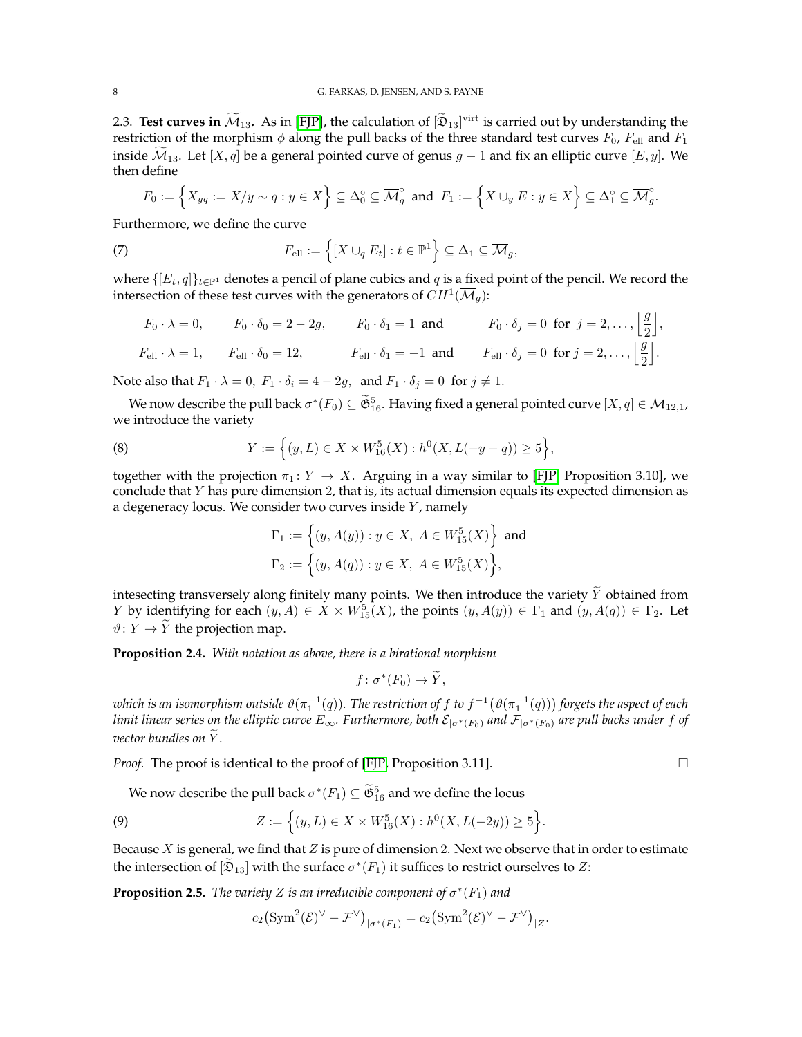2.3. **Test curves in $\widetilde{\mathcal{M}}_{13}$.** As in [FJP], the calculation of $[\widetilde{\mathfrak{D}}_{13}]^{\mathrm{virt}}$ is carried out by understanding the restriction of the morphism $\phi$ along the pull backs of the three standard test curves $F_0$, $F_{\mathrm{ell}}$ and $F_1$ inside $\widetilde{\mathcal{M}}_{13}$. Let $[X,q]$ be a general pointed curve of genus $g-1$ and fix an elliptic curve $[E,y]$. We then define

$$F_0 := \Big\{X_{yq} := X/y \sim q : y \in X\Big\} \subseteq \Delta_0^\circ \subseteq \overline{\mathcal{M}}_g^\circ \ \text{ and } \ F_1 := \Big\{X \cup_y E : y \in X\Big\} \subseteq \Delta_1^\circ \subseteq \overline{\mathcal{M}}_g^\circ.$$

Furthermore, we define the curve

$$F_{\mathrm{ell}} := \Big\{[X \cup_q E_t] : t \in \mathbb{P}^1\Big\} \subseteq \Delta_1 \subseteq \overline{\mathcal{M}}_g, \tag{7}$$

where $\{[E_t, q]\}_{t\in\mathbb{P}^1}$ denotes a pencil of plane cubics and $q$ is a fixed point of the pencil. We record the intersection of these test curves with the generators of $CH^1(\overline{\mathcal{M}}_g)$:

$$F_0 \cdot \lambda = 0, \qquad F_0 \cdot \delta_0 = 2-2g, \qquad F_0 \cdot \delta_1 = 1 \ \text{ and } \qquad F_0 \cdot \delta_j = 0 \ \text{ for } \ j = 2, \ldots, \Big\lfloor \frac{g}{2} \Big\rfloor,$$

$$F_{\mathrm{ell}} \cdot \lambda = 1, \qquad F_{\mathrm{ell}} \cdot \delta_0 = 12, \qquad F_{\mathrm{ell}} \cdot \delta_1 = -1 \ \text{ and } \qquad F_{\mathrm{ell}} \cdot \delta_j = 0 \ \text{ for } j = 2, \ldots, \Big\lfloor \frac{g}{2} \Big\rfloor.$$

Note also that $F_1 \cdot \lambda = 0,\ F_1 \cdot \delta_i = 4-2g,\ \text{ and } F_1 \cdot \delta_j = 0 \ \text{ for } j \neq 1.$

We now describe the pull back $\sigma^*(F_0) \subseteq \widetilde{\mathfrak{G}}^5_{16}$. Having fixed a general pointed curve $[X,q] \in \overline{\mathcal{M}}_{12,1}$, we introduce the variety

$$Y := \Big\{(y, L) \in X \times W^5_{16}(X) : h^0(X, L(-y-q)) \geq 5\Big\}, \tag{8}$$

together with the projection $\pi_1 \colon Y \to X$. Arguing in a way similar to [FJP, Proposition 3.10], we conclude that $Y$ has pure dimension 2, that is, its actual dimension equals its expected dimension as a degeneracy locus. We consider two curves inside $Y$, namely

$$\Gamma_1 := \Big\{(y, A(y)) : y \in X,\ A \in W^5_{15}(X)\Big\} \ \text{ and}$$
$$\Gamma_2 := \Big\{(y, A(q)) : y \in X,\ A \in W^5_{15}(X)\Big\},$$

intesecting transversely along finitely many points. We then introduce the variety $\widetilde{Y}$ obtained from $Y$ by identifying for each $(y, A) \in X \times W^5_{15}(X)$, the points $(y, A(y)) \in \Gamma_1$ and $(y, A(q)) \in \Gamma_2$. Let $\vartheta \colon Y \to \widetilde{Y}$ the projection map.

**Proposition 2.4.** *With notation as above, there is a birational morphism*

$$f \colon \sigma^*(F_0) \to \widetilde{Y},$$

*which is an isomorphism outside $\vartheta(\pi_1^{-1}(q))$. The restriction of $f$ to $f^{-1}\big(\vartheta(\pi_1^{-1}(q))\big)$ forgets the aspect of each limit linear series on the elliptic curve $E_\infty$. Furthermore, both $\mathcal{E}_{|\sigma^*(F_0)}$ and $\mathcal{F}_{|\sigma^*(F_0)}$ are pull backs under $f$ of vector bundles on $\widetilde{Y}$.*

*Proof.* The proof is identical to the proof of [FJP, Proposition 3.11]. $\square$

We now describe the pull back $\sigma^*(F_1) \subseteq \widetilde{\mathfrak{G}}^5_{16}$ and we define the locus

$$Z := \Big\{(y, L) \in X \times W^5_{16}(X) : h^0(X, L(-2y)) \geq 5\Big\}. \tag{9}$$

Because $X$ is general, we find that $Z$ is pure of dimension 2. Next we observe that in order to estimate the intersection of $[\widetilde{\mathfrak{D}}_{13}]$ with the surface $\sigma^*(F_1)$ it suffices to restrict ourselves to $Z$:

**Proposition 2.5.** *The variety $Z$ is an irreducible component of $\sigma^*(F_1)$ and*

$$c_2\big(\mathrm{Sym}^2(\mathcal{E})^\vee - \mathcal{F}^\vee\big)_{|\sigma^*(F_1)} = c_2\big(\mathrm{Sym}^2(\mathcal{E})^\vee - \mathcal{F}^\vee\big)_{|Z}.$$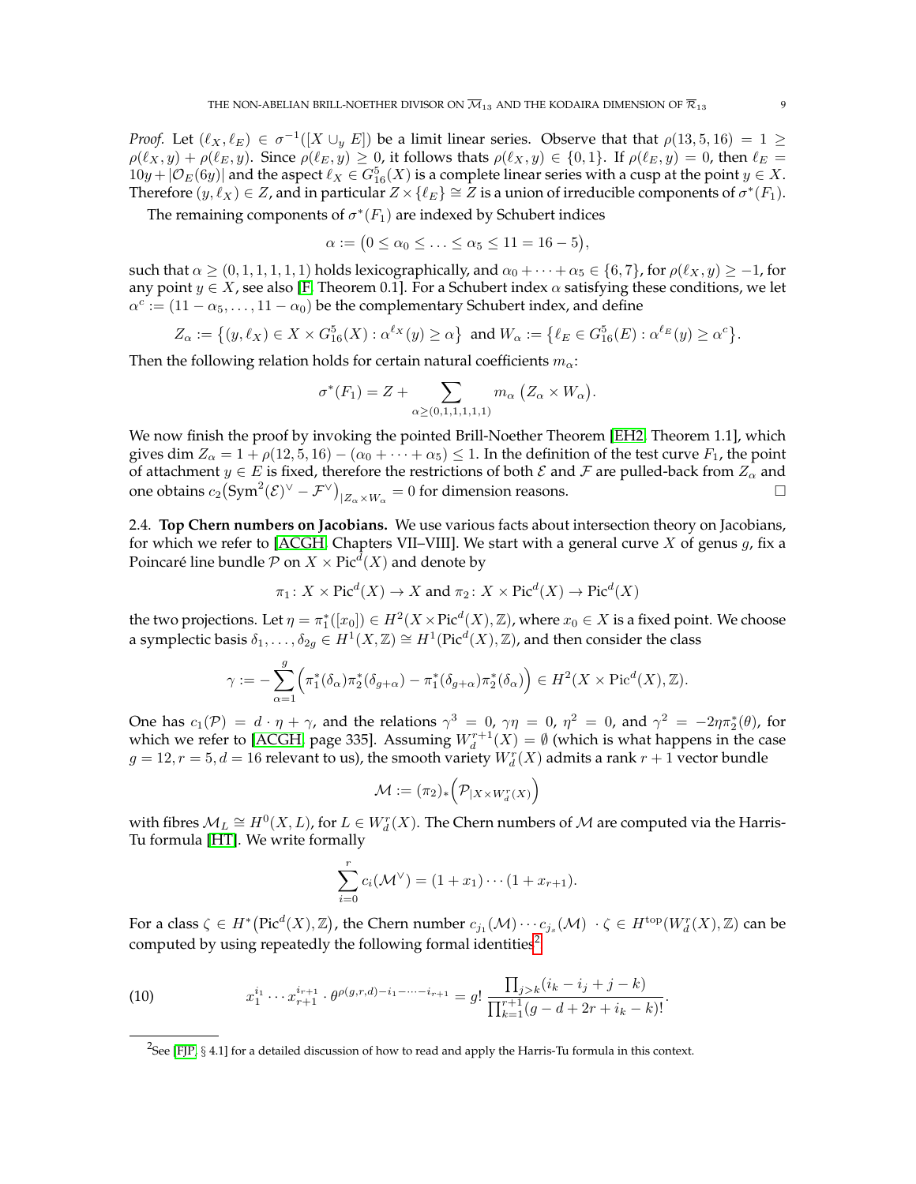*Proof.* Let $(\ell_X, \ell_E) \in \sigma^{-1}([X \cup_y E])$ be a limit linear series. Observe that that $\rho(13, 5, 16) = 1 \geq \rho(\ell_X, y) + \rho(\ell_E, y)$. Since $\rho(\ell_E, y) \geq 0$, it follows thats $\rho(\ell_X, y) \in \{0, 1\}$. If $\rho(\ell_E, y) = 0$, then $\ell_E = 10y + |\mathcal{O}_E(6y)|$ and the aspect $\ell_X \in G^5_{16}(X)$ is a complete linear series with a cusp at the point $y \in X$. Therefore $(y, \ell_X) \in Z$, and in particular $Z \times \{\ell_E\} \cong Z$ is a union of irreducible components of $\sigma^*(F_1)$.

The remaining components of $\sigma^*(F_1)$ are indexed by Schubert indices

$$\alpha := \big(0 \leq \alpha_0 \leq \ldots \leq \alpha_5 \leq 11 = 16 - 5\big),$$

such that $\alpha \geq (0, 1, 1, 1, 1, 1)$ holds lexicographically, and $\alpha_0 + \cdots + \alpha_5 \in \{6, 7\}$, for $\rho(\ell_X, y) \geq -1$, for any point $y \in X$, see also [F, Theorem 0.1]. For a Schubert index $\alpha$ satisfying these conditions, we let $\alpha^c := (11 - \alpha_5, \ldots, 11 - \alpha_0)$ be the complementary Schubert index, and define

$$Z_\alpha := \big\{(y, \ell_X) \in X \times G^5_{16}(X) : \alpha^{\ell_X}(y) \geq \alpha\big\} \text{ and } W_\alpha := \big\{\ell_E \in G^5_{16}(E) : \alpha^{\ell_E}(y) \geq \alpha^c\big\}.$$

Then the following relation holds for certain natural coefficients $m_\alpha$:

$$\sigma^*(F_1) = Z + \sum_{\alpha \geq (0,1,1,1,1,1)} m_\alpha \, \big(Z_\alpha \times W_\alpha\big).$$

We now finish the proof by invoking the pointed Brill-Noether Theorem [EH2, Theorem 1.1], which gives $\dim Z_\alpha = 1 + \rho(12, 5, 16) - (\alpha_0 + \cdots + \alpha_5) \leq 1$. In the definition of the test curve $F_1$, the point of attachment $y \in E$ is fixed, therefore the restrictions of both $\mathcal{E}$ and $\mathcal{F}$ are pulled-back from $Z_\alpha$ and one obtains $c_2\big(\mathrm{Sym}^2(\mathcal{E})^\vee - \mathcal{F}^\vee\big)_{|Z_\alpha \times W_\alpha} = 0$ for dimension reasons. □

**2.4. Top Chern numbers on Jacobians.** We use various facts about intersection theory on Jacobians, for which we refer to [ACGH, Chapters VII–VIII]. We start with a general curve $X$ of genus $g$, fix a Poincaré line bundle $\mathcal{P}$ on $X \times \mathrm{Pic}^d(X)$ and denote by

$$\pi_1 \colon X \times \mathrm{Pic}^d(X) \to X \text{ and } \pi_2 \colon X \times \mathrm{Pic}^d(X) \to \mathrm{Pic}^d(X)$$

the two projections. Let $\eta = \pi_1^*([x_0]) \in H^2(X \times \mathrm{Pic}^d(X), \mathbb{Z})$, where $x_0 \in X$ is a fixed point. We choose a symplectic basis $\delta_1, \ldots, \delta_{2g} \in H^1(X, \mathbb{Z}) \cong H^1(\mathrm{Pic}^d(X), \mathbb{Z})$, and then consider the class

$$\gamma := -\sum_{\alpha=1}^{g} \Big(\pi_1^*(\delta_\alpha)\pi_2^*(\delta_{g+\alpha}) - \pi_1^*(\delta_{g+\alpha})\pi_2^*(\delta_\alpha)\Big) \in H^2(X \times \mathrm{Pic}^d(X), \mathbb{Z}).$$

One has $c_1(\mathcal{P}) = d \cdot \eta + \gamma$, and the relations $\gamma^3 = 0$, $\gamma\eta = 0$, $\eta^2 = 0$, and $\gamma^2 = -2\eta\pi_2^*(\theta)$, for which we refer to [ACGH, page 335]. Assuming $W^{r+1}_d(X) = \emptyset$ (which is what happens in the case $g = 12, r = 5, d = 16$ relevant to us), the smooth variety $W^r_d(X)$ admits a rank $r + 1$ vector bundle

$$\mathcal{M} := (\pi_2)_*\Big(\mathcal{P}_{|X \times W^r_d(X)}\Big)$$

with fibres $\mathcal{M}_L \cong H^0(X, L)$, for $L \in W^r_d(X)$. The Chern numbers of $\mathcal{M}$ are computed via the Harris-Tu formula [HT]. We write formally

$$\sum_{i=0}^{r} c_i(\mathcal{M}^\vee) = (1 + x_1) \cdots (1 + x_{r+1}).$$

For a class $\zeta \in H^*\big(\mathrm{Pic}^d(X), \mathbb{Z}\big)$, the Chern number $c_{j_1}(\mathcal{M}) \cdots c_{j_s}(\mathcal{M}) \cdot \zeta \in H^{\mathrm{top}}(W^r_d(X), \mathbb{Z})$ can be computed by using repeatedly the following formal identities[2]

$$x_1^{i_1} \cdots x_{r+1}^{i_{r+1}} \cdot \theta^{\rho(g,r,d) - i_1 - \cdots - i_{r+1}} = g! \, \frac{\prod_{j>k}(i_k - i_j + j - k)}{\prod_{k=1}^{r+1}(g - d + 2r + i_k - k)!}. \tag{10}$$

[2] See [FJP, § 4.1] for a detailed discussion of how to read and apply the Harris-Tu formula in this context.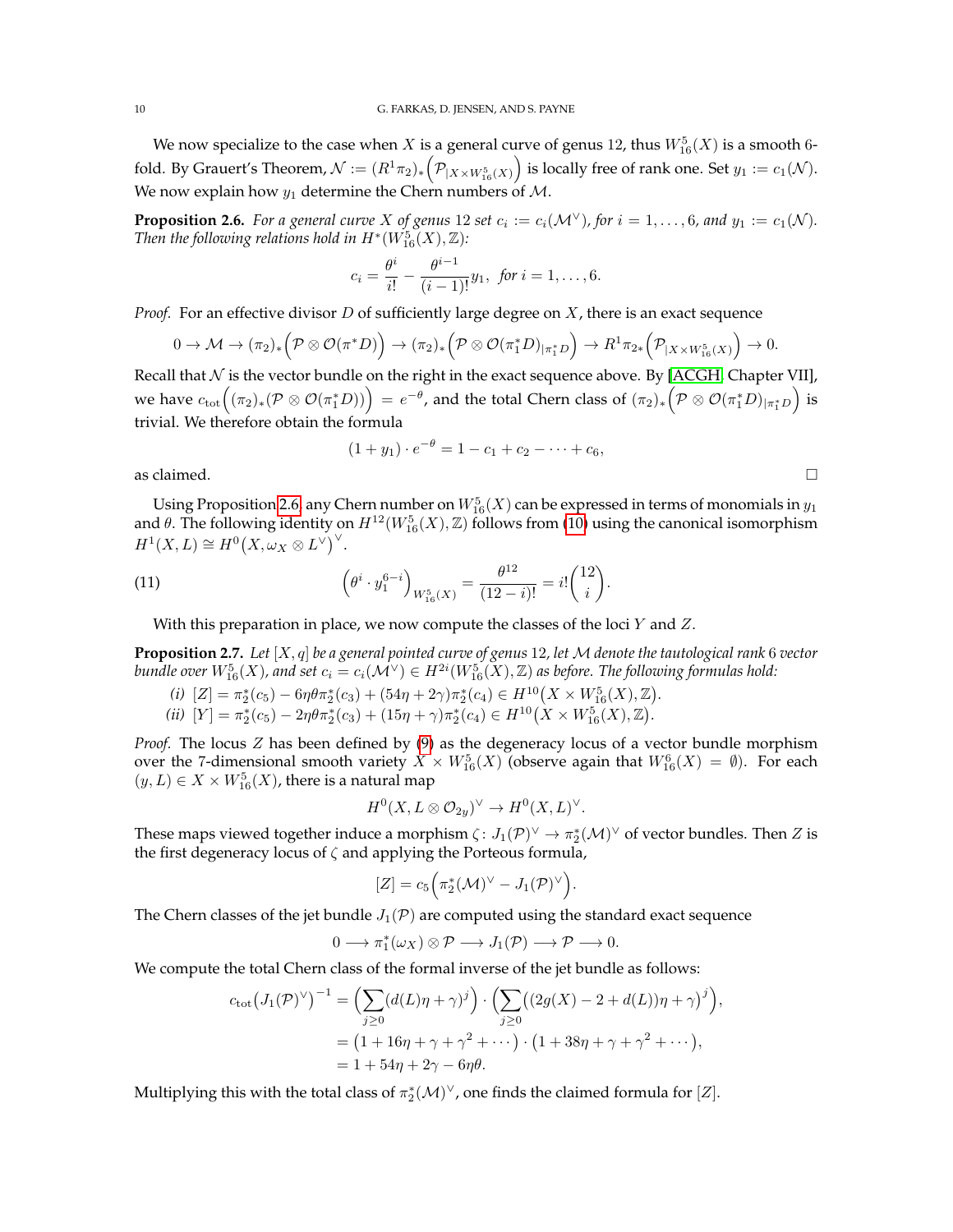We now specialize to the case when $X$ is a general curve of genus 12, thus $W^5_{16}(X)$ is a smooth 6-fold. By Grauert's Theorem, $\mathcal{N} := (R^1\pi_2)_*\Big(\mathcal{P}_{|X\times W^5_{16}(X)}\Big)$ is locally free of rank one. Set $y_1 := c_1(\mathcal{N})$. We now explain how $y_1$ determine the Chern numbers of $\mathcal{M}$.

**Proposition 2.6.** *For a general curve $X$ of genus 12 set $c_i := c_i(\mathcal{M}^\vee)$, for $i = 1,\ldots,6$, and $y_1 := c_1(\mathcal{N})$. Then the following relations hold in $H^*(W^5_{16}(X),\mathbb{Z})$:*

$$c_i = \frac{\theta^i}{i!} - \frac{\theta^{i-1}}{(i-1)!}y_1, \ \ \textit{for } i = 1,\ldots,6.$$

*Proof.* For an effective divisor $D$ of sufficiently large degree on $X$, there is an exact sequence

$$0 \to \mathcal{M} \to (\pi_2)_*\Big(\mathcal{P}\otimes\mathcal{O}(\pi^*D)\Big) \to (\pi_2)_*\Big(\mathcal{P}\otimes\mathcal{O}(\pi_1^*D)_{|\pi_1^*D}\Big) \to R^1\pi_{2*}\Big(\mathcal{P}_{|X\times W^5_{16}(X)}\Big) \to 0.$$

Recall that $\mathcal{N}$ is the vector bundle on the right in the exact sequence above. By [ACGH, Chapter VII], we have $c_{\mathrm{tot}}\Big((\pi_2)_*(\mathcal{P}\otimes\mathcal{O}(\pi_1^*D))\Big) = e^{-\theta}$, and the total Chern class of $(\pi_2)_*\Big(\mathcal{P}\otimes\mathcal{O}(\pi_1^*D)_{|\pi_1^*D}\Big)$ is trivial. We therefore obtain the formula

$$(1+y_1)\cdot e^{-\theta} = 1 - c_1 + c_2 - \cdots + c_6,$$

as claimed. $\square$

Using Proposition 2.6, any Chern number on $W^5_{16}(X)$ can be expressed in terms of monomials in $y_1$ and $\theta$. The following identity on $H^{12}(W^5_{16}(X),\mathbb{Z})$ follows from (10) using the canonical isomorphism $H^1(X,L)\cong H^0\big(X,\omega_X\otimes L^\vee\big)^\vee$.

$$\Big(\theta^i\cdot y_1^{6-i}\Big)_{W^5_{16}(X)} = \frac{\theta^{12}}{(12-i)!} = i!\binom{12}{i}. \tag{11}$$

With this preparation in place, we now compute the classes of the loci $Y$ and $Z$.

**Proposition 2.7.** *Let $[X,q]$ be a general pointed curve of genus 12, let $\mathcal{M}$ denote the tautological rank 6 vector bundle over $W^5_{16}(X)$, and set $c_i = c_i(\mathcal{M}^\vee)\in H^{2i}(W^5_{16}(X),\mathbb{Z})$ as before. The following formulas hold:*

*(i)* $[Z] = \pi_2^*(c_5) - 6\eta\theta\pi_2^*(c_3) + (54\eta+2\gamma)\pi_2^*(c_4)\in H^{10}\big(X\times W^5_{16}(X),\mathbb{Z}\big)$.

*(ii)* $[Y] = \pi_2^*(c_5) - 2\eta\theta\pi_2^*(c_3) + (15\eta+\gamma)\pi_2^*(c_4)\in H^{10}\big(X\times W^5_{16}(X),\mathbb{Z}\big)$.

*Proof.* The locus $Z$ has been defined by (9) as the degeneracy locus of a vector bundle morphism over the 7-dimensional smooth variety $X\times W^5_{16}(X)$ (observe again that $W^6_{16}(X)=\emptyset$). For each $(y,L)\in X\times W^5_{16}(X)$, there is a natural map

$$H^0(X, L\otimes\mathcal{O}_{2y})^\vee \to H^0(X,L)^\vee.$$

These maps viewed together induce a morphism $\zeta\colon J_1(\mathcal{P})^\vee\to\pi_2^*(\mathcal{M})^\vee$ of vector bundles. Then $Z$ is the first degeneracy locus of $\zeta$ and applying the Porteous formula,

$$[Z] = c_5\Big(\pi_2^*(\mathcal{M})^\vee - J_1(\mathcal{P})^\vee\Big).$$

The Chern classes of the jet bundle $J_1(\mathcal{P})$ are computed using the standard exact sequence

$$0\longrightarrow \pi_1^*(\omega_X)\otimes\mathcal{P}\longrightarrow J_1(\mathcal{P})\longrightarrow\mathcal{P}\longrightarrow 0.$$

We compute the total Chern class of the formal inverse of the jet bundle as follows:

$$\begin{aligned}
c_{\mathrm{tot}}\big(J_1(\mathcal{P})^\vee\big)^{-1} &= \Big(\sum_{j\geq 0}(d(L)\eta+\gamma)^j\Big)\cdot\Big(\sum_{j\geq 0}\big((2g(X)-2+d(L))\eta+\gamma\big)^j\Big),\\
&= \big(1+16\eta+\gamma+\gamma^2+\cdots\big)\cdot\big(1+38\eta+\gamma+\gamma^2+\cdots\big),\\
&= 1+54\eta+2\gamma-6\eta\theta.
\end{aligned}$$

Multiplying this with the total class of $\pi_2^*(\mathcal{M})^\vee$, one finds the claimed formula for $[Z]$.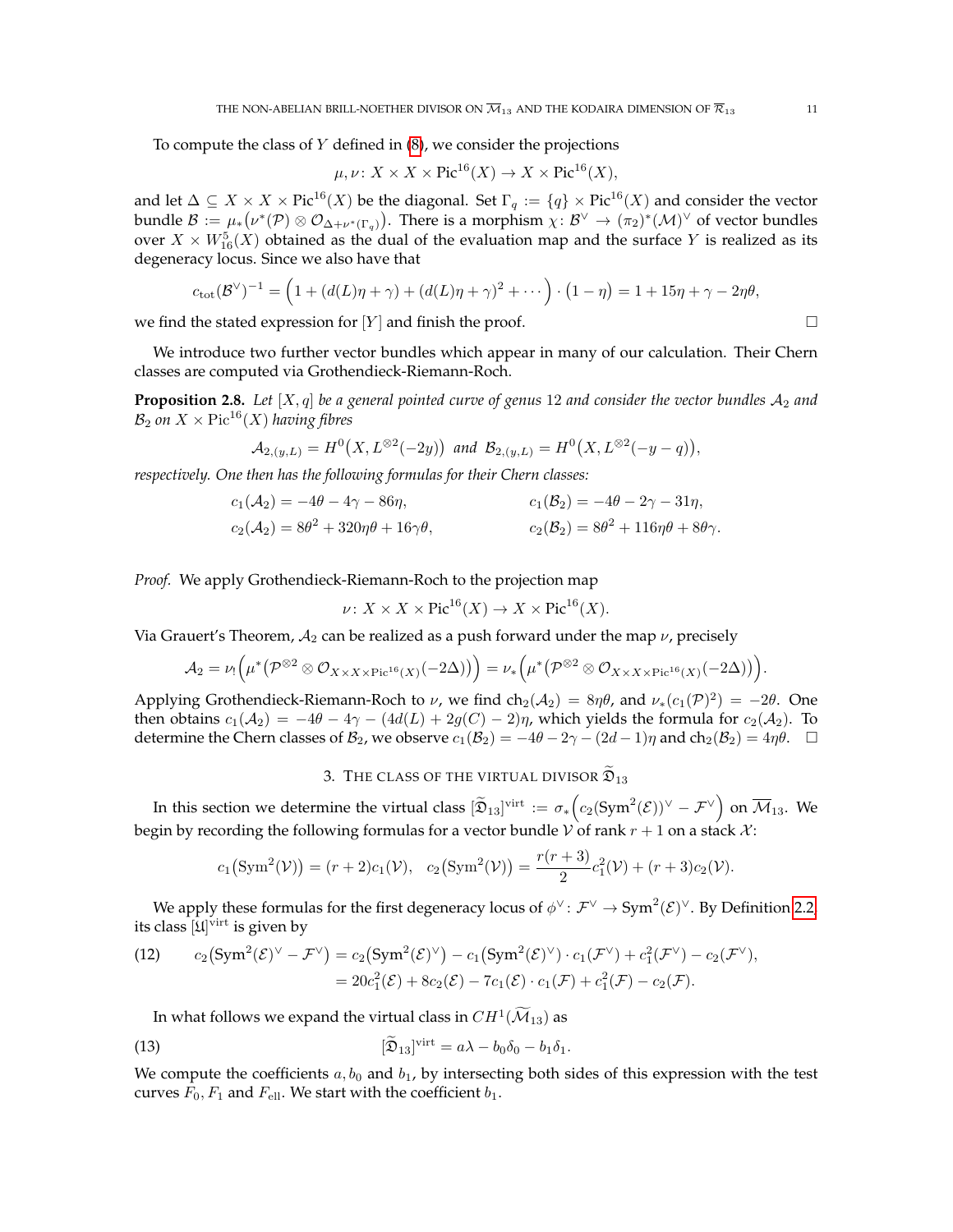To compute the class of $Y$ defined in (8), we consider the projections

$$\mu, \nu \colon X \times X \times \mathrm{Pic}^{16}(X) \to X \times \mathrm{Pic}^{16}(X),$$

and let $\Delta \subseteq X \times X \times \mathrm{Pic}^{16}(X)$ be the diagonal. Set $\Gamma_q := \{q\} \times \mathrm{Pic}^{16}(X)$ and consider the vector bundle $\mathcal{B} := \mu_*\big(\nu^*(\mathcal{P}) \otimes \mathcal{O}_{\Delta+\nu^*(\Gamma_q)}\big)$. There is a morphism $\chi \colon \mathcal{B}^\vee \to (\pi_2)^*(\mathcal{M})^\vee$ of vector bundles over $X \times W^5_{16}(X)$ obtained as the dual of the evaluation map and the surface $Y$ is realized as its degeneracy locus. Since we also have that

$$c_{\mathrm{tot}}(\mathcal{B}^\vee)^{-1} = \Big(1 + (d(L)\eta + \gamma) + (d(L)\eta + \gamma)^2 + \cdots\Big) \cdot \big(1 - \eta\big) = 1 + 15\eta + \gamma - 2\eta\theta,$$

we find the stated expression for $[Y]$ and finish the proof. $\square$

We introduce two further vector bundles which appear in many of our calculation. Their Chern classes are computed via Grothendieck-Riemann-Roch.

**Proposition 2.8.** *Let $[X, q]$ be a general pointed curve of genus 12 and consider the vector bundles $\mathcal{A}_2$ and $\mathcal{B}_2$ on $X \times \mathrm{Pic}^{16}(X)$ having fibres*

$$\mathcal{A}_{2,(y,L)} = H^0\big(X, L^{\otimes 2}(-2y)\big) \ \text{ and } \ \mathcal{B}_{2,(y,L)} = H^0\big(X, L^{\otimes 2}(-y-q)\big),$$

*respectively. One then has the following formulas for their Chern classes:*

$$c_1(\mathcal{A}_2) = -4\theta - 4\gamma - 86\eta, \qquad c_1(\mathcal{B}_2) = -4\theta - 2\gamma - 31\eta,$$
$$c_2(\mathcal{A}_2) = 8\theta^2 + 320\eta\theta + 16\gamma\theta, \qquad c_2(\mathcal{B}_2) = 8\theta^2 + 116\eta\theta + 8\theta\gamma.$$

*Proof.* We apply Grothendieck-Riemann-Roch to the projection map

$$\nu \colon X \times X \times \mathrm{Pic}^{16}(X) \to X \times \mathrm{Pic}^{16}(X).$$

Via Grauert's Theorem, $\mathcal{A}_2$ can be realized as a push forward under the map $\nu$, precisely

$$\mathcal{A}_2 = \nu_!\Big(\mu^*\big(\mathcal{P}^{\otimes 2} \otimes \mathcal{O}_{X\times X\times \mathrm{Pic}^{16}(X)}(-2\Delta)\big)\Big) = \nu_*\Big(\mu^*\big(\mathcal{P}^{\otimes 2} \otimes \mathcal{O}_{X\times X\times \mathrm{Pic}^{16}(X)}(-2\Delta)\big)\Big).$$

Applying Grothendieck-Riemann-Roch to $\nu$, we find $\mathrm{ch}_2(\mathcal{A}_2) = 8\eta\theta$, and $\nu_*(c_1(\mathcal{P})^2) = -2\theta$. One then obtains $c_1(\mathcal{A}_2) = -4\theta - 4\gamma - (4d(L) + 2g(C) - 2)\eta$, which yields the formula for $c_2(\mathcal{A}_2)$. To determine the Chern classes of $\mathcal{B}_2$, we observe $c_1(\mathcal{B}_2) = -4\theta - 2\gamma - (2d-1)\eta$ and $\mathrm{ch}_2(\mathcal{B}_2) = 4\eta\theta$. $\square$

## 3. The class of the virtual divisor $\widetilde{\mathfrak{D}}_{13}$

In this section we determine the virtual class $[\widetilde{\mathfrak{D}}_{13}]^{\mathrm{virt}} := \sigma_*\Big(c_2(\mathrm{Sym}^2(\mathcal{E}))^\vee - \mathcal{F}^\vee\Big)$ on $\overline{\mathcal{M}}_{13}$. We begin by recording the following formulas for a vector bundle $\mathcal{V}$ of rank $r+1$ on a stack $\mathcal{X}$:

$$c_1\big(\mathrm{Sym}^2(\mathcal{V})\big) = (r+2)c_1(\mathcal{V}), \quad c_2\big(\mathrm{Sym}^2(\mathcal{V})\big) = \frac{r(r+3)}{2}c_1^2(\mathcal{V}) + (r+3)c_2(\mathcal{V}).$$

We apply these formulas for the first degeneracy locus of $\phi^\vee \colon \mathcal{F}^\vee \to \mathrm{Sym}^2(\mathcal{E})^\vee$. By Definition 2.2, its class $[\mathfrak{U}]^{\mathrm{virt}}$ is given by

$$\begin{aligned}
(12) \qquad c_2\big(\mathrm{Sym}^2(\mathcal{E})^\vee - \mathcal{F}^\vee\big) &= c_2\big(\mathrm{Sym}^2(\mathcal{E})^\vee\big) - c_1\big(\mathrm{Sym}^2(\mathcal{E})^\vee\big) \cdot c_1(\mathcal{F}^\vee) + c_1^2(\mathcal{F}^\vee) - c_2(\mathcal{F}^\vee), \\
&= 20c_1^2(\mathcal{E}) + 8c_2(\mathcal{E}) - 7c_1(\mathcal{E}) \cdot c_1(\mathcal{F}) + c_1^2(\mathcal{F}) - c_2(\mathcal{F}).
\end{aligned}$$

In what follows we expand the virtual class in $CH^1(\widetilde{\mathcal{M}}_{13})$ as

$$(13) \qquad [\widetilde{\mathfrak{D}}_{13}]^{\mathrm{virt}} = a\lambda - b_0\delta_0 - b_1\delta_1.$$

We compute the coefficients $a, b_0$ and $b_1$, by intersecting both sides of this expression with the test curves $F_0, F_1$ and $F_{\mathrm{ell}}$. We start with the coefficient $b_1$.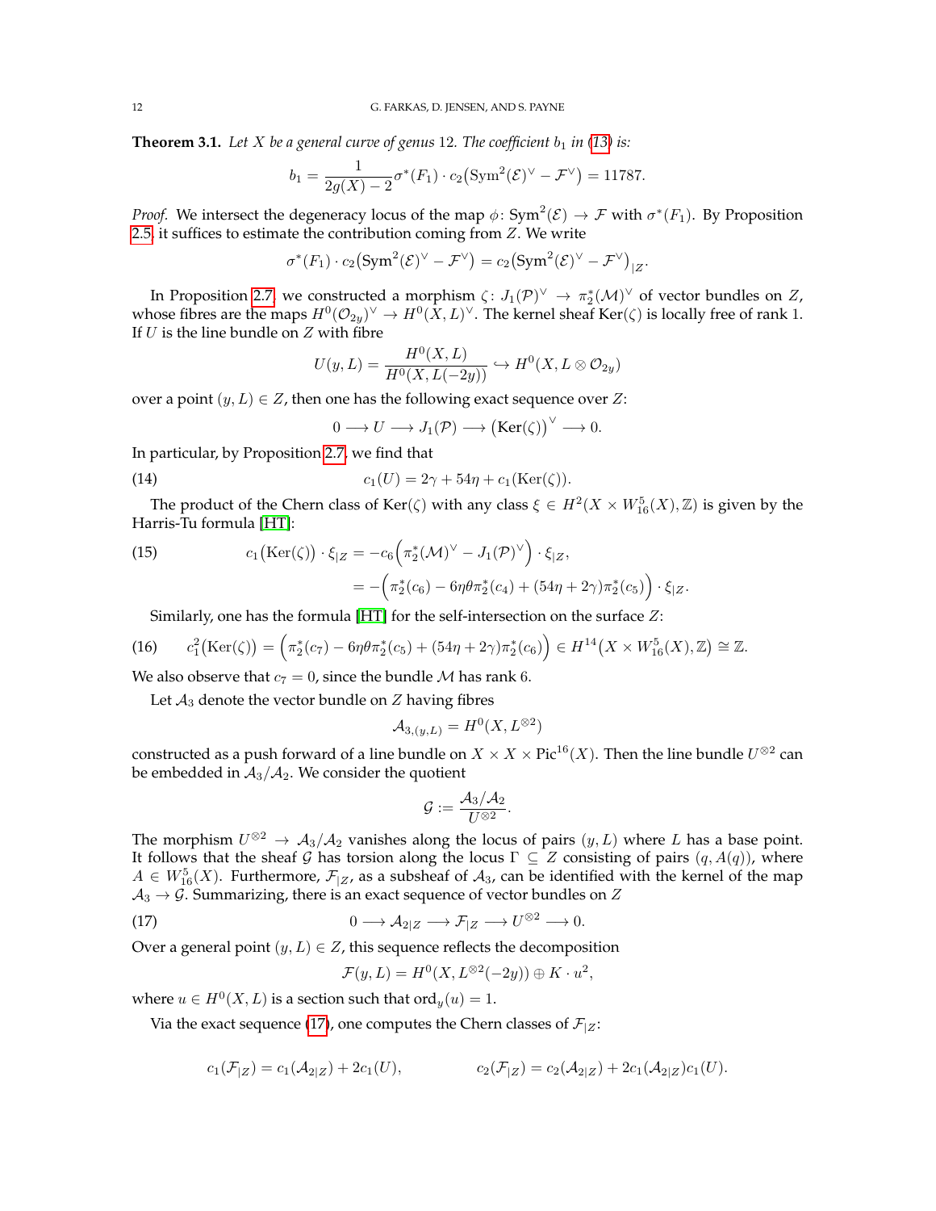**Theorem 3.1.** *Let $X$ be a general curve of genus $12$. The coefficient $b_1$ in (13) is:*

$$b_1 = \frac{1}{2g(X)-2}\sigma^*(F_1)\cdot c_2\big(\mathrm{Sym}^2(\mathcal{E})^\vee - \mathcal{F}^\vee\big) = 11787.$$

*Proof.* We intersect the degeneracy locus of the map $\phi\colon \mathrm{Sym}^2(\mathcal{E}) \to \mathcal{F}$ with $\sigma^*(F_1)$. By Proposition 2.5, it suffices to estimate the contribution coming from $Z$. We write

$$\sigma^*(F_1)\cdot c_2\big(\mathrm{Sym}^2(\mathcal{E})^\vee - \mathcal{F}^\vee\big) = c_2\big(\mathrm{Sym}^2(\mathcal{E})^\vee - \mathcal{F}^\vee\big)_{|Z}.$$

In Proposition 2.7, we constructed a morphism $\zeta\colon J_1(\mathcal{P})^\vee \to \pi_2^*(\mathcal{M})^\vee$ of vector bundles on $Z$, whose fibres are the maps $H^0(\mathcal{O}_{2y})^\vee \to H^0(X,L)^\vee$. The kernel sheaf $\mathrm{Ker}(\zeta)$ is locally free of rank $1$. If $U$ is the line bundle on $Z$ with fibre

$$U(y,L) = \frac{H^0(X,L)}{H^0(X,L(-2y))} \hookrightarrow H^0(X, L\otimes \mathcal{O}_{2y})$$

over a point $(y,L)\in Z$, then one has the following exact sequence over $Z$:

$$0 \longrightarrow U \longrightarrow J_1(\mathcal{P}) \longrightarrow \big(\mathrm{Ker}(\zeta)\big)^\vee \longrightarrow 0.$$

In particular, by Proposition 2.7, we find that

$$c_1(U) = 2\gamma + 54\eta + c_1(\mathrm{Ker}(\zeta)). \tag{14}$$

The product of the Chern class of $\mathrm{Ker}(\zeta)$ with any class $\xi \in H^2(X\times W^5_{16}(X),\mathbb{Z})$ is given by the Harris-Tu formula [HT]:

$$\begin{aligned} c_1\big(\mathrm{Ker}(\zeta)\big)\cdot \xi_{|Z} &= -c_6\Big(\pi_2^*(\mathcal{M})^\vee - J_1(\mathcal{P})^\vee\Big)\cdot \xi_{|Z}, \\ &= -\Big(\pi_2^*(c_6) - 6\eta\theta\pi_2^*(c_4) + (54\eta+2\gamma)\pi_2^*(c_5)\Big)\cdot \xi_{|Z}. \end{aligned} \tag{15}$$

Similarly, one has the formula [HT] for the self-intersection on the surface $Z$:

$$c_1^2\big(\mathrm{Ker}(\zeta)\big) = \Big(\pi_2^*(c_7) - 6\eta\theta\pi_2^*(c_5) + (54\eta+2\gamma)\pi_2^*(c_6)\Big) \in H^{14}\big(X\times W^5_{16}(X),\mathbb{Z}\big)\cong \mathbb{Z}. \tag{16}$$

We also observe that $c_7 = 0$, since the bundle $\mathcal{M}$ has rank $6$.

Let $\mathcal{A}_3$ denote the vector bundle on $Z$ having fibres

$$\mathcal{A}_{3,(y,L)} = H^0(X, L^{\otimes 2})$$

constructed as a push forward of a line bundle on $X\times X\times \mathrm{Pic}^{16}(X)$. Then the line bundle $U^{\otimes 2}$ can be embedded in $\mathcal{A}_3/\mathcal{A}_2$. We consider the quotient

$$\mathcal{G} := \frac{\mathcal{A}_3/\mathcal{A}_2}{U^{\otimes 2}}.$$

The morphism $U^{\otimes 2} \to \mathcal{A}_3/\mathcal{A}_2$ vanishes along the locus of pairs $(y,L)$ where $L$ has a base point. It follows that the sheaf $\mathcal{G}$ has torsion along the locus $\Gamma \subseteq Z$ consisting of pairs $(q, A(q))$, where $A\in W^5_{16}(X)$. Furthermore, $\mathcal{F}_{|Z}$, as a subsheaf of $\mathcal{A}_3$, can be identified with the kernel of the map $\mathcal{A}_3 \to \mathcal{G}$. Summarizing, there is an exact sequence of vector bundles on $Z$

$$0 \longrightarrow \mathcal{A}_{2|Z} \longrightarrow \mathcal{F}_{|Z} \longrightarrow U^{\otimes 2} \longrightarrow 0. \tag{17}$$

Over a general point $(y,L)\in Z$, this sequence reflects the decomposition

$$\mathcal{F}(y,L) = H^0(X, L^{\otimes 2}(-2y)) \oplus K\cdot u^2,$$

where $u \in H^0(X,L)$ is a section such that $\mathrm{ord}_y(u) = 1$.

Via the exact sequence (17), one computes the Chern classes of $\mathcal{F}_{|Z}$:

$$c_1(\mathcal{F}_{|Z}) = c_1(\mathcal{A}_{2|Z}) + 2c_1(U), \qquad\qquad c_2(\mathcal{F}_{|Z}) = c_2(\mathcal{A}_{2|Z}) + 2c_1(\mathcal{A}_{2|Z})c_1(U).$$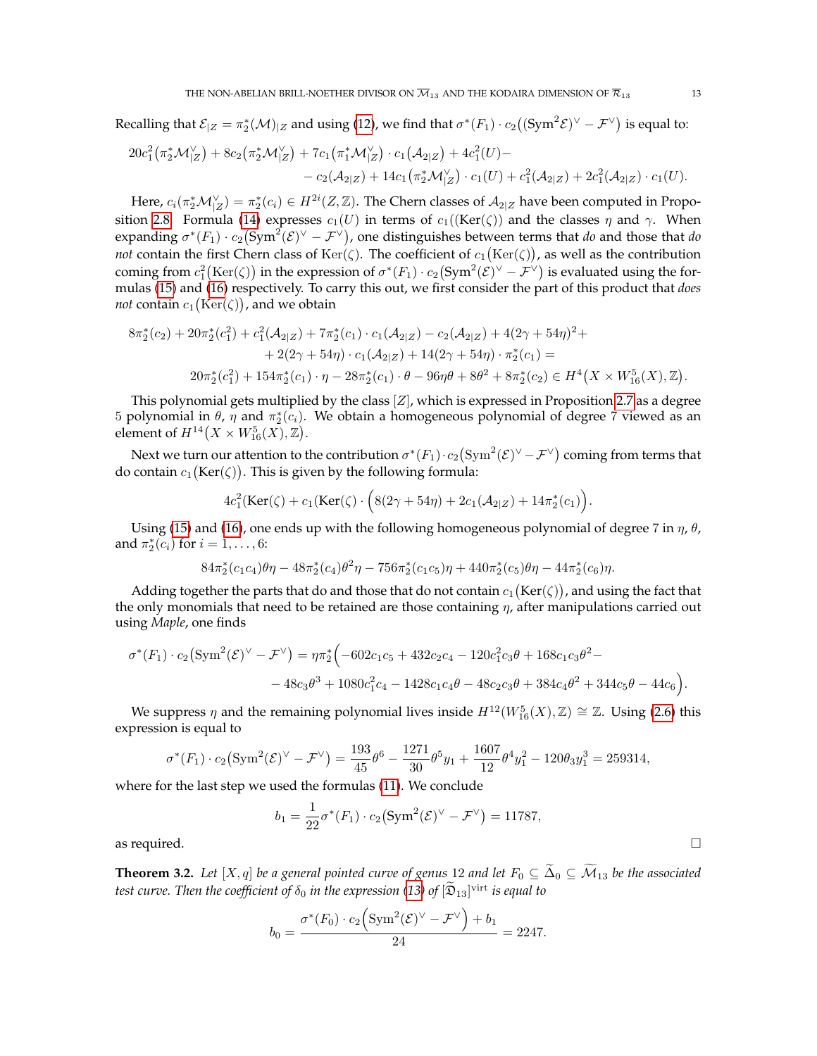Recalling that $\mathcal{E}_{|Z} = \pi_2^*(\mathcal{M})_{|Z}$ and using (12), we find that $\sigma^*(F_1) \cdot c_2\big((\mathrm{Sym}^2\mathcal{E})^\vee - \mathcal{F}^\vee\big)$ is equal to:

$$
\begin{aligned}
&20c_1^2\big(\pi_2^*\mathcal{M}_{|Z}^\vee\big) + 8c_2\big(\pi_2^*\mathcal{M}_{|Z}^\vee\big) + 7c_1\big(\pi_1^*\mathcal{M}_{|Z}^\vee\big)\cdot c_1\big(\mathcal{A}_{2|Z}\big) + 4c_1^2(U) - \\
&\qquad - c_2(\mathcal{A}_{2|Z}) + 14c_1\big(\pi_2^*\mathcal{M}_{|Z}^\vee\big)\cdot c_1(U) + c_1^2(\mathcal{A}_{2|Z}) + 2c_1^2(\mathcal{A}_{2|Z})\cdot c_1(U).
\end{aligned}
$$

Here, $c_i(\pi_2^*\mathcal{M}_{|Z}^\vee) = \pi_2^*(c_i) \in H^{2i}(Z, \mathbb{Z})$. The Chern classes of $\mathcal{A}_{2|Z}$ have been computed in Proposition 2.8. Formula (14) expresses $c_1(U)$ in terms of $c_1((\mathrm{Ker}(\zeta))$ and the classes $\eta$ and $\gamma$. When expanding $\sigma^*(F_1)\cdot c_2\big(\mathrm{Sym}^2(\mathcal{E})^\vee - \mathcal{F}^\vee\big)$, one distinguishes between terms that *do* and those that *do not* contain the first Chern class of $\mathrm{Ker}(\zeta)$. The coefficient of $c_1\big(\mathrm{Ker}(\zeta)\big)$, as well as the contribution coming from $c_1^2\big(\mathrm{Ker}(\zeta)\big)$ in the expression of $\sigma^*(F_1)\cdot c_2\big(\mathrm{Sym}^2(\mathcal{E})^\vee - \mathcal{F}^\vee\big)$ is evaluated using the formulas (15) and (16) respectively. To carry this out, we first consider the part of this product that *does not* contain $c_1\big(\mathrm{Ker}(\zeta)\big)$, and we obtain

$$
\begin{aligned}
&8\pi_2^*(c_2) + 20\pi_2^*(c_1^2) + c_1^2(\mathcal{A}_{2|Z}) + 7\pi_2^*(c_1)\cdot c_1(\mathcal{A}_{2|Z}) - c_2(\mathcal{A}_{2|Z}) + 4(2\gamma + 54\eta)^2 + \\
&\qquad + 2(2\gamma + 54\eta)\cdot c_1(\mathcal{A}_{2|Z}) + 14(2\gamma+54\eta)\cdot \pi_2^*(c_1) = \\
&\qquad 20\pi_2^*(c_1^2) + 154\pi_2^*(c_1)\cdot\eta - 28\pi_2^*(c_1)\cdot\theta - 96\eta\theta + 8\theta^2 + 8\pi_2^*(c_2) \in H^4\big(X\times W^5_{16}(X), \mathbb{Z}\big).
\end{aligned}
$$

This polynomial gets multiplied by the class $[Z]$, which is expressed in Proposition 2.7 as a degree 5 polynomial in $\theta$, $\eta$ and $\pi_2^*(c_i)$. We obtain a homogeneous polynomial of degree 7 viewed as an element of $H^{14}\big(X\times W^5_{16}(X), \mathbb{Z}\big)$.

Next we turn our attention to the contribution $\sigma^*(F_1)\cdot c_2\big(\mathrm{Sym}^2(\mathcal{E})^\vee - \mathcal{F}^\vee\big)$ coming from terms that do contain $c_1\big(\mathrm{Ker}(\zeta)\big)$. This is given by the following formula:

$$
4c_1^2(\mathrm{Ker}(\zeta) + c_1(\mathrm{Ker}(\zeta)\cdot\Big(8(2\gamma+54\eta) + 2c_1(\mathcal{A}_{2|Z}) + 14\pi_2^*(c_1)\Big).
$$

Using (15) and (16), one ends up with the following homogeneous polynomial of degree 7 in $\eta$, $\theta$, and $\pi_2^*(c_i)$ for $i=1,\ldots,6$:

$$
84\pi_2^*(c_1c_4)\theta\eta - 48\pi_2^*(c_4)\theta^2\eta - 756\pi_2^*(c_1c_5)\eta + 440\pi_2^*(c_5)\theta\eta - 44\pi_2^*(c_6)\eta.
$$

Adding together the parts that do and those that do not contain $c_1\big(\mathrm{Ker}(\zeta)\big)$, and using the fact that the only monomials that need to be retained are those containing $\eta$, after manipulations carried out using *Maple*, one finds

$$
\begin{aligned}
\sigma^*(F_1)\cdot c_2\big(\mathrm{Sym}^2(\mathcal{E})^\vee - \mathcal{F}^\vee\big) = \eta\pi_2^*\Big(&-602c_1c_5 + 432c_2c_4 - 120c_1^2c_3\theta + 168c_1c_3\theta^2 - \\
&- 48c_3\theta^3 + 1080c_1^2c_4 - 1428c_1c_4\theta - 48c_2c_3\theta + 384c_4\theta^2 + 344c_5\theta - 44c_6\Big).
\end{aligned}
$$

We suppress $\eta$ and the remaining polynomial lives inside $H^{12}(W^5_{16}(X), \mathbb{Z}) \cong \mathbb{Z}$. Using (2.6) this expression is equal to

$$
\sigma^*(F_1)\cdot c_2\big(\mathrm{Sym}^2(\mathcal{E})^\vee - \mathcal{F}^\vee\big) = \frac{193}{45}\theta^6 - \frac{1271}{30}\theta^5 y_1 + \frac{1607}{12}\theta^4 y_1^2 - 120\theta_3 y_1^3 = 259314,
$$

where for the last step we used the formulas (11). We conclude

$$
b_1 = \frac{1}{22}\sigma^*(F_1)\cdot c_2\big(\mathrm{Sym}^2(\mathcal{E})^\vee - \mathcal{F}^\vee\big) = 11787,
$$

as required. $\square$

**Theorem 3.2.** *Let $[X, q]$ be a general pointed curve of genus 12 and let $F_0 \subseteq \widetilde{\Delta}_0 \subseteq \widetilde{\mathcal{M}}_{13}$ be the associated test curve. Then the coefficient of $\delta_0$ in the expression (13) of $[\widetilde{\mathfrak{D}}_{13}]^{\mathrm{virt}}$ is equal to*

$$
b_0 = \frac{\sigma^*(F_0)\cdot c_2\Big(\mathrm{Sym}^2(\mathcal{E})^\vee - \mathcal{F}^\vee\Big) + b_1}{24} = 2247.
$$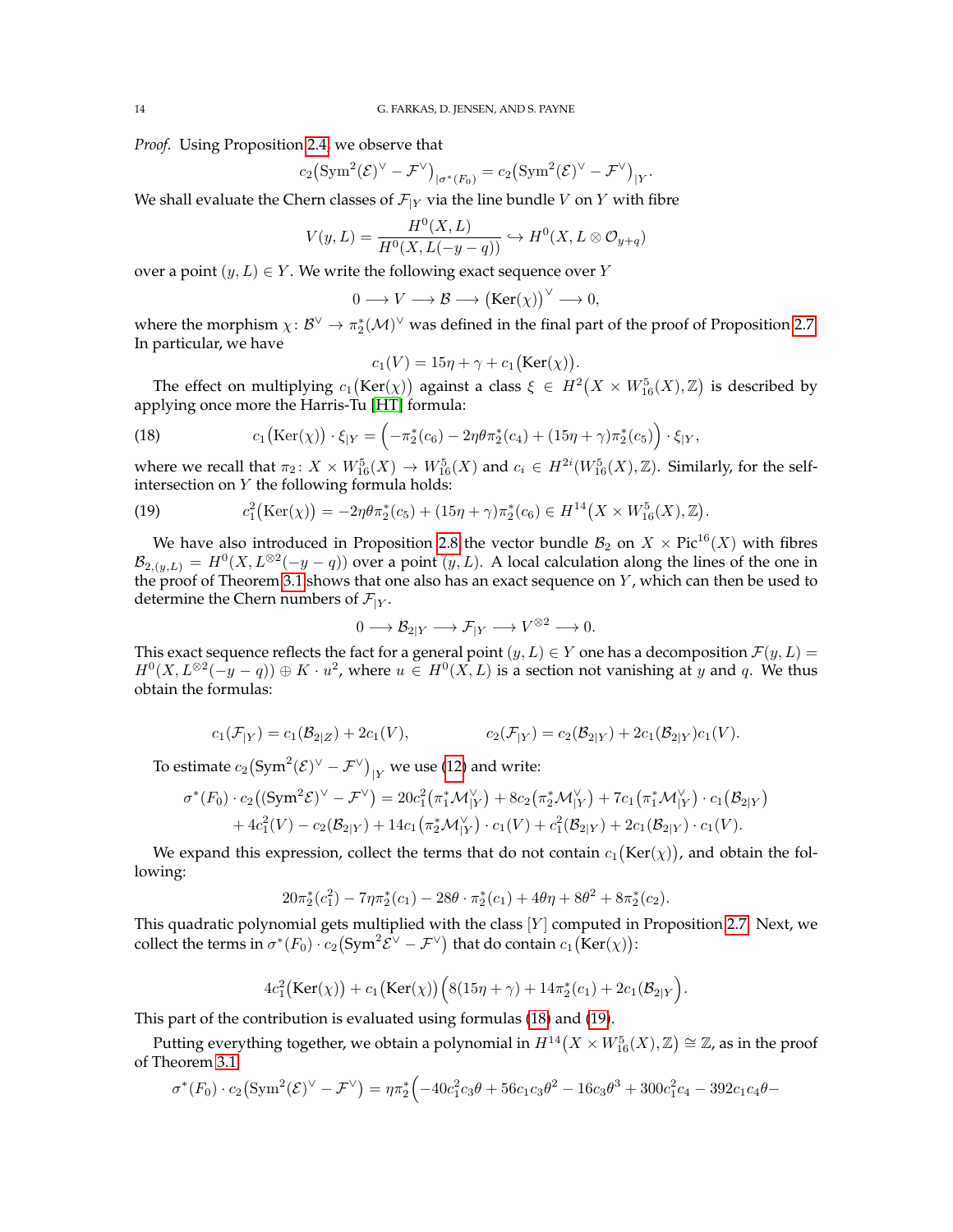*Proof.* Using Proposition 2.4, we observe that

$$c_2\big(\mathrm{Sym}^2(\mathcal{E})^\vee - \mathcal{F}^\vee\big)_{|\sigma^*(F_0)} = c_2\big(\mathrm{Sym}^2(\mathcal{E})^\vee - \mathcal{F}^\vee\big)_{|Y}.$$

We shall evaluate the Chern classes of $\mathcal{F}_{|Y}$ via the line bundle $V$ on $Y$ with fibre

$$V(y,L) = \frac{H^0(X,L)}{H^0(X,L(-y-q))} \hookrightarrow H^0(X, L\otimes \mathcal{O}_{y+q})$$

over a point $(y,L)\in Y$. We write the following exact sequence over $Y$

$$0 \longrightarrow V \longrightarrow \mathcal{B} \longrightarrow \big(\mathrm{Ker}(\chi)\big)^\vee \longrightarrow 0,$$

where the morphism $\chi\colon \mathcal{B}^\vee \to \pi_2^*(\mathcal{M})^\vee$ was defined in the final part of the proof of Proposition 2.7. In particular, we have

$$c_1(V) = 15\eta + \gamma + c_1\big(\mathrm{Ker}(\chi)\big).$$

The effect on multiplying $c_1\big(\mathrm{Ker}(\chi)\big)$ against a class $\xi \in H^2\big(X\times W^5_{16}(X),\mathbb{Z}\big)$ is described by applying once more the Harris-Tu [HT] formula:

$$c_1\big(\mathrm{Ker}(\chi)\big)\cdot \xi_{|Y} = \Big(-\pi_2^*(c_6) - 2\eta\theta\pi_2^*(c_4) + (15\eta+\gamma)\pi_2^*(c_5)\Big)\cdot \xi_{|Y}, \tag{18}$$

where we recall that $\pi_2\colon X\times W^5_{16}(X)\to W^5_{16}(X)$ and $c_i\in H^{2i}(W^5_{16}(X),\mathbb{Z})$. Similarly, for the self-intersection on $Y$ the following formula holds:

$$c_1^2\big(\mathrm{Ker}(\chi)\big) = -2\eta\theta\pi_2^*(c_5) + (15\eta+\gamma)\pi_2^*(c_6) \in H^{14}\big(X\times W^5_{16}(X),\mathbb{Z}\big). \tag{19}$$

We have also introduced in Proposition 2.8 the vector bundle $\mathcal{B}_2$ on $X\times \mathrm{Pic}^{16}(X)$ with fibres $\mathcal{B}_{2,(y,L)} = H^0(X, L^{\otimes 2}(-y-q))$ over a point $(y,L)$. A local calculation along the lines of the one in the proof of Theorem 3.1 shows that one also has an exact sequence on $Y$, which can then be used to determine the Chern numbers of $\mathcal{F}_{|Y}$.

$$0\longrightarrow \mathcal{B}_{2|Y} \longrightarrow \mathcal{F}_{|Y} \longrightarrow V^{\otimes 2}\longrightarrow 0.$$

This exact sequence reflects the fact for a general point $(y,L)\in Y$ one has a decomposition $\mathcal{F}(y,L) = H^0(X, L^{\otimes 2}(-y-q)) \oplus K\cdot u^2$, where $u\in H^0(X,L)$ is a section not vanishing at $y$ and $q$. We thus obtain the formulas:

$$c_1(\mathcal{F}_{|Y}) = c_1(\mathcal{B}_{2|Z}) + 2c_1(V), \qquad\qquad c_2(\mathcal{F}_{|Y}) = c_2(\mathcal{B}_{2|Y}) + 2c_1(\mathcal{B}_{2|Y})c_1(V).$$

To estimate $c_2\big(\mathrm{Sym}^2(\mathcal{E})^\vee - \mathcal{F}^\vee\big)_{|Y}$ we use (12) and write:

$$\sigma^*(F_0)\cdot c_2\big((\mathrm{Sym}^2\mathcal{E})^\vee - \mathcal{F}^\vee\big) = 20c_1^2\big(\pi_1^*\mathcal{M}^\vee_{|Y}\big) + 8c_2\big(\pi_2^*\mathcal{M}^\vee_{|Y}\big) + 7c_1\big(\pi_1^*\mathcal{M}^\vee_{|Y}\big)\cdot c_1\big(\mathcal{B}_{2|Y}\big)$$
$$+\,4c_1^2(V) - c_2(\mathcal{B}_{2|Y}) + 14c_1\big(\pi_2^*\mathcal{M}^\vee_{|Y}\big)\cdot c_1(V) + c_1^2(\mathcal{B}_{2|Y}) + 2c_1(\mathcal{B}_{2|Y})\cdot c_1(V).$$

We expand this expression, collect the terms that do not contain $c_1\big(\mathrm{Ker}(\chi)\big)$, and obtain the following:

$$20\pi_2^*(c_1^2) - 7\eta\pi_2^*(c_1) - 28\theta\cdot\pi_2^*(c_1) + 4\theta\eta + 8\theta^2 + 8\pi_2^*(c_2).$$

This quadratic polynomial gets multiplied with the class $[Y]$ computed in Proposition 2.7. Next, we collect the terms in $\sigma^*(F_0)\cdot c_2\big(\mathrm{Sym}^2\mathcal{E}^\vee - \mathcal{F}^\vee\big)$ that do contain $c_1\big(\mathrm{Ker}(\chi)\big)$:

$$4c_1^2\big(\mathrm{Ker}(\chi)\big) + c_1\big(\mathrm{Ker}(\chi)\big)\Big(8(15\eta+\gamma) + 14\pi_2^*(c_1) + 2c_1(\mathcal{B}_{2|Y}\Big).$$

This part of the contribution is evaluated using formulas (18) and (19).

Putting everything together, we obtain a polynomial in $H^{14}\big(X\times W^5_{16}(X),\mathbb{Z}\big)\cong\mathbb{Z}$, as in the proof of Theorem 3.1

$$\sigma^*(F_0)\cdot c_2\big(\mathrm{Sym}^2(\mathcal{E})^\vee - \mathcal{F}^\vee\big) = \eta\pi_2^*\Big(-40c_1^2c_3\theta + 56c_1c_3\theta^2 - 16c_3\theta^3 + 300c_1^2c_4 - 392c_1c_4\theta -$$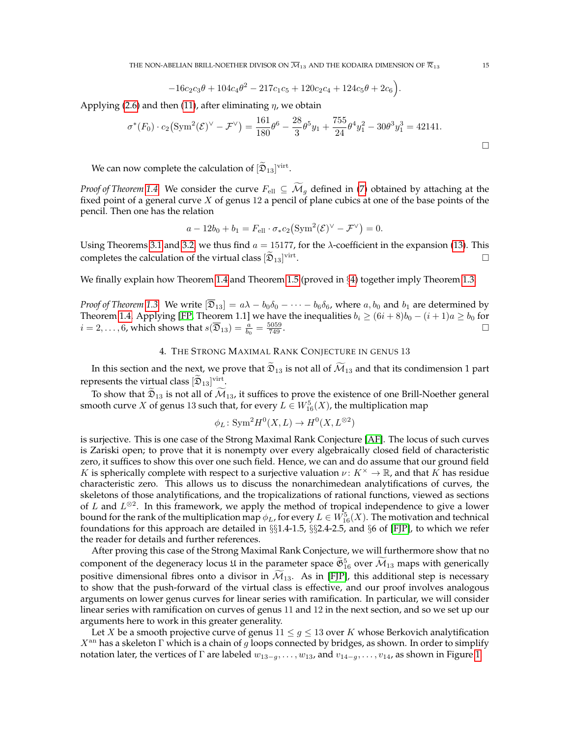$$-16c_2c_3\theta + 104c_4\theta^2 - 217c_1c_5 + 120c_2c_4 + 124c_5\theta + 2c_6\Big).$$

Applying (2.6) and then (11), after eliminating $\eta$, we obtain

$$\sigma^*(F_0)\cdot c_2\big(\mathrm{Sym}^2(\mathcal{E})^\vee - \mathcal{F}^\vee\big) = \frac{161}{180}\theta^6 - \frac{28}{3}\theta^5 y_1 + \frac{755}{24}\theta^4 y_1^2 - 30\theta^3 y_1^3 = 42141.$$

□

We can now complete the calculation of $[\widetilde{\mathfrak{D}}_{13}]^{\mathrm{virt}}$.

*Proof of Theorem 1.4.* We consider the curve $F_{\mathrm{ell}} \subseteq \widetilde{\mathcal{M}}_g$ defined in (7) obtained by attaching at the fixed point of a general curve $X$ of genus 12 a pencil of plane cubics at one of the base points of the pencil. Then one has the relation

$$a - 12b_0 + b_1 = F_{\mathrm{ell}} \cdot \sigma_* c_2\big(\mathrm{Sym}^2(\mathcal{E})^\vee - \mathcal{F}^\vee\big) = 0.$$

Using Theorems 3.1 and 3.2, we thus find $a = 15177$, for the $\lambda$-coefficient in the expansion (13). This completes the calculation of the virtual class $[\widetilde{\mathfrak{D}}_{13}]^{\mathrm{virt}}$. □

We finally explain how Theorem 1.4 and Theorem 1.5 (proved in §4) together imply Theorem 1.3.

*Proof of Theorem 1.3.* We write $[\overline{\mathfrak{D}}_{13}] = a\lambda - b_0\delta_0 - \cdots - b_6\delta_6$, where $a, b_0$ and $b_1$ are determined by Theorem 1.4. Applying [FP, Theorem 1.1] we have the inequalities $b_i \geq (6i+8)b_0 - (i+1)a \geq b_0$ for $i = 2, \ldots, 6$, which shows that $s(\overline{\mathfrak{D}}_{13}) = \frac{a}{b_0} = \frac{5059}{749}$. □

## 4. The Strong Maximal Rank Conjecture in genus 13

In this section and the next, we prove that $\widetilde{\mathfrak{D}}_{13}$ is not all of $\widetilde{\mathcal{M}}_{13}$ and that its condimension 1 part represents the virtual class $[\widetilde{\mathfrak{D}}_{13}]^{\mathrm{virt}}$.

To show that $\widetilde{\mathfrak{D}}_{13}$ is not all of $\widetilde{\mathcal{M}}_{13}$, it suffices to prove the existence of one Brill-Noether general smooth curve $X$ of genus 13 such that, for every $L \in W^5_{16}(X)$, the multiplication map

$$\phi_L \colon \mathrm{Sym}^2 H^0(X, L) \to H^0(X, L^{\otimes 2})$$

is surjective. This is one case of the Strong Maximal Rank Conjecture [AF]. The locus of such curves is Zariski open; to prove that it is nonempty over every algebraically closed field of characteristic zero, it suffices to show this over one such field. Hence, we can and do assume that our ground field $K$ is spherically complete with respect to a surjective valuation $\nu \colon K^\times \to \mathbb{R}$, and that $K$ has residue characteristic zero. This allows us to discuss the nonarchimedean analytifications of curves, the skeletons of those analytifications, and the tropicalizations of rational functions, viewed as sections of $L$ and $L^{\otimes 2}$. In this framework, we apply the method of tropical independence to give a lower bound for the rank of the multiplication map $\phi_L$, for every $L \in W^5_{16}(X)$. The motivation and technical foundations for this approach are detailed in §§1.4-1.5, §§2.4-2.5, and §6 of [FJP], to which we refer the reader for details and further references.

After proving this case of the Strong Maximal Rank Conjecture, we will furthermore show that no component of the degeneracy locus $\mathfrak{U}$ in the parameter space $\mathfrak{G}^5_{16}$ over $\widetilde{\mathcal{M}}_{13}$ maps with generically positive dimensional fibres onto a divisor in $\widetilde{\mathcal{M}}_{13}$. As in [FJP], this additional step is necessary to show that the push-forward of the virtual class is effective, and our proof involves analogous arguments on lower genus curves for linear series with ramification. In particular, we will consider linear series with ramification on curves of genus 11 and 12 in the next section, and so we set up our arguments here to work in this greater generality.

Let $X$ be a smooth projective curve of genus $11 \leq g \leq 13$ over $K$ whose Berkovich analytification $X^{\mathrm{an}}$ has a skeleton $\Gamma$ which is a chain of $g$ loops connected by bridges, as shown. In order to simplify notation later, the vertices of $\Gamma$ are labeled $w_{13-g}, \ldots, w_{13}$, and $v_{14-g}, \ldots, v_{14}$, as shown in Figure 1.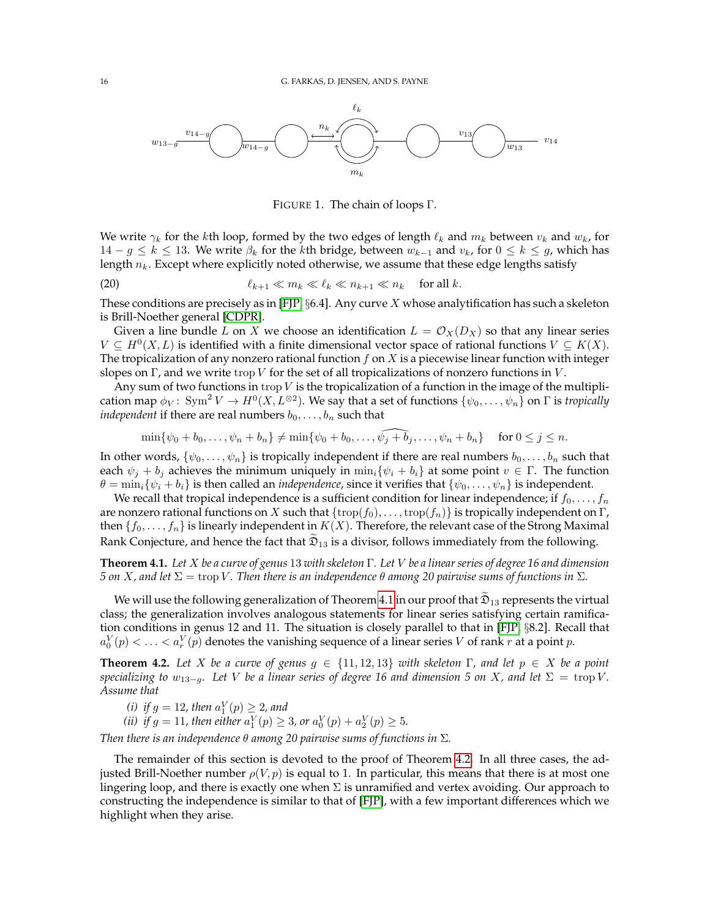FIGURE 1. The chain of loops $\Gamma$.

We write $\gamma_k$ for the $k$th loop, formed by the two edges of length $\ell_k$ and $m_k$ between $v_k$ and $w_k$, for $14-g \le k \le 13$. We write $\beta_k$ for the $k$th bridge, between $w_{k-1}$ and $v_k$, for $0 \le k \le g$, which has length $n_k$. Except where explicitly noted otherwise, we assume that these edge lengths satisfy

$$\ell_{k+1} \ll m_k \ll \ell_k \ll n_{k+1} \ll n_k \quad \text{for all } k. \tag{20}$$

These conditions are precisely as in [FJP, §6.4]. Any curve $X$ whose analytification has such a skeleton is Brill-Noether general [CDPR].

Given a line bundle $L$ on $X$ we choose an identification $L = \mathcal{O}_X(D_X)$ so that any linear series $V \subseteq H^0(X, L)$ is identified with a finite dimensional vector space of rational functions $V \subseteq K(X)$. The tropicalization of any nonzero rational function $f$ on $X$ is a piecewise linear function with integer slopes on $\Gamma$, and we write $\operatorname{trop} V$ for the set of all tropicalizations of nonzero functions in $V$.

Any sum of two functions in $\operatorname{trop} V$ is the tropicalization of a function in the image of the multiplication map $\phi_V \colon \operatorname{Sym}^2 V \to H^0(X, L^{\otimes 2})$. We say that a set of functions $\{\psi_0, \ldots, \psi_n\}$ on $\Gamma$ is *tropically independent* if there are real numbers $b_0, \ldots, b_n$ such that

$$\min\{\psi_0 + b_0, \ldots, \psi_n + b_n\} \neq \min\{\psi_0 + b_0, \ldots, \widehat{\psi_j + b_j}, \ldots, \psi_n + b_n\} \quad \text{for } 0 \le j \le n.$$

In other words, $\{\psi_0, \ldots, \psi_n\}$ is tropically independent if there are real numbers $b_0, \ldots, b_n$ such that each $\psi_j + b_j$ achieves the minimum uniquely in $\min_i\{\psi_i + b_i\}$ at some point $v \in \Gamma$. The function $\theta = \min_i\{\psi_i + b_i\}$ is then called an *independence*, since it verifies that $\{\psi_0, \ldots, \psi_n\}$ is independent.

We recall that tropical independence is a sufficient condition for linear independence; if $f_0, \ldots, f_n$ are nonzero rational functions on $X$ such that $\{\operatorname{trop}(f_0), \ldots, \operatorname{trop}(f_n)\}$ is tropically independent on $\Gamma$, then $\{f_0, \ldots, f_n\}$ is linearly independent in $K(X)$. Therefore, the relevant case of the Strong Maximal Rank Conjecture, and hence the fact that $\widetilde{\mathfrak{D}}_{13}$ is a divisor, follows immediately from the following.

**Theorem 4.1.** *Let $X$ be a curve of genus 13 with skeleton $\Gamma$. Let $V$ be a linear series of degree 16 and dimension 5 on $X$, and let $\Sigma = \operatorname{trop} V$. Then there is an independence $\theta$ among 20 pairwise sums of functions in $\Sigma$.*

We will use the following generalization of Theorem 4.1 in our proof that $\widetilde{\mathfrak{D}}_{13}$ represents the virtual class; the generalization involves analogous statements for linear series satisfying certain ramification conditions in genus 12 and 11. The situation is closely parallel to that in [FJP, §8.2]. Recall that $a_0^V(p) < \ldots < a_r^V(p)$ denotes the vanishing sequence of a linear series $V$ of rank $r$ at a point $p$.

**Theorem 4.2.** *Let $X$ be a curve of genus $g \in \{11, 12, 13\}$ with skeleton $\Gamma$, and let $p \in X$ be a point specializing to $w_{13-g}$. Let $V$ be a linear series of degree 16 and dimension 5 on $X$, and let $\Sigma = \operatorname{trop} V$. Assume that*

*(i) if $g = 12$, then $a_1^V(p) \ge 2$, and*
*(ii) if $g = 11$, then either $a_1^V(p) \ge 3$, or $a_0^V(p) + a_2^V(p) \ge 5$.*

*Then there is an independence $\theta$ among 20 pairwise sums of functions in $\Sigma$.*

The remainder of this section is devoted to the proof of Theorem 4.2. In all three cases, the adjusted Brill-Noether number $\rho(V, p)$ is equal to 1. In particular, this means that there is at most one lingering loop, and there is exactly one when $\Sigma$ is unramified and vertex avoiding. Our approach to constructing the independence is similar to that of [FJP], with a few important differences which we highlight when they arise.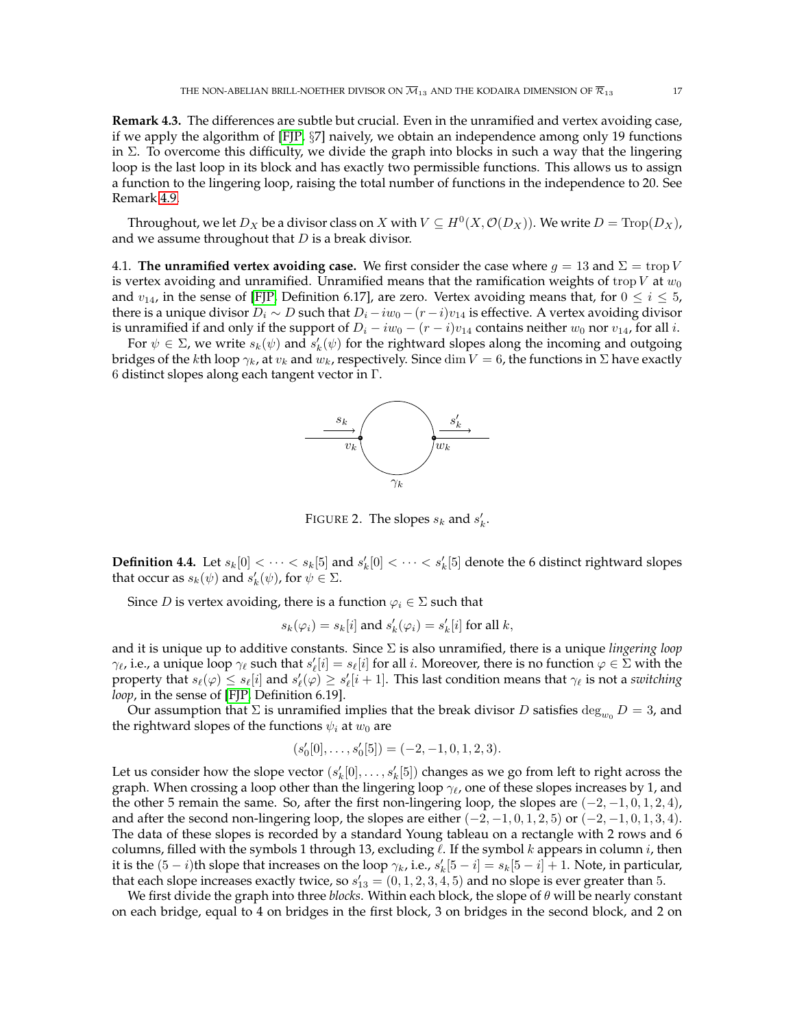**Remark 4.3.** The differences are subtle but crucial. Even in the unramified and vertex avoiding case, if we apply the algorithm of [FJP, §7] naively, we obtain an independence among only 19 functions in $\Sigma$. To overcome this difficulty, we divide the graph into blocks in such a way that the lingering loop is the last loop in its block and has exactly two permissible functions. This allows us to assign a function to the lingering loop, raising the total number of functions in the independence to 20. See Remark 4.9.

Throughout, we let $D_X$ be a divisor class on $X$ with $V \subseteq H^0(X, \mathcal{O}(D_X))$. We write $D = \mathrm{Trop}(D_X)$, and we assume throughout that $D$ is a break divisor.

4.1. **The unramified vertex avoiding case.** We first consider the case where $g = 13$ and $\Sigma = \operatorname{trop} V$ is vertex avoiding and unramified. Unramified means that the ramification weights of $\operatorname{trop} V$ at $w_0$ and $v_{14}$, in the sense of [FJP, Definition 6.17], are zero. Vertex avoiding means that, for $0 \leq i \leq 5$, there is a unique divisor $D_i \sim D$ such that $D_i - iw_0 - (r-i)v_{14}$ is effective. A vertex avoiding divisor is unramified if and only if the support of $D_i - iw_0 - (r-i)v_{14}$ contains neither $w_0$ nor $v_{14}$, for all $i$.

For $\psi \in \Sigma$, we write $s_k(\psi)$ and $s'_k(\psi)$ for the rightward slopes along the incoming and outgoing bridges of the $k$th loop $\gamma_k$, at $v_k$ and $w_k$, respectively. Since $\dim V = 6$, the functions in $\Sigma$ have exactly 6 distinct slopes along each tangent vector in $\Gamma$.

FIGURE 2. The slopes $s_k$ and $s'_k$.

**Definition 4.4.** Let $s_k[0] < \cdots < s_k[5]$ and $s'_k[0] < \cdots < s'_k[5]$ denote the 6 distinct rightward slopes that occur as $s_k(\psi)$ and $s'_k(\psi)$, for $\psi \in \Sigma$.

Since $D$ is vertex avoiding, there is a function $\varphi_i \in \Sigma$ such that

$$s_k(\varphi_i) = s_k[i] \text{ and } s'_k(\varphi_i) = s'_k[i] \text{ for all } k,$$

and it is unique up to additive constants. Since $\Sigma$ is also unramified, there is a unique *lingering loop* $\gamma_\ell$, i.e., a unique loop $\gamma_\ell$ such that $s'_\ell[i] = s_\ell[i]$ for all $i$. Moreover, there is no function $\varphi \in \Sigma$ with the property that $s_\ell(\varphi) \leq s_\ell[i]$ and $s'_\ell(\varphi) \geq s'_\ell[i+1]$. This last condition means that $\gamma_\ell$ is not a *switching loop*, in the sense of [FJP, Definition 6.19].

Our assumption that $\Sigma$ is unramified implies that the break divisor $D$ satisfies $\deg_{w_0} D = 3$, and the rightward slopes of the functions $\psi_i$ at $w_0$ are

$$(s'_0[0], \ldots, s'_0[5]) = (-2, -1, 0, 1, 2, 3).$$

Let us consider how the slope vector $(s'_k[0], \ldots, s'_k[5])$ changes as we go from left to right across the graph. When crossing a loop other than the lingering loop $\gamma_\ell$, one of these slopes increases by 1, and the other 5 remain the same. So, after the first non-lingering loop, the slopes are $(-2, -1, 0, 1, 2, 4)$, and after the second non-lingering loop, the slopes are either $(-2, -1, 0, 1, 2, 5)$ or $(-2, -1, 0, 1, 3, 4)$. The data of these slopes is recorded by a standard Young tableau on a rectangle with 2 rows and 6 columns, filled with the symbols 1 through 13, excluding $\ell$. If the symbol $k$ appears in column $i$, then it is the $(5-i)$th slope that increases on the loop $\gamma_k$, i.e., $s'_k[5-i] = s_k[5-i] + 1$. Note, in particular, that each slope increases exactly twice, so $s'_{13} = (0, 1, 2, 3, 4, 5)$ and no slope is ever greater than 5.

We first divide the graph into three *blocks*. Within each block, the slope of $\theta$ will be nearly constant on each bridge, equal to 4 on bridges in the first block, 3 on bridges in the second block, and 2 on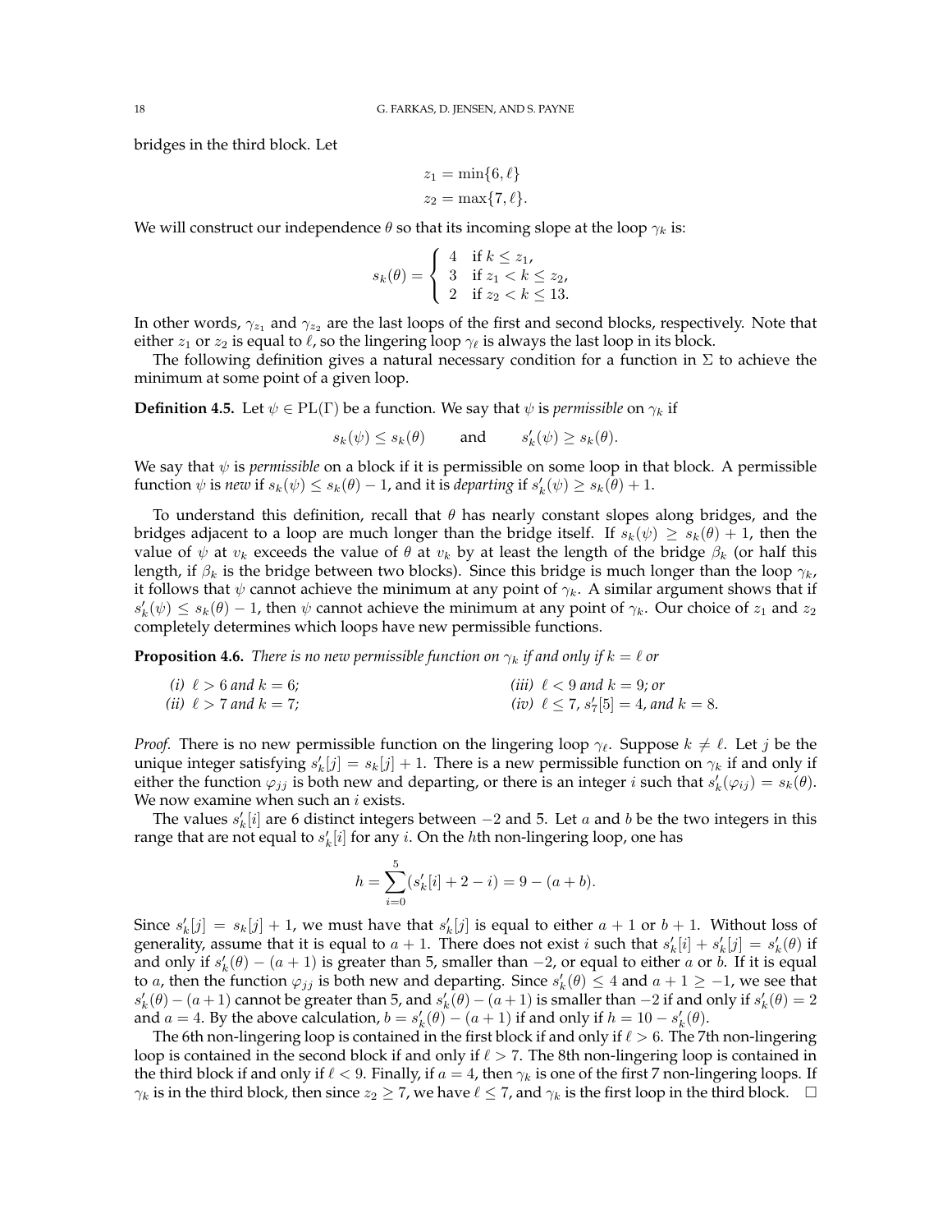bridges in the third block. Let

$$z_1 = \min\{6, \ell\}$$
$$z_2 = \max\{7, \ell\}.$$

We will construct our independence $\theta$ so that its incoming slope at the loop $\gamma_k$ is:

$$s_k(\theta) = \begin{cases} 4 & \text{if } k \leq z_1, \\ 3 & \text{if } z_1 < k \leq z_2, \\ 2 & \text{if } z_2 < k \leq 13. \end{cases}$$

In other words, $\gamma_{z_1}$ and $\gamma_{z_2}$ are the last loops of the first and second blocks, respectively. Note that either $z_1$ or $z_2$ is equal to $\ell$, so the lingering loop $\gamma_\ell$ is always the last loop in its block.

The following definition gives a natural necessary condition for a function in $\Sigma$ to achieve the minimum at some point of a given loop.

**Definition 4.5.** Let $\psi \in \mathrm{PL}(\Gamma)$ be a function. We say that $\psi$ is *permissible* on $\gamma_k$ if

$$s_k(\psi) \leq s_k(\theta) \qquad \text{and} \qquad s'_k(\psi) \geq s_k(\theta).$$

We say that $\psi$ is *permissible* on a block if it is permissible on some loop in that block. A permissible function $\psi$ is *new* if $s_k(\psi) \leq s_k(\theta) - 1$, and it is *departing* if $s'_k(\psi) \geq s_k(\theta) + 1$.

To understand this definition, recall that $\theta$ has nearly constant slopes along bridges, and the bridges adjacent to a loop are much longer than the bridge itself. If $s_k(\psi) \geq s_k(\theta) + 1$, then the value of $\psi$ at $v_k$ exceeds the value of $\theta$ at $v_k$ by at least the length of the bridge $\beta_k$ (or half this length, if $\beta_k$ is the bridge between two blocks). Since this bridge is much longer than the loop $\gamma_k$, it follows that $\psi$ cannot achieve the minimum at any point of $\gamma_k$. A similar argument shows that if $s'_k(\psi) \leq s_k(\theta) - 1$, then $\psi$ cannot achieve the minimum at any point of $\gamma_k$. Our choice of $z_1$ and $z_2$ completely determines which loops have new permissible functions.

**Proposition 4.6.** *There is no new permissible function on $\gamma_k$ if and only if $k = \ell$ or*

- *(i) $\ell > 6$ and $k = 6$;*
- *(ii) $\ell > 7$ and $k = 7$;*
- *(iii) $\ell < 9$ and $k = 9$; or*
- *(iv) $\ell \leq 7$, $s'_7[5] = 4$, and $k = 8$.*

*Proof.* There is no new permissible function on the lingering loop $\gamma_\ell$. Suppose $k \neq \ell$. Let $j$ be the unique integer satisfying $s'_k[j] = s_k[j] + 1$. There is a new permissible function on $\gamma_k$ if and only if either the function $\varphi_{jj}$ is both new and departing, or there is an integer $i$ such that $s'_k(\varphi_{ij}) = s_k(\theta)$. We now examine when such an $i$ exists.

The values $s'_k[i]$ are 6 distinct integers between $-2$ and 5. Let $a$ and $b$ be the two integers in this range that are not equal to $s'_k[i]$ for any $i$. On the $h$th non-lingering loop, one has

$$h = \sum_{i=0}^{5} (s'_k[i] + 2 - i) = 9 - (a + b).$$

Since $s'_k[j] = s_k[j] + 1$, we must have that $s'_k[j]$ is equal to either $a + 1$ or $b + 1$. Without loss of generality, assume that it is equal to $a + 1$. There does not exist $i$ such that $s'_k[i] + s'_k[j] = s'_k(\theta)$ if and only if $s'_k(\theta) - (a + 1)$ is greater than 5, smaller than $-2$, or equal to either $a$ or $b$. If it is equal to $a$, then the function $\varphi_{jj}$ is both new and departing. Since $s'_k(\theta) \leq 4$ and $a + 1 \geq -1$, we see that $s'_k(\theta) - (a + 1)$ cannot be greater than 5, and $s'_k(\theta) - (a + 1)$ is smaller than $-2$ if and only if $s'_k(\theta) = 2$ and $a = 4$. By the above calculation, $b = s'_k(\theta) - (a + 1)$ if and only if $h = 10 - s'_k(\theta)$.

The 6th non-lingering loop is contained in the first block if and only if $\ell > 6$. The 7th non-lingering loop is contained in the second block if and only if $\ell > 7$. The 8th non-lingering loop is contained in the third block if and only if $\ell < 9$. Finally, if $a = 4$, then $\gamma_k$ is one of the first 7 non-lingering loops. If $\gamma_k$ is in the third block, then since $z_2 \geq 7$, we have $\ell \leq 7$, and $\gamma_k$ is the first loop in the third block. $\square$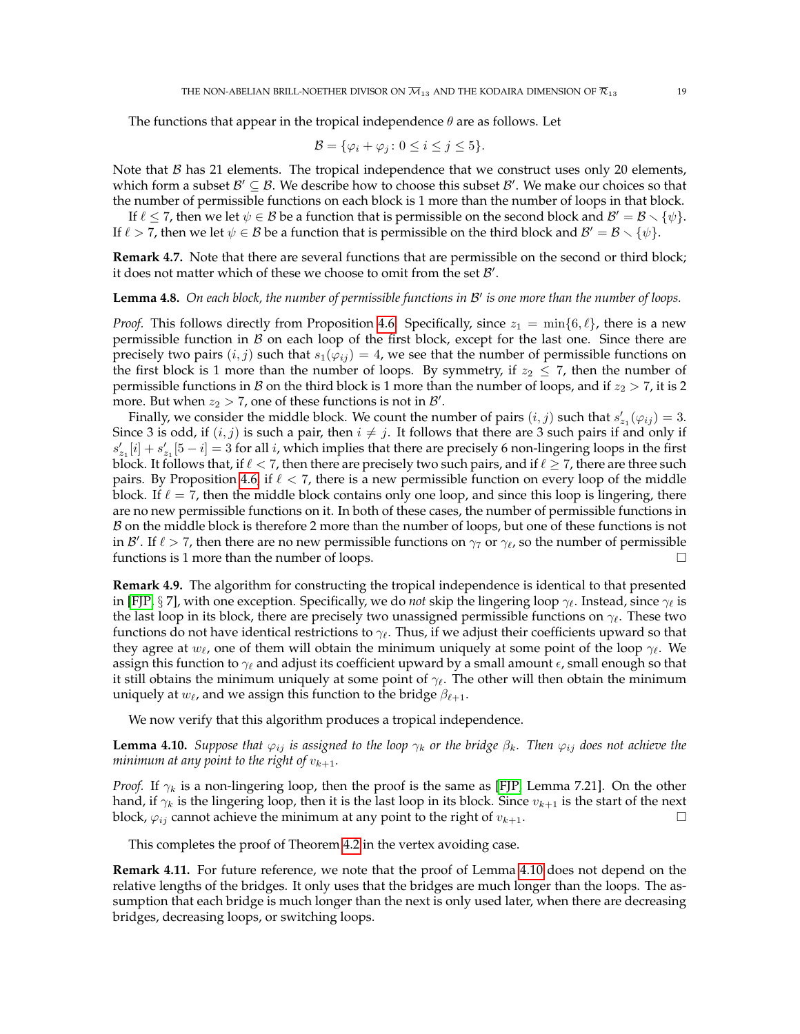The functions that appear in the tropical independence $\theta$ are as follows. Let

$$\mathcal{B} = \{\varphi_i + \varphi_j : 0 \leq i \leq j \leq 5\}.$$

Note that $\mathcal{B}$ has 21 elements. The tropical independence that we construct uses only 20 elements, which form a subset $\mathcal{B}' \subseteq \mathcal{B}$. We describe how to choose this subset $\mathcal{B}'$. We make our choices so that the number of permissible functions on each block is 1 more than the number of loops in that block.

If $\ell \leq 7$, then we let $\psi \in \mathcal{B}$ be a function that is permissible on the second block and $\mathcal{B}' = \mathcal{B} \smallsetminus \{\psi\}$. If $\ell > 7$, then we let $\psi \in \mathcal{B}$ be a function that is permissible on the third block and $\mathcal{B}' = \mathcal{B} \smallsetminus \{\psi\}$.

**Remark 4.7.** Note that there are several functions that are permissible on the second or third block; it does not matter which of these we choose to omit from the set $\mathcal{B}'$.

**Lemma 4.8.** *On each block, the number of permissible functions in $\mathcal{B}'$ is one more than the number of loops.*

*Proof.* This follows directly from Proposition 4.6. Specifically, since $z_1 = \min\{6, \ell\}$, there is a new permissible function in $\mathcal{B}$ on each loop of the first block, except for the last one. Since there are precisely two pairs $(i, j)$ such that $s_1(\varphi_{ij}) = 4$, we see that the number of permissible functions on the first block is 1 more than the number of loops. By symmetry, if $z_2 \leq 7$, then the number of permissible functions in $\mathcal{B}$ on the third block is 1 more than the number of loops, and if $z_2 > 7$, it is 2 more. But when $z_2 > 7$, one of these functions is not in $\mathcal{B}'$.

Finally, we consider the middle block. We count the number of pairs $(i, j)$ such that $s'_{z_1}(\varphi_{ij}) = 3$. Since 3 is odd, if $(i, j)$ is such a pair, then $i \neq j$. It follows that there are 3 such pairs if and only if $s'_{z_1}[i] + s'_{z_1}[5 - i] = 3$ for all $i$, which implies that there are precisely 6 non-lingering loops in the first block. It follows that, if $\ell < 7$, then there are precisely two such pairs, and if $\ell \geq 7$, there are three such pairs. By Proposition 4.6, if $\ell < 7$, there is a new permissible function on every loop of the middle block. If $\ell = 7$, then the middle block contains only one loop, and since this loop is lingering, there are no new permissible functions on it. In both of these cases, the number of permissible functions in $\mathcal{B}$ on the middle block is therefore 2 more than the number of loops, but one of these functions is not in $\mathcal{B}'$. If $\ell > 7$, then there are no new permissible functions on $\gamma_7$ or $\gamma_\ell$, so the number of permissible functions is 1 more than the number of loops. $\square$

**Remark 4.9.** The algorithm for constructing the tropical independence is identical to that presented in [FJP, § 7], with one exception. Specifically, we do *not* skip the lingering loop $\gamma_\ell$. Instead, since $\gamma_\ell$ is the last loop in its block, there are precisely two unassigned permissible functions on $\gamma_\ell$. These two functions do not have identical restrictions to $\gamma_\ell$. Thus, if we adjust their coefficients upward so that they agree at $w_\ell$, one of them will obtain the minimum uniquely at some point of the loop $\gamma_\ell$. We assign this function to $\gamma_\ell$ and adjust its coefficient upward by a small amount $\epsilon$, small enough so that it still obtains the minimum uniquely at some point of $\gamma_\ell$. The other will then obtain the minimum uniquely at $w_\ell$, and we assign this function to the bridge $\beta_{\ell+1}$.

We now verify that this algorithm produces a tropical independence.

**Lemma 4.10.** *Suppose that $\varphi_{ij}$ is assigned to the loop $\gamma_k$ or the bridge $\beta_k$. Then $\varphi_{ij}$ does not achieve the minimum at any point to the right of $v_{k+1}$.*

*Proof.* If $\gamma_k$ is a non-lingering loop, then the proof is the same as [FJP, Lemma 7.21]. On the other hand, if $\gamma_k$ is the lingering loop, then it is the last loop in its block. Since $v_{k+1}$ is the start of the next block, $\varphi_{ij}$ cannot achieve the minimum at any point to the right of $v_{k+1}$. $\square$

This completes the proof of Theorem 4.2 in the vertex avoiding case.

**Remark 4.11.** For future reference, we note that the proof of Lemma 4.10 does not depend on the relative lengths of the bridges. It only uses that the bridges are much longer than the loops. The assumption that each bridge is much longer than the next is only used later, when there are decreasing bridges, decreasing loops, or switching loops.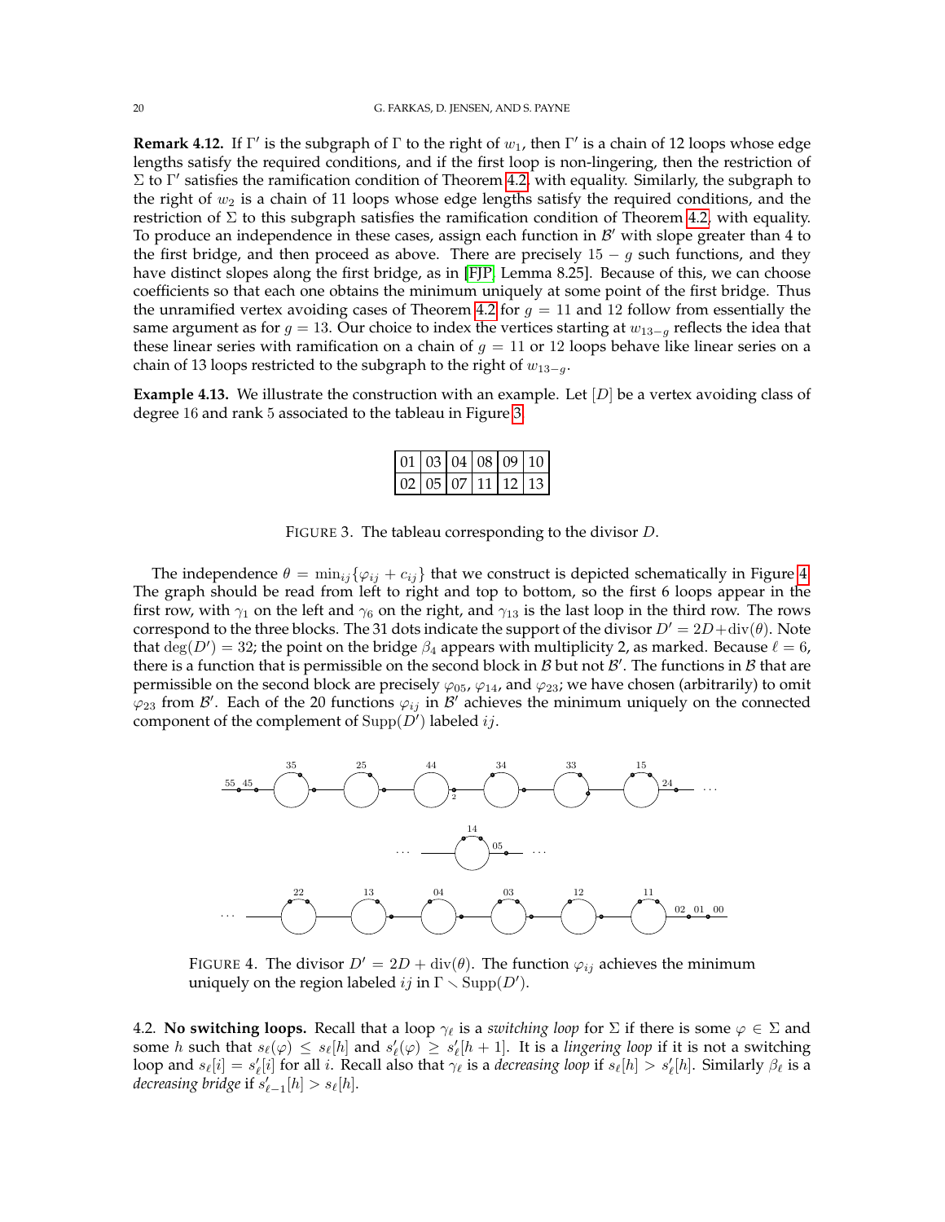**Remark 4.12.** If $\Gamma'$ is the subgraph of $\Gamma$ to the right of $w_1$, then $\Gamma'$ is a chain of 12 loops whose edge lengths satisfy the required conditions, and if the first loop is non-lingering, then the restriction of $\Sigma$ to $\Gamma'$ satisfies the ramification condition of Theorem 4.2. with equality. Similarly, the subgraph to the right of $w_2$ is a chain of 11 loops whose edge lengths satisfy the required conditions, and the restriction of $\Sigma$ to this subgraph satisfies the ramification condition of Theorem 4.2. with equality. To produce an independence in these cases, assign each function in $\mathcal{B}'$ with slope greater than 4 to the first bridge, and then proceed as above. There are precisely $15 - g$ such functions, and they have distinct slopes along the first bridge, as in [FJP, Lemma 8.25]. Because of this, we can choose coefficients so that each one obtains the minimum uniquely at some point of the first bridge. Thus the unramified vertex avoiding cases of Theorem 4.2 for $g = 11$ and 12 follow from essentially the same argument as for $g = 13$. Our choice to index the vertices starting at $w_{13-g}$ reflects the idea that these linear series with ramification on a chain of $g = 11$ or 12 loops behave like linear series on a chain of 13 loops restricted to the subgraph to the right of $w_{13-g}$.

**Example 4.13.** We illustrate the construction with an example. Let $[D]$ be a vertex avoiding class of degree 16 and rank 5 associated to the tableau in Figure 3.

| 01 | 03 | 04 | 08 | 09 | 10 |
|---|---|---|---|---|---|
| 02 | 05 | 07 | 11 | 12 | 13 |

FIGURE 3. The tableau corresponding to the divisor $D$.

The independence $\theta = \min_{ij}\{\varphi_{ij} + c_{ij}\}$ that we construct is depicted schematically in Figure 4. The graph should be read from left to right and top to bottom, so the first 6 loops appear in the first row, with $\gamma_1$ on the left and $\gamma_6$ on the right, and $\gamma_{13}$ is the last loop in the third row. The rows correspond to the three blocks. The 31 dots indicate the support of the divisor $D' = 2D + \operatorname{div}(\theta)$. Note that $\deg(D') = 32$; the point on the bridge $\beta_4$ appears with multiplicity 2, as marked. Because $\ell = 6$, there is a function that is permissible on the second block in $\mathcal{B}$ but not $\mathcal{B}'$. The functions in $\mathcal{B}$ that are permissible on the second block are precisely $\varphi_{05}$, $\varphi_{14}$, and $\varphi_{23}$; we have chosen (arbitrarily) to omit $\varphi_{23}$ from $\mathcal{B}'$. Each of the 20 functions $\varphi_{ij}$ in $\mathcal{B}'$ achieves the minimum uniquely on the connected component of the complement of $\operatorname{Supp}(D')$ labeled $ij$.

FIGURE 4. The divisor $D' = 2D + \operatorname{div}(\theta)$. The function $\varphi_{ij}$ achieves the minimum uniquely on the region labeled $ij$ in $\Gamma \smallsetminus \operatorname{Supp}(D')$.

4.2. **No switching loops.** Recall that a loop $\gamma_\ell$ is a *switching loop* for $\Sigma$ if there is some $\varphi \in \Sigma$ and some $h$ such that $s_\ell(\varphi) \leq s_\ell[h]$ and $s'_\ell(\varphi) \geq s'_\ell[h+1]$. It is a *lingering loop* if it is not a switching loop and $s_\ell[i] = s'_\ell[i]$ for all $i$. Recall also that $\gamma_\ell$ is a *decreasing loop* if $s_\ell[h] > s'_\ell[h]$. Similarly $\beta_\ell$ is a *decreasing bridge* if $s'_{\ell-1}[h] > s_\ell[h]$.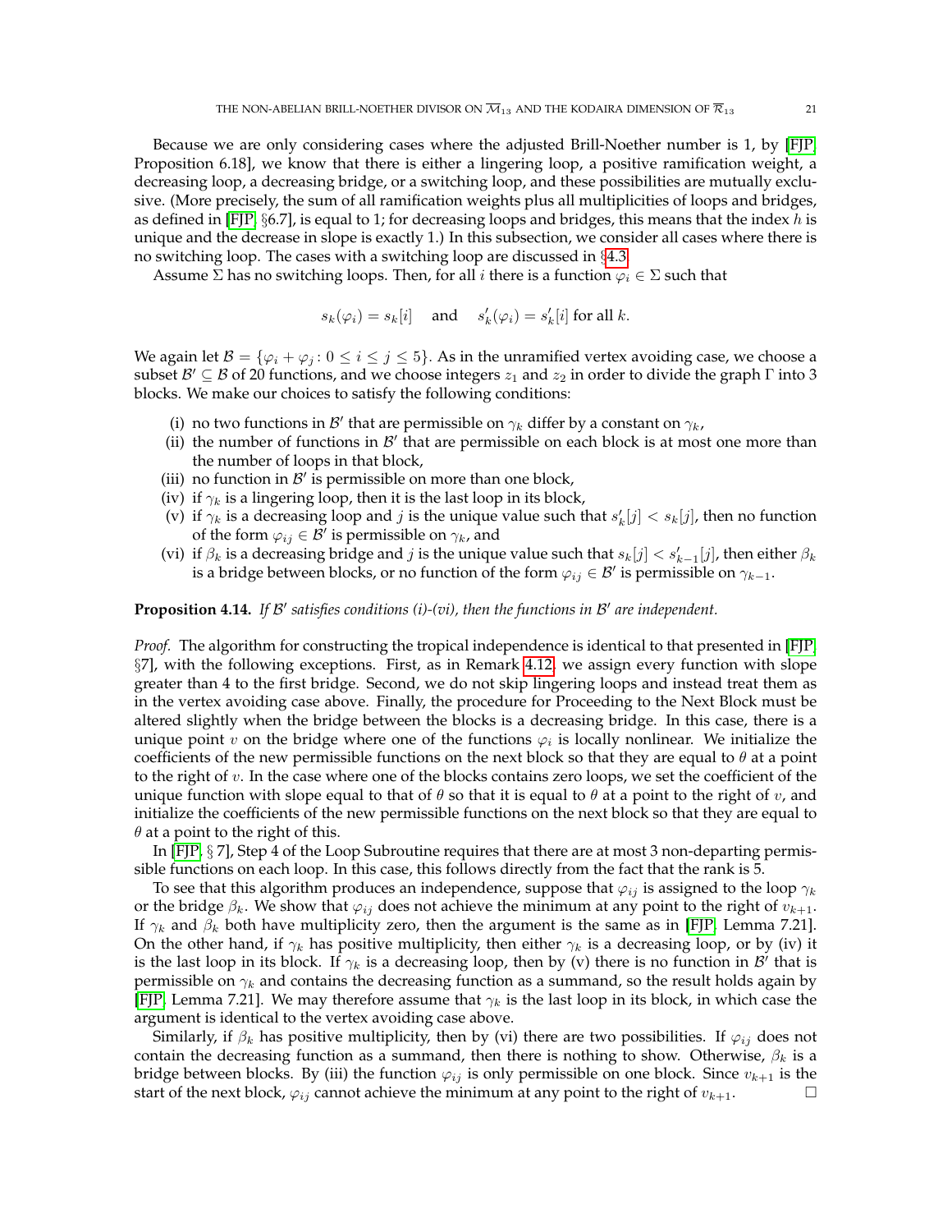Because we are only considering cases where the adjusted Brill-Noether number is 1, by [FJP, Proposition 6.18], we know that there is either a lingering loop, a positive ramification weight, a decreasing loop, a decreasing bridge, or a switching loop, and these possibilities are mutually exclusive. (More precisely, the sum of all ramification weights plus all multiplicities of loops and bridges, as defined in [FJP, §6.7], is equal to 1; for decreasing loops and bridges, this means that the index $h$ is unique and the decrease in slope is exactly 1.) In this subsection, we consider all cases where there is no switching loop. The cases with a switching loop are discussed in §4.3.

Assume $\Sigma$ has no switching loops. Then, for all $i$ there is a function $\varphi_i \in \Sigma$ such that

$$s_k(\varphi_i) = s_k[i] \quad \text{and} \quad s'_k(\varphi_i) = s'_k[i] \text{ for all } k.$$

We again let $\mathcal{B} = \{\varphi_i + \varphi_j : 0 \leq i \leq j \leq 5\}$. As in the unramified vertex avoiding case, we choose a subset $\mathcal{B}' \subseteq \mathcal{B}$ of 20 functions, and we choose integers $z_1$ and $z_2$ in order to divide the graph $\Gamma$ into 3 blocks. We make our choices to satisfy the following conditions:

(i) no two functions in $\mathcal{B}'$ that are permissible on $\gamma_k$ differ by a constant on $\gamma_k$,
(ii) the number of functions in $\mathcal{B}'$ that are permissible on each block is at most one more than the number of loops in that block,
(iii) no function in $\mathcal{B}'$ is permissible on more than one block,
(iv) if $\gamma_k$ is a lingering loop, then it is the last loop in its block,
(v) if $\gamma_k$ is a decreasing loop and $j$ is the unique value such that $s'_k[j] < s_k[j]$, then no function of the form $\varphi_{ij} \in \mathcal{B}'$ is permissible on $\gamma_k$, and
(vi) if $\beta_k$ is a decreasing bridge and $j$ is the unique value such that $s_k[j] < s'_{k-1}[j]$, then either $\beta_k$ is a bridge between blocks, or no function of the form $\varphi_{ij} \in \mathcal{B}'$ is permissible on $\gamma_{k-1}$.

**Proposition 4.14.** *If $\mathcal{B}'$ satisfies conditions (i)-(vi), then the functions in $\mathcal{B}'$ are independent.*

*Proof.* The algorithm for constructing the tropical independence is identical to that presented in [FJP, §7], with the following exceptions. First, as in Remark 4.12, we assign every function with slope greater than 4 to the first bridge. Second, we do not skip lingering loops and instead treat them as in the vertex avoiding case above. Finally, the procedure for Proceeding to the Next Block must be altered slightly when the bridge between the blocks is a decreasing bridge. In this case, there is a unique point $v$ on the bridge where one of the functions $\varphi_i$ is locally nonlinear. We initialize the coefficients of the new permissible functions on the next block so that they are equal to $\theta$ at a point to the right of $v$. In the case where one of the blocks contains zero loops, we set the coefficient of the unique function with slope equal to that of $\theta$ so that it is equal to $\theta$ at a point to the right of $v$, and initialize the coefficients of the new permissible functions on the next block so that they are equal to $\theta$ at a point to the right of this.

In [FJP, § 7], Step 4 of the Loop Subroutine requires that there are at most 3 non-departing permissible functions on each loop. In this case, this follows directly from the fact that the rank is 5.

To see that this algorithm produces an independence, suppose that $\varphi_{ij}$ is assigned to the loop $\gamma_k$ or the bridge $\beta_k$. We show that $\varphi_{ij}$ does not achieve the minimum at any point to the right of $v_{k+1}$. If $\gamma_k$ and $\beta_k$ both have multiplicity zero, then the argument is the same as in [FJP, Lemma 7.21]. On the other hand, if $\gamma_k$ has positive multiplicity, then either $\gamma_k$ is a decreasing loop, or by (iv) it is the last loop in its block. If $\gamma_k$ is a decreasing loop, then by (v) there is no function in $\mathcal{B}'$ that is permissible on $\gamma_k$ and contains the decreasing function as a summand, so the result holds again by [FJP, Lemma 7.21]. We may therefore assume that $\gamma_k$ is the last loop in its block, in which case the argument is identical to the vertex avoiding case above.

Similarly, if $\beta_k$ has positive multiplicity, then by (vi) there are two possibilities. If $\varphi_{ij}$ does not contain the decreasing function as a summand, then there is nothing to show. Otherwise, $\beta_k$ is a bridge between blocks. By (iii) the function $\varphi_{ij}$ is only permissible on one block. Since $v_{k+1}$ is the start of the next block, $\varphi_{ij}$ cannot achieve the minimum at any point to the right of $v_{k+1}$. □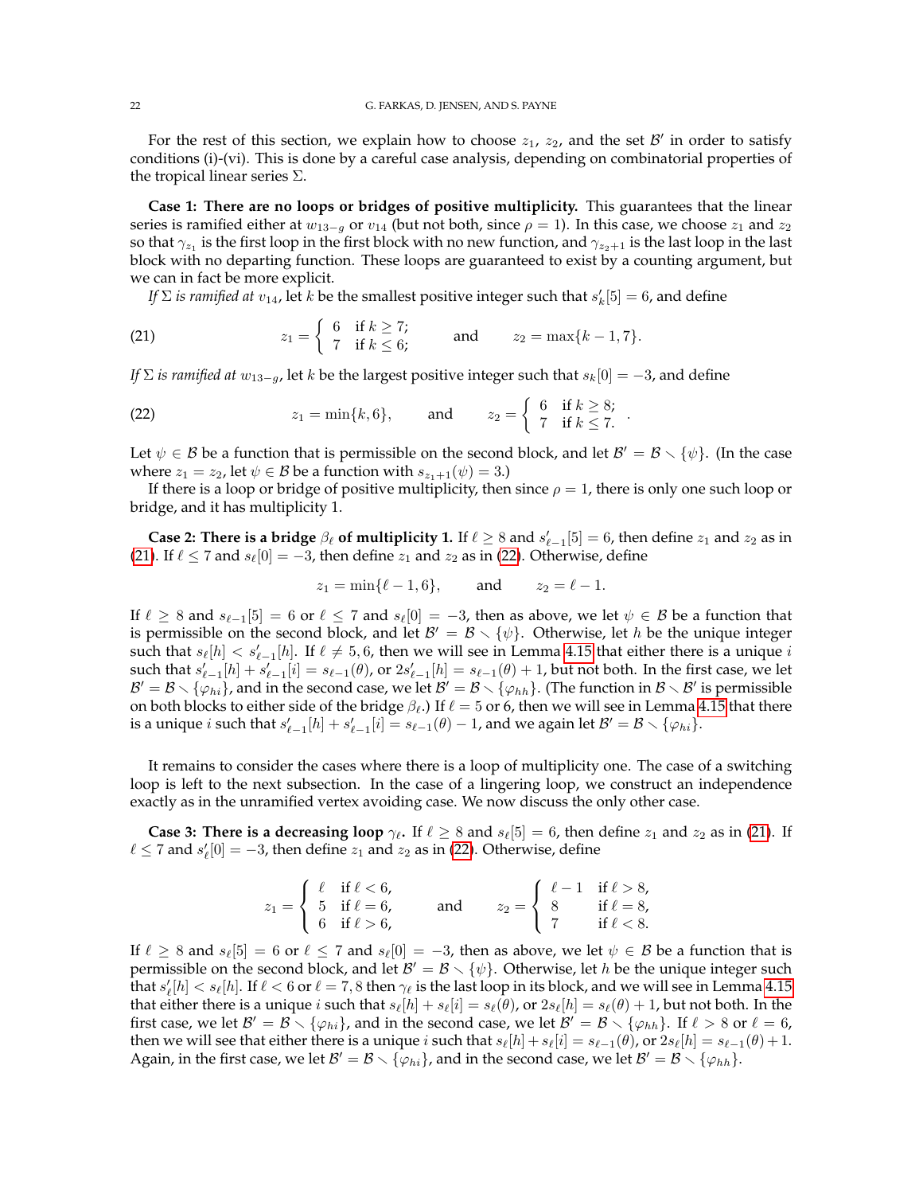For the rest of this section, we explain how to choose $z_1$, $z_2$, and the set $\mathcal{B}'$ in order to satisfy conditions (i)-(vi). This is done by a careful case analysis, depending on combinatorial properties of the tropical linear series $\Sigma$.

**Case 1: There are no loops or bridges of positive multiplicity.** This guarantees that the linear series is ramified either at $w_{13-g}$ or $v_{14}$ (but not both, since $\rho = 1$). In this case, we choose $z_1$ and $z_2$ so that $\gamma_{z_1}$ is the first loop in the first block with no new function, and $\gamma_{z_2+1}$ is the last loop in the last block with no departing function. These loops are guaranteed to exist by a counting argument, but we can in fact be more explicit.

*If $\Sigma$ is ramified at $v_{14}$*, let $k$ be the smallest positive integer such that $s'_k[5] = 6$, and define

$$z_1 = \begin{cases} 6 & \text{if } k \geq 7; \\ 7 & \text{if } k \leq 6; \end{cases} \qquad \text{and} \qquad z_2 = \max\{k-1, 7\}. \tag{21}$$

*If $\Sigma$ is ramified at $w_{13-g}$*, let $k$ be the largest positive integer such that $s_k[0] = -3$, and define

$$z_1 = \min\{k, 6\}, \qquad \text{and} \qquad z_2 = \begin{cases} 6 & \text{if } k \geq 8; \\ 7 & \text{if } k \leq 7. \end{cases} \tag{22}$$

Let $\psi \in \mathcal{B}$ be a function that is permissible on the second block, and let $\mathcal{B}' = \mathcal{B} \smallsetminus \{\psi\}$. (In the case where $z_1 = z_2$, let $\psi \in \mathcal{B}$ be a function with $s_{z_1+1}(\psi) = 3$.)

If there is a loop or bridge of positive multiplicity, then since $\rho = 1$, there is only one such loop or bridge, and it has multiplicity 1.

**Case 2: There is a bridge $\beta_\ell$ of multiplicity 1.** If $\ell \geq 8$ and $s'_{\ell-1}[5] = 6$, then define $z_1$ and $z_2$ as in (21). If $\ell \leq 7$ and $s_\ell[0] = -3$, then define $z_1$ and $z_2$ as in (22). Otherwise, define

$$z_1 = \min\{\ell - 1, 6\}, \qquad \text{and} \qquad z_2 = \ell - 1.$$

If $\ell \geq 8$ and $s_{\ell-1}[5] = 6$ or $\ell \leq 7$ and $s_\ell[0] = -3$, then as above, we let $\psi \in \mathcal{B}$ be a function that is permissible on the second block, and let $\mathcal{B}' = \mathcal{B} \smallsetminus \{\psi\}$. Otherwise, let $h$ be the unique integer such that $s_\ell[h] < s'_{\ell-1}[h]$. If $\ell \neq 5, 6$, then we will see in Lemma 4.15 that either there is a unique $i$ such that $s'_{\ell-1}[h] + s'_{\ell-1}[i] = s_{\ell-1}(\theta)$, or $2s'_{\ell-1}[h] = s_{\ell-1}(\theta) + 1$, but not both. In the first case, we let $\mathcal{B}' = \mathcal{B} \smallsetminus \{\varphi_{hi}\}$, and in the second case, we let $\mathcal{B}' = \mathcal{B} \smallsetminus \{\varphi_{hh}\}$. (The function in $\mathcal{B} \smallsetminus \mathcal{B}'$ is permissible on both blocks to either side of the bridge $\beta_\ell$.) If $\ell = 5$ or 6, then we will see in Lemma 4.15 that there is a unique $i$ such that $s'_{\ell-1}[h] + s'_{\ell-1}[i] = s_{\ell-1}(\theta) - 1$, and we again let $\mathcal{B}' = \mathcal{B} \smallsetminus \{\varphi_{hi}\}$.

It remains to consider the cases where there is a loop of multiplicity one. The case of a switching loop is left to the next subsection. In the case of a lingering loop, we construct an independence exactly as in the unramified vertex avoiding case. We now discuss the only other case.

**Case 3: There is a decreasing loop $\gamma_\ell$.** If $\ell \geq 8$ and $s_\ell[5] = 6$, then define $z_1$ and $z_2$ as in (21). If $\ell \leq 7$ and $s'_\ell[0] = -3$, then define $z_1$ and $z_2$ as in (22). Otherwise, define

$$z_1 = \begin{cases} \ell & \text{if } \ell < 6, \\ 5 & \text{if } \ell = 6, \\ 6 & \text{if } \ell > 6, \end{cases} \qquad \text{and} \qquad z_2 = \begin{cases} \ell - 1 & \text{if } \ell > 8, \\ 8 & \text{if } \ell = 8, \\ 7 & \text{if } \ell < 8. \end{cases}$$

If $\ell \geq 8$ and $s_\ell[5] = 6$ or $\ell \leq 7$ and $s_\ell[0] = -3$, then as above, we let $\psi \in \mathcal{B}$ be a function that is permissible on the second block, and let $\mathcal{B}' = \mathcal{B} \smallsetminus \{\psi\}$. Otherwise, let $h$ be the unique integer such that $s'_\ell[h] < s_\ell[h]$. If $\ell < 6$ or $\ell = 7, 8$ then $\gamma_\ell$ is the last loop in its block, and we will see in Lemma 4.15 that either there is a unique $i$ such that $s_\ell[h] + s_\ell[i] = s_\ell(\theta)$, or $2s_\ell[h] = s_\ell(\theta) + 1$, but not both. In the first case, we let $\mathcal{B}' = \mathcal{B} \smallsetminus \{\varphi_{hi}\}$, and in the second case, we let $\mathcal{B}' = \mathcal{B} \smallsetminus \{\varphi_{hh}\}$. If $\ell > 8$ or $\ell = 6$, then we will see that either there is a unique $i$ such that $s_\ell[h] + s_\ell[i] = s_{\ell-1}(\theta)$, or $2s_\ell[h] = s_{\ell-1}(\theta) + 1$. Again, in the first case, we let $\mathcal{B}' = \mathcal{B} \smallsetminus \{\varphi_{hi}\}$, and in the second case, we let $\mathcal{B}' = \mathcal{B} \smallsetminus \{\varphi_{hh}\}$.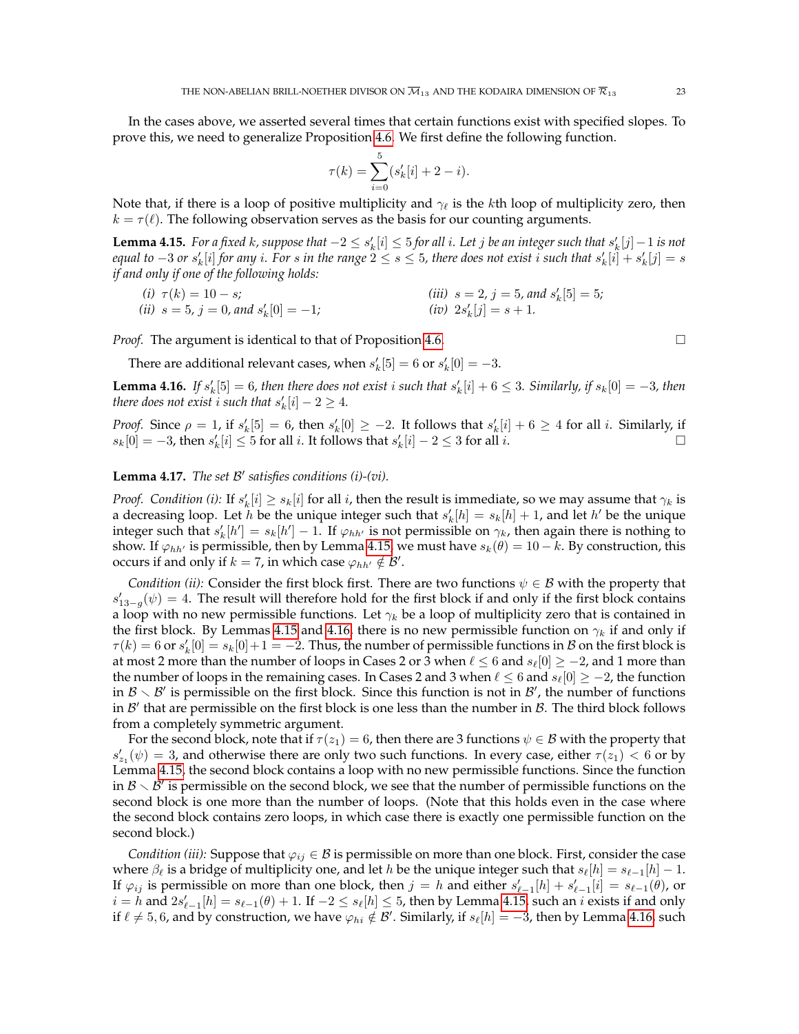In the cases above, we asserted several times that certain functions exist with specified slopes. To prove this, we need to generalize Proposition 4.6. We first define the following function.

$$\tau(k) = \sum_{i=0}^{5} (s'_k[i] + 2 - i).$$

Note that, if there is a loop of positive multiplicity and $\gamma_\ell$ is the $k$th loop of multiplicity zero, then $k = \tau(\ell)$. The following observation serves as the basis for our counting arguments.

**Lemma 4.15.** *For a fixed $k$, suppose that $-2 \leq s'_k[i] \leq 5$ for all $i$. Let $j$ be an integer such that $s'_k[j]-1$ is not equal to $-3$ or $s'_k[i]$ for any $i$. For $s$ in the range $2 \leq s \leq 5$, there does not exist $i$ such that $s'_k[i] + s'_k[j] = s$ if and only if one of the following holds:*

*(i) $\tau(k) = 10 - s$;*
*(ii) $s = 5$, $j = 0$, and $s'_k[0] = -1$;*
*(iii) $s = 2$, $j = 5$, and $s'_k[5] = 5$;*
*(iv) $2s'_k[j] = s + 1$.*

*Proof.* The argument is identical to that of Proposition 4.6. $\square$

There are additional relevant cases, when $s'_k[5] = 6$ or $s'_k[0] = -3$.

**Lemma 4.16.** *If $s'_k[5] = 6$, then there does not exist $i$ such that $s'_k[i] + 6 \leq 3$. Similarly, if $s_k[0] = -3$, then there does not exist $i$ such that $s'_k[i] - 2 \geq 4$.*

*Proof.* Since $\rho = 1$, if $s'_k[5] = 6$, then $s'_k[0] \geq -2$. It follows that $s'_k[i] + 6 \geq 4$ for all $i$. Similarly, if $s_k[0] = -3$, then $s'_k[i] \leq 5$ for all $i$. It follows that $s'_k[i] - 2 \leq 3$ for all $i$. $\square$

**Lemma 4.17.** *The set $\mathcal{B}'$ satisfies conditions (i)-(vi).*

*Proof.* *Condition (i):* If $s'_k[i] \geq s_k[i]$ for all $i$, then the result is immediate, so we may assume that $\gamma_k$ is a decreasing loop. Let $h$ be the unique integer such that $s'_k[h] = s_k[h] + 1$, and let $h'$ be the unique integer such that $s'_k[h'] = s_k[h'] - 1$. If $\varphi_{hh'}$ is not permissible on $\gamma_k$, then again there is nothing to show. If $\varphi_{hh'}$ is permissible, then by Lemma 4.15, we must have $s_k(\theta) = 10 - k$. By construction, this occurs if and only if $k = 7$, in which case $\varphi_{hh'} \notin \mathcal{B}'$.

*Condition (ii):* Consider the first block first. There are two functions $\psi \in \mathcal{B}$ with the property that $s'_{13-g}(\psi) = 4$. The result will therefore hold for the first block if and only if the first block contains a loop with no new permissible functions. Let $\gamma_k$ be a loop of multiplicity zero that is contained in the first block. By Lemmas 4.15 and 4.16, there is no new permissible function on $\gamma_k$ if and only if $\tau(k) = 6$ or $s'_k[0] = s_k[0] + 1 = -2$. Thus, the number of permissible functions in $\mathcal{B}$ on the first block is at most 2 more than the number of loops in Cases 2 or 3 when $\ell \leq 6$ and $s_\ell[0] \geq -2$, and 1 more than the number of loops in the remaining cases. In Cases 2 and 3 when $\ell \leq 6$ and $s_\ell[0] \geq -2$, the function in $\mathcal{B} \smallsetminus \mathcal{B}'$ is permissible on the first block. Since this function is not in $\mathcal{B}'$, the number of functions in $\mathcal{B}'$ that are permissible on the first block is one less than the number in $\mathcal{B}$. The third block follows from a completely symmetric argument.

For the second block, note that if $\tau(z_1) = 6$, then there are 3 functions $\psi \in \mathcal{B}$ with the property that $s'_{z_1}(\psi) = 3$, and otherwise there are only two such functions. In every case, either $\tau(z_1) < 6$ or by Lemma 4.15, the second block contains a loop with no new permissible functions. Since the function in $\mathcal{B} \smallsetminus \mathcal{B}'$ is permissible on the second block, we see that the number of permissible functions on the second block is one more than the number of loops. (Note that this holds even in the case where the second block contains zero loops, in which case there is exactly one permissible function on the second block.)

*Condition (iii):* Suppose that $\varphi_{ij} \in \mathcal{B}$ is permissible on more than one block. First, consider the case where $\beta_\ell$ is a bridge of multiplicity one, and let $h$ be the unique integer such that $s_\ell[h] = s_{\ell-1}[h] - 1$. If $\varphi_{ij}$ is permissible on more than one block, then $j = h$ and either $s'_{\ell-1}[h] + s'_{\ell-1}[i] = s_{\ell-1}(\theta)$, or $i = h$ and $2s'_{\ell-1}[h] = s_{\ell-1}(\theta) + 1$. If $-2 \leq s_\ell[h] \leq 5$, then by Lemma 4.15, such an $i$ exists if and only if $\ell \neq 5, 6$, and by construction, we have $\varphi_{hi} \notin \mathcal{B}'$. Similarly, if $s_\ell[h] = -3$, then by Lemma 4.16, such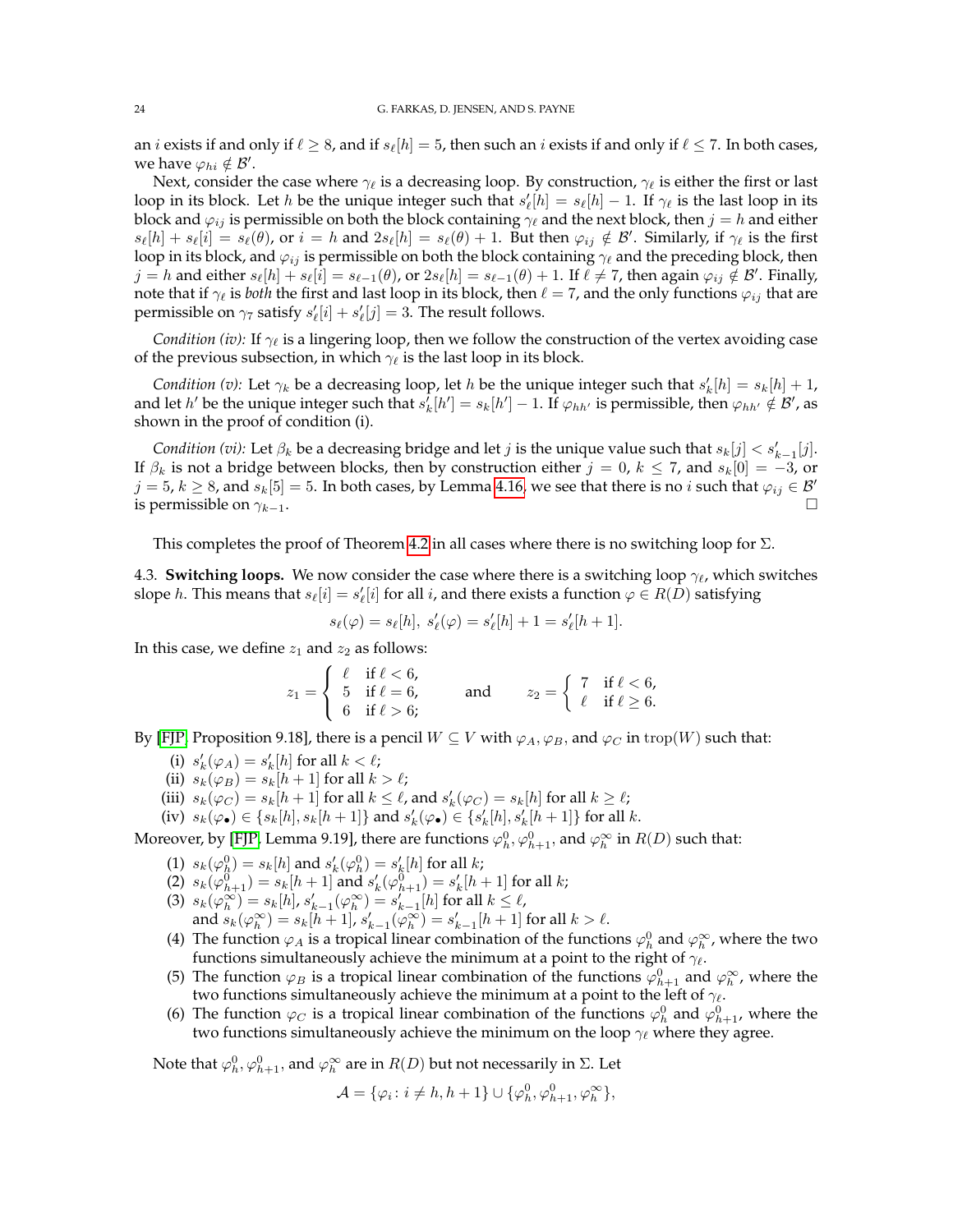an $i$ exists if and only if $\ell \geq 8$, and if $s_\ell[h] = 5$, then such an $i$ exists if and only if $\ell \leq 7$. In both cases, we have $\varphi_{hi} \notin \mathcal{B}'$.

Next, consider the case where $\gamma_\ell$ is a decreasing loop. By construction, $\gamma_\ell$ is either the first or last loop in its block. Let $h$ be the unique integer such that $s'_\ell[h] = s_\ell[h] - 1$. If $\gamma_\ell$ is the last loop in its block and $\varphi_{ij}$ is permissible on both the block containing $\gamma_\ell$ and the next block, then $j = h$ and either $s_\ell[h] + s_\ell[i] = s_\ell(\theta)$, or $i = h$ and $2s_\ell[h] = s_\ell(\theta) + 1$. But then $\varphi_{ij} \notin \mathcal{B}'$. Similarly, if $\gamma_\ell$ is the first loop in its block, and $\varphi_{ij}$ is permissible on both the block containing $\gamma_\ell$ and the preceding block, then $j = h$ and either $s_\ell[h] + s_\ell[i] = s_{\ell-1}(\theta)$, or $2s_\ell[h] = s_{\ell-1}(\theta) + 1$. If $\ell \neq 7$, then again $\varphi_{ij} \notin \mathcal{B}'$. Finally, note that if $\gamma_\ell$ is *both* the first and last loop in its block, then $\ell = 7$, and the only functions $\varphi_{ij}$ that are permissible on $\gamma_7$ satisfy $s'_\ell[i] + s'_\ell[j] = 3$. The result follows.

*Condition (iv):* If $\gamma_\ell$ is a lingering loop, then we follow the construction of the vertex avoiding case of the previous subsection, in which $\gamma_\ell$ is the last loop in its block.

*Condition (v):* Let $\gamma_k$ be a decreasing loop, let $h$ be the unique integer such that $s'_k[h] = s_k[h] + 1$, and let $h'$ be the unique integer such that $s'_k[h'] = s_k[h'] - 1$. If $\varphi_{hh'}$ is permissible, then $\varphi_{hh'} \notin \mathcal{B}'$, as shown in the proof of condition (i).

*Condition (vi):* Let $\beta_k$ be a decreasing bridge and let $j$ is the unique value such that $s_k[j] < s'_{k-1}[j]$. If $\beta_k$ is not a bridge between blocks, then by construction either $j = 0$, $k \leq 7$, and $s_k[0] = -3$, or $j = 5$, $k \geq 8$, and $s_k[5] = 5$. In both cases, by Lemma 4.16, we see that there is no $i$ such that $\varphi_{ij} \in \mathcal{B}'$ is permissible on $\gamma_{k-1}$. □

This completes the proof of Theorem 4.2 in all cases where there is no switching loop for $\Sigma$.

4.3. **Switching loops.** We now consider the case where there is a switching loop $\gamma_\ell$, which switches slope $h$. This means that $s_\ell[i] = s'_\ell[i]$ for all $i$, and there exists a function $\varphi \in R(D)$ satisfying

$$s_\ell(\varphi) = s_\ell[h],\ s'_\ell(\varphi) = s'_\ell[h] + 1 = s'_\ell[h+1].$$

In this case, we define $z_1$ and $z_2$ as follows:

$$z_1 = \begin{cases} \ell & \text{if } \ell < 6, \\ 5 & \text{if } \ell = 6, \\ 6 & \text{if } \ell > 6; \end{cases} \qquad \text{and} \qquad z_2 = \begin{cases} 7 & \text{if } \ell < 6, \\ \ell & \text{if } \ell \geq 6. \end{cases}$$

By [FJP, Proposition 9.18], there is a pencil $W \subseteq V$ with $\varphi_A, \varphi_B$, and $\varphi_C$ in $\mathrm{trop}(W)$ such that:

(i) $s'_k(\varphi_A) = s'_k[h]$ for all $k < \ell$;
(ii) $s_k(\varphi_B) = s_k[h+1]$ for all $k > \ell$;
(iii) $s_k(\varphi_C) = s_k[h+1]$ for all $k \leq \ell$, and $s'_k(\varphi_C) = s_k[h]$ for all $k \geq \ell$;
(iv) $s_k(\varphi_\bullet) \in \{s_k[h], s_k[h+1]\}$ and $s'_k(\varphi_\bullet) \in \{s'_k[h], s'_k[h+1]\}$ for all $k$.

Moreover, by [FJP, Lemma 9.19], there are functions $\varphi_h^0, \varphi_{h+1}^0$, and $\varphi_h^\infty$ in $R(D)$ such that:

(1) $s_k(\varphi_h^0) = s_k[h]$ and $s'_k(\varphi_h^0) = s'_k[h]$ for all $k$;
(2) $s_k(\varphi_{h+1}^0) = s_k[h+1]$ and $s'_k(\varphi_{h+1}^0) = s'_k[h+1]$ for all $k$;
(3) $s_k(\varphi_h^\infty) = s_k[h]$, $s'_{k-1}(\varphi_h^\infty) = s'_{k-1}[h]$ for all $k \leq \ell$,
and $s_k(\varphi_h^\infty) = s_k[h+1]$, $s'_{k-1}(\varphi_h^\infty) = s'_{k-1}[h+1]$ for all $k > \ell$.
(4) The function $\varphi_A$ is a tropical linear combination of the functions $\varphi_h^0$ and $\varphi_h^\infty$, where the two functions simultaneously achieve the minimum at a point to the right of $\gamma_\ell$.
(5) The function $\varphi_B$ is a tropical linear combination of the functions $\varphi_{h+1}^0$ and $\varphi_h^\infty$, where the two functions simultaneously achieve the minimum at a point to the left of $\gamma_\ell$.
(6) The function $\varphi_C$ is a tropical linear combination of the functions $\varphi_h^0$ and $\varphi_{h+1}^0$, where the two functions simultaneously achieve the minimum on the loop $\gamma_\ell$ where they agree.

Note that $\varphi_h^0, \varphi_{h+1}^0$, and $\varphi_h^\infty$ are in $R(D)$ but not necessarily in $\Sigma$. Let

$$\mathcal{A} = \{\varphi_i \colon i \neq h, h+1\} \cup \{\varphi_h^0, \varphi_{h+1}^0, \varphi_h^\infty\},$$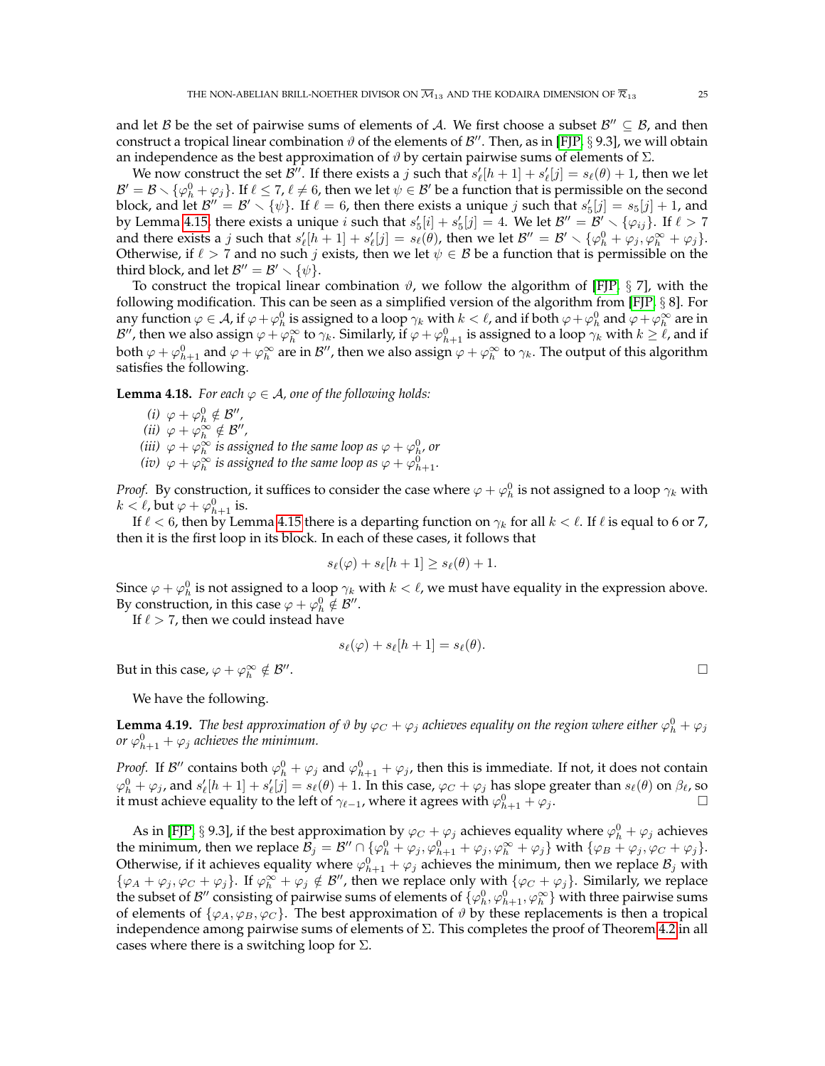and let $\mathcal{B}$ be the set of pairwise sums of elements of $\mathcal{A}$. We first choose a subset $\mathcal{B}'' \subseteq \mathcal{B}$, and then construct a tropical linear combination $\vartheta$ of the elements of $\mathcal{B}''$. Then, as in [FJP, § 9.3], we will obtain an independence as the best approximation of $\vartheta$ by certain pairwise sums of elements of $\Sigma$.

We now construct the set $\mathcal{B}''$. If there exists a $j$ such that $s'_\ell[h+1] + s'_\ell[j] = s_\ell(\theta) + 1$, then we let $\mathcal{B}' = \mathcal{B} \smallsetminus \{\varphi_h^0 + \varphi_j\}$. If $\ell \leq 7$, $\ell \neq 6$, then we let $\psi \in \mathcal{B}'$ be a function that is permissible on the second block, and let $\mathcal{B}'' = \mathcal{B}' \smallsetminus \{\psi\}$. If $\ell = 6$, then there exists a unique $j$ such that $s'_5[j] = s_5[j] + 1$, and by Lemma 4.15 there exists a unique $i$ such that $s'_5[i] + s'_5[j] = 4$. We let $\mathcal{B}'' = \mathcal{B}' \smallsetminus \{\varphi_{ij}\}$. If $\ell > 7$ and there exists a $j$ such that $s'_\ell[h+1] + s'_\ell[j] = s_\ell(\theta)$, then we let $\mathcal{B}'' = \mathcal{B}' \smallsetminus \{\varphi_h^0 + \varphi_j, \varphi_h^\infty + \varphi_j\}$. Otherwise, if $\ell > 7$ and no such $j$ exists, then we let $\psi \in \mathcal{B}$ be a function that is permissible on the third block, and let $\mathcal{B}'' = \mathcal{B}' \smallsetminus \{\psi\}$.

To construct the tropical linear combination $\vartheta$, we follow the algorithm of [FJP, § 7], with the following modification. This can be seen as a simplified version of the algorithm from [FJP, § 8]. For any function $\varphi \in \mathcal{A}$, if $\varphi + \varphi_h^0$ is assigned to a loop $\gamma_k$ with $k < \ell$, and if both $\varphi + \varphi_h^0$ and $\varphi + \varphi_h^\infty$ are in $\mathcal{B}''$, then we also assign $\varphi + \varphi_h^\infty$ to $\gamma_k$. Similarly, if $\varphi + \varphi_{h+1}^0$ is assigned to a loop $\gamma_k$ with $k \geq \ell$, and if both $\varphi + \varphi_{h+1}^0$ and $\varphi + \varphi_h^\infty$ are in $\mathcal{B}''$, then we also assign $\varphi + \varphi_h^\infty$ to $\gamma_k$. The output of this algorithm satisfies the following.

**Lemma 4.18.** *For each $\varphi \in \mathcal{A}$, one of the following holds:*

*(i) $\varphi + \varphi_h^0 \notin \mathcal{B}''$,*
*(ii) $\varphi + \varphi_h^\infty \notin \mathcal{B}''$,*
*(iii) $\varphi + \varphi_h^\infty$ is assigned to the same loop as $\varphi + \varphi_h^0$, or*
*(iv) $\varphi + \varphi_h^\infty$ is assigned to the same loop as $\varphi + \varphi_{h+1}^0$.*

*Proof.* By construction, it suffices to consider the case where $\varphi + \varphi_h^0$ is not assigned to a loop $\gamma_k$ with $k < \ell$, but $\varphi + \varphi_{h+1}^0$ is.

If $\ell < 6$, then by Lemma 4.15 there is a departing function on $\gamma_k$ for all $k < \ell$. If $\ell$ is equal to 6 or 7, then it is the first loop in its block. In each of these cases, it follows that

$$s_\ell(\varphi) + s_\ell[h+1] \geq s_\ell(\theta) + 1.$$

Since $\varphi + \varphi_h^0$ is not assigned to a loop $\gamma_k$ with $k < \ell$, we must have equality in the expression above. By construction, in this case $\varphi + \varphi_h^0 \notin \mathcal{B}''$.

If $\ell > 7$, then we could instead have

$$s_\ell(\varphi) + s_\ell[h+1] = s_\ell(\theta).$$

But in this case, $\varphi + \varphi_h^\infty \notin \mathcal{B}''$. $\square$

We have the following.

**Lemma 4.19.** *The best approximation of $\vartheta$ by $\varphi_C + \varphi_j$ achieves equality on the region where either $\varphi_h^0 + \varphi_j$ or $\varphi_{h+1}^0 + \varphi_j$ achieves the minimum.*

*Proof.* If $\mathcal{B}''$ contains both $\varphi_h^0 + \varphi_j$ and $\varphi_{h+1}^0 + \varphi_j$, then this is immediate. If not, it does not contain $\varphi_h^0 + \varphi_j$, and $s'_\ell[h+1] + s'_\ell[j] = s_\ell(\theta) + 1$. In this case, $\varphi_C + \varphi_j$ has slope greater than $s_\ell(\theta)$ on $\beta_\ell$, so it must achieve equality to the left of $\gamma_{\ell-1}$, where it agrees with $\varphi_{h+1}^0 + \varphi_j$. $\square$

As in [FJP, § 9.3], if the best approximation by $\varphi_C + \varphi_j$ achieves equality where $\varphi_h^0 + \varphi_j$ achieves the minimum, then we replace $\mathcal{B}_j = \mathcal{B}'' \cap \{\varphi_h^0 + \varphi_j, \varphi_{h+1}^0 + \varphi_j, \varphi_h^\infty + \varphi_j\}$ with $\{\varphi_B + \varphi_j, \varphi_C + \varphi_j\}$. Otherwise, if it achieves equality where $\varphi_{h+1}^0 + \varphi_j$ achieves the minimum, then we replace $\mathcal{B}_j$ with $\{\varphi_A + \varphi_j, \varphi_C + \varphi_j\}$. If $\varphi_h^\infty + \varphi_j \notin \mathcal{B}''$, then we replace only with $\{\varphi_C + \varphi_j\}$. Similarly, we replace the subset of $\mathcal{B}''$ consisting of pairwise sums of elements of $\{\varphi_h^0, \varphi_{h+1}^0, \varphi_h^\infty\}$ with three pairwise sums of elements of $\{\varphi_A, \varphi_B, \varphi_C\}$. The best approximation of $\vartheta$ by these replacements is then a tropical independence among pairwise sums of elements of $\Sigma$. This completes the proof of Theorem 4.2 in all cases where there is a switching loop for $\Sigma$.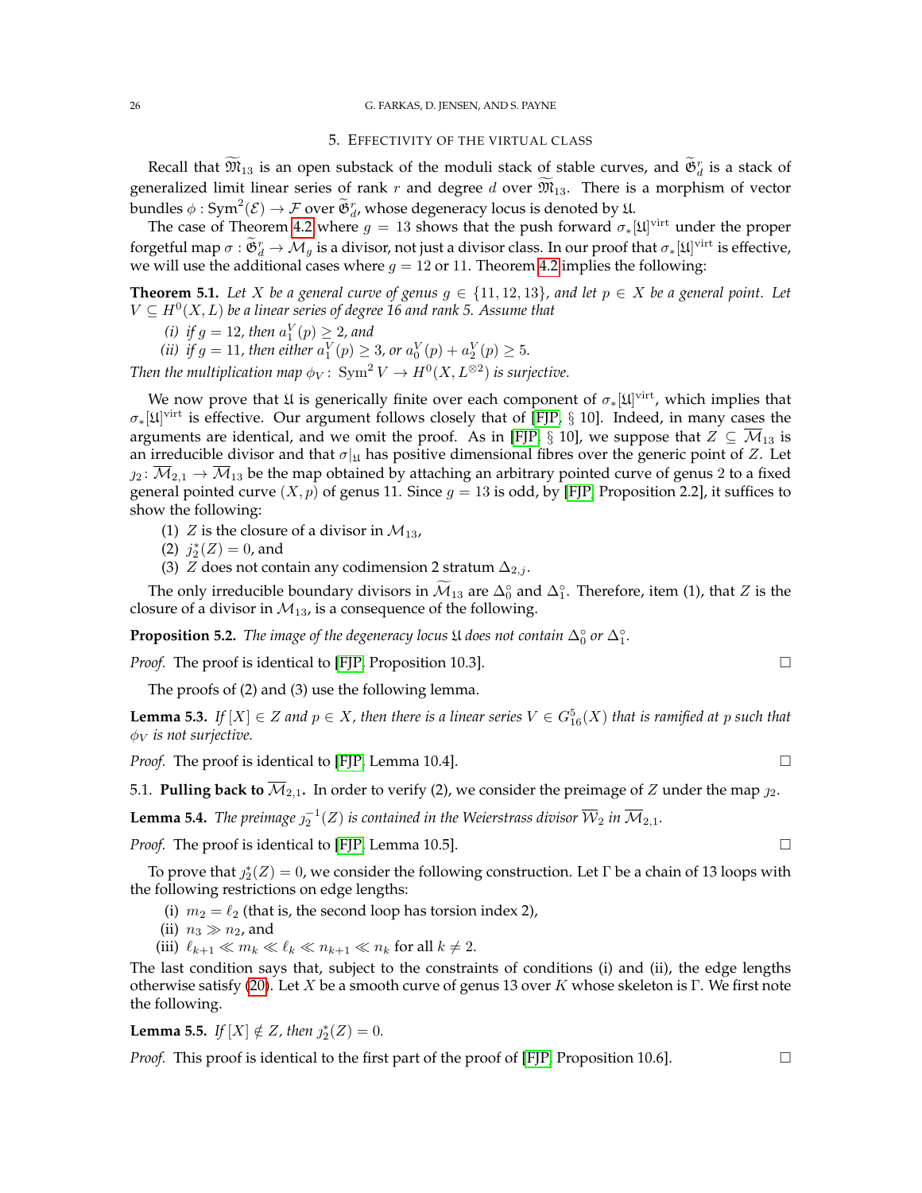## 5. Effectivity of the virtual class

Recall that $\widetilde{\mathfrak{M}}_{13}$ is an open substack of the moduli stack of stable curves, and $\widetilde{\mathfrak{G}}^r_d$ is a stack of generalized limit linear series of rank $r$ and degree $d$ over $\widetilde{\mathfrak{M}}_{13}$. There is a morphism of vector bundles $\phi : \mathrm{Sym}^2(\mathcal{E}) \to \mathcal{F}$ over $\widetilde{\mathfrak{G}}^r_d$, whose degeneracy locus is denoted by $\mathfrak{U}$.

The case of Theorem 4.2 where $g = 13$ shows that the push forward $\sigma_*[\mathfrak{U}]^{\mathrm{virt}}$ under the proper forgetful map $\sigma : \widetilde{\mathfrak{G}}^r_d \to \mathcal{M}_g$ is a divisor, not just a divisor class. In our proof that $\sigma_*[\mathfrak{U}]^{\mathrm{virt}}$ is effective, we will use the additional cases where $g = 12$ or $11$. Theorem 4.2 implies the following:

**Theorem 5.1.** *Let $X$ be a general curve of genus $g \in \{11, 12, 13\}$, and let $p \in X$ be a general point. Let $V \subseteq H^0(X, L)$ be a linear series of degree 16 and rank 5. Assume that*

*(i) if $g = 12$, then $a_1^V(p) \geq 2$, and*

*(ii) if $g = 11$, then either $a_1^V(p) \geq 3$, or $a_0^V(p) + a_2^V(p) \geq 5$.*

*Then the multiplication map $\phi_V \colon \mathrm{Sym}^2 V \to H^0(X, L^{\otimes 2})$ is surjective.*

We now prove that $\mathfrak{U}$ is generically finite over each component of $\sigma_*[\mathfrak{U}]^{\mathrm{virt}}$, which implies that $\sigma_*[\mathfrak{U}]^{\mathrm{virt}}$ is effective. Our argument follows closely that of [FJP, § 10]. Indeed, in many cases the arguments are identical, and we omit the proof. As in [FJP, § 10], we suppose that $Z \subseteq \overline{\mathcal{M}}_{13}$ is an irreducible divisor and that $\sigma|_{\mathfrak{U}}$ has positive dimensional fibres over the generic point of $Z$. Let $\jmath_2 \colon \overline{\mathcal{M}}_{2,1} \to \overline{\mathcal{M}}_{13}$ be the map obtained by attaching an arbitrary pointed curve of genus 2 to a fixed general pointed curve $(X, p)$ of genus 11. Since $g = 13$ is odd, by [FJP, Proposition 2.2], it suffices to show the following:

(1) $Z$ is the closure of a divisor in $\mathcal{M}_{13}$,

(2) $\jmath_2^*(Z) = 0$, and

(3) $Z$ does not contain any codimension 2 stratum $\Delta_{2,j}$.

The only irreducible boundary divisors in $\widetilde{\mathcal{M}}_{13}$ are $\Delta_0^\circ$ and $\Delta_1^\circ$. Therefore, item (1), that $Z$ is the closure of a divisor in $\mathcal{M}_{13}$, is a consequence of the following.

**Proposition 5.2.** *The image of the degeneracy locus $\mathfrak{U}$ does not contain $\Delta_0^\circ$ or $\Delta_1^\circ$.*

*Proof.* The proof is identical to [FJP, Proposition 10.3]. □

The proofs of (2) and (3) use the following lemma.

**Lemma 5.3.** *If $[X] \in Z$ and $p \in X$, then there is a linear series $V \in G^5_{16}(X)$ that is ramified at $p$ such that $\phi_V$ is not surjective.*

*Proof.* The proof is identical to [FJP, Lemma 10.4]. □

### 5.1. Pulling back to $\overline{\mathcal{M}}_{2,1}$.

In order to verify (2), we consider the preimage of $Z$ under the map $\jmath_2$.

**Lemma 5.4.** *The preimage $\jmath_2^{-1}(Z)$ is contained in the Weierstrass divisor $\overline{\mathcal{W}}_2$ in $\overline{\mathcal{M}}_{2,1}$.*

*Proof.* The proof is identical to [FJP, Lemma 10.5]. □

To prove that $\jmath_2^*(Z) = 0$, we consider the following construction. Let $\Gamma$ be a chain of 13 loops with the following restrictions on edge lengths:

(i) $m_2 = \ell_2$ (that is, the second loop has torsion index 2),

(ii) $n_3 \gg n_2$, and

(iii) $\ell_{k+1} \ll m_k \ll \ell_k \ll n_{k+1} \ll n_k$ for all $k \neq 2$.

The last condition says that, subject to the constraints of conditions (i) and (ii), the edge lengths otherwise satisfy (20). Let $X$ be a smooth curve of genus 13 over $K$ whose skeleton is $\Gamma$. We first note the following.

**Lemma 5.5.** *If $[X] \notin Z$, then $\jmath_2^*(Z) = 0$.*

*Proof.* This proof is identical to the first part of the proof of [FJP, Proposition 10.6]. □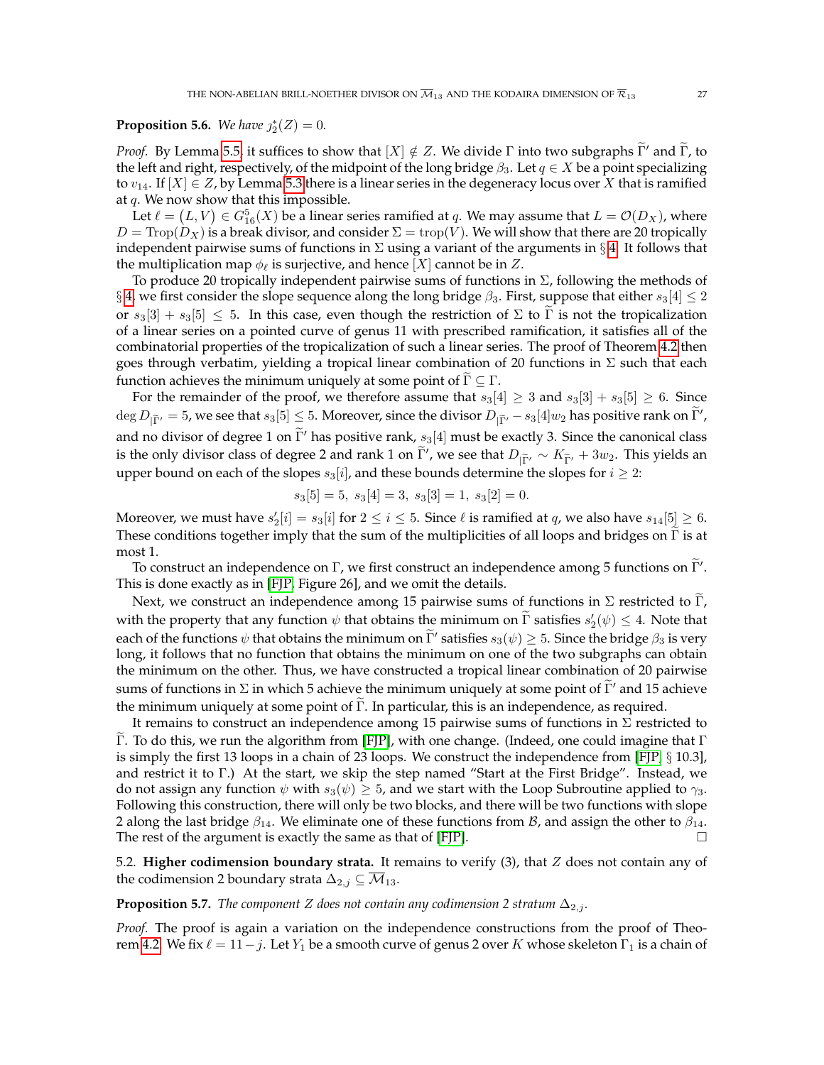**Proposition 5.6.** *We have $j_2^*(Z) = 0$.*

*Proof.* By Lemma 5.5, it suffices to show that $[X] \notin Z$. We divide $\Gamma$ into two subgraphs $\widetilde{\Gamma}'$ and $\widetilde{\Gamma}$, to the left and right, respectively, of the midpoint of the long bridge $\beta_3$. Let $q \in X$ be a point specializing to $v_{14}$. If $[X] \in Z$, by Lemma 5.3 there is a linear series in the degeneracy locus over $X$ that is ramified at $q$. We now show that this impossible.

Let $\ell = (L, V) \in G^5_{16}(X)$ be a linear series ramified at $q$. We may assume that $L = \mathcal{O}(D_X)$, where $D = \mathrm{Trop}(D_X)$ is a break divisor, and consider $\Sigma = \mathrm{trop}(V)$. We will show that there are 20 tropically independent pairwise sums of functions in $\Sigma$ using a variant of the arguments in § 4. It follows that the multiplication map $\phi_\ell$ is surjective, and hence $[X]$ cannot be in $Z$.

To produce 20 tropically independent pairwise sums of functions in $\Sigma$, following the methods of § 4, we first consider the slope sequence along the long bridge $\beta_3$. First, suppose that either $s_3[4] \leq 2$ or $s_3[3] + s_3[5] \leq 5$. In this case, even though the restriction of $\Sigma$ to $\widetilde{\Gamma}$ is not the tropicalization of a linear series on a pointed curve of genus 11 with prescribed ramification, it satisfies all of the combinatorial properties of the tropicalization of such a linear series. The proof of Theorem 4.2 then goes through verbatim, yielding a tropical linear combination of 20 functions in $\Sigma$ such that each function achieves the minimum uniquely at some point of $\widetilde{\Gamma} \subseteq \Gamma$.

For the remainder of the proof, we therefore assume that $s_3[4] \geq 3$ and $s_3[3] + s_3[5] \geq 6$. Since $\deg D_{|\widetilde{\Gamma}'} = 5$, we see that $s_3[5] \leq 5$. Moreover, since the divisor $D_{|\widetilde{\Gamma}'} - s_3[4]w_2$ has positive rank on $\widetilde{\Gamma}'$, and no divisor of degree 1 on $\widetilde{\Gamma}'$ has positive rank, $s_3[4]$ must be exactly 3. Since the canonical class is the only divisor class of degree 2 and rank 1 on $\widetilde{\Gamma}'$, we see that $D_{|\widetilde{\Gamma}'} \sim K_{\widetilde{\Gamma}'} + 3w_2$. This yields an upper bound on each of the slopes $s_3[i]$, and these bounds determine the slopes for $i \geq 2$:

$$s_3[5] = 5,\ s_3[4] = 3,\ s_3[3] = 1,\ s_3[2] = 0.$$

Moreover, we must have $s_2'[i] = s_3[i]$ for $2 \leq i \leq 5$. Since $\ell$ is ramified at $q$, we also have $s_{14}[5] \geq 6$. These conditions together imply that the sum of the multiplicities of all loops and bridges on $\widetilde{\Gamma}$ is at most 1.

To construct an independence on $\Gamma$, we first construct an independence among 5 functions on $\widetilde{\Gamma}'$. This is done exactly as in [FJP, Figure 26], and we omit the details.

Next, we construct an independence among 15 pairwise sums of functions in $\Sigma$ restricted to $\widetilde{\Gamma}$, with the property that any function $\psi$ that obtains the minimum on $\widetilde{\Gamma}$ satisfies $s_2'(\psi) \leq 4$. Note that each of the functions $\psi$ that obtains the minimum on $\widetilde{\Gamma}'$ satisfies $s_3(\psi) \geq 5$. Since the bridge $\beta_3$ is very long, it follows that no function that obtains the minimum on one of the two subgraphs can obtain the minimum on the other. Thus, we have constructed a tropical linear combination of 20 pairwise sums of functions in $\Sigma$ in which 5 achieve the minimum uniquely at some point of $\widetilde{\Gamma}'$ and 15 achieve the minimum uniquely at some point of $\widetilde{\Gamma}$. In particular, this is an independence, as required.

It remains to construct an independence among 15 pairwise sums of functions in $\Sigma$ restricted to $\widetilde{\Gamma}$. To do this, we run the algorithm from [FJP], with one change. (Indeed, one could imagine that $\Gamma$ is simply the first 13 loops in a chain of 23 loops. We construct the independence from [FJP, § 10.3], and restrict it to $\Gamma$.) At the start, we skip the step named "Start at the First Bridge". Instead, we do not assign any function $\psi$ with $s_3(\psi) \geq 5$, and we start with the Loop Subroutine applied to $\gamma_3$. Following this construction, there will only be two blocks, and there will be two functions with slope 2 along the last bridge $\beta_{14}$. We eliminate one of these functions from $\mathcal{B}$, and assign the other to $\beta_{14}$. The rest of the argument is exactly the same as that of [FJP]. □

5.2. **Higher codimension boundary strata.** It remains to verify (3), that $Z$ does not contain any of the codimension 2 boundary strata $\Delta_{2,j} \subseteq \overline{\mathcal{M}}_{13}$.

**Proposition 5.7.** *The component $Z$ does not contain any codimension 2 stratum $\Delta_{2,j}$.*

*Proof.* The proof is again a variation on the independence constructions from the proof of Theorem 4.2. We fix $\ell = 11 - j$. Let $Y_1$ be a smooth curve of genus 2 over $K$ whose skeleton $\Gamma_1$ is a chain of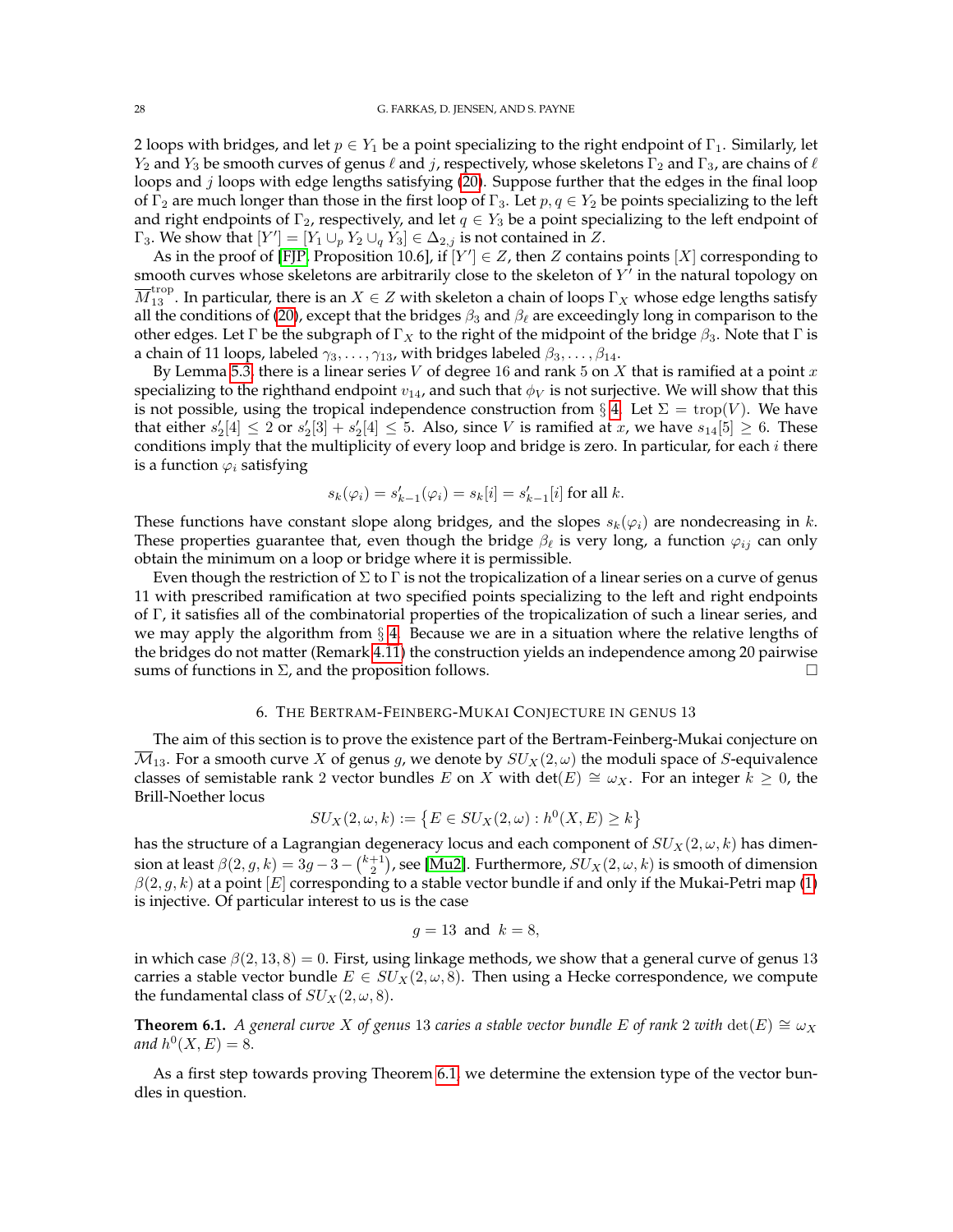2 loops with bridges, and let $p \in Y_1$ be a point specializing to the right endpoint of $\Gamma_1$. Similarly, let $Y_2$ and $Y_3$ be smooth curves of genus $\ell$ and $j$, respectively, whose skeletons $\Gamma_2$ and $\Gamma_3$, are chains of $\ell$ loops and $j$ loops with edge lengths satisfying (20). Suppose further that the edges in the final loop of $\Gamma_2$ are much longer than those in the first loop of $\Gamma_3$. Let $p, q \in Y_2$ be points specializing to the left and right endpoints of $\Gamma_2$, respectively, and let $q \in Y_3$ be a point specializing to the left endpoint of $\Gamma_3$. We show that $[Y'] = [Y_1 \cup_p Y_2 \cup_q Y_3] \in \Delta_{2,j}$ is not contained in $Z$.

As in the proof of [FJP, Proposition 10.6], if $[Y'] \in Z$, then $Z$ contains points $[X]$ corresponding to smooth curves whose skeletons are arbitrarily close to the skeleton of $Y'$ in the natural topology on $\overline{M}_{13}^{\mathrm{trop}}$. In particular, there is an $X \in Z$ with skeleton a chain of loops $\Gamma_X$ whose edge lengths satisfy all the conditions of (20), except that the bridges $\beta_3$ and $\beta_\ell$ are exceedingly long in comparison to the other edges. Let $\Gamma$ be the subgraph of $\Gamma_X$ to the right of the midpoint of the bridge $\beta_3$. Note that $\Gamma$ is a chain of 11 loops, labeled $\gamma_3, \ldots, \gamma_{13}$, with bridges labeled $\beta_3, \ldots, \beta_{14}$.

By Lemma 5.3, there is a linear series $V$ of degree 16 and rank 5 on $X$ that is ramified at a point $x$ specializing to the righthand endpoint $v_{14}$, and such that $\phi_V$ is not surjective. We will show that this is not possible, using the tropical independence construction from § 4. Let $\Sigma = \mathrm{trop}(V)$. We have that either $s'_2[4] \leq 2$ or $s'_2[3] + s'_2[4] \leq 5$. Also, since $V$ is ramified at $x$, we have $s_{14}[5] \geq 6$. These conditions imply that the multiplicity of every loop and bridge is zero. In particular, for each $i$ there is a function $\varphi_i$ satisfying

$$s_k(\varphi_i) = s'_{k-1}(\varphi_i) = s_k[i] = s'_{k-1}[i] \text{ for all } k.$$

These functions have constant slope along bridges, and the slopes $s_k(\varphi_i)$ are nondecreasing in $k$. These properties guarantee that, even though the bridge $\beta_\ell$ is very long, a function $\varphi_{ij}$ can only obtain the minimum on a loop or bridge where it is permissible.

Even though the restriction of $\Sigma$ to $\Gamma$ is not the tropicalization of a linear series on a curve of genus 11 with prescribed ramification at two specified points specializing to the left and right endpoints of $\Gamma$, it satisfies all of the combinatorial properties of the tropicalization of such a linear series, and we may apply the algorithm from § 4. Because we are in a situation where the relative lengths of the bridges do not matter (Remark 4.11) the construction yields an independence among 20 pairwise sums of functions in $\Sigma$, and the proposition follows. □

## 6. The Bertram-Feinberg-Mukai Conjecture in genus 13

The aim of this section is to prove the existence part of the Bertram-Feinberg-Mukai conjecture on $\overline{\mathcal{M}}_{13}$. For a smooth curve $X$ of genus $g$, we denote by $SU_X(2, \omega)$ the moduli space of $S$-equivalence classes of semistable rank 2 vector bundles $E$ on $X$ with $\det(E) \cong \omega_X$. For an integer $k \geq 0$, the Brill-Noether locus

$$SU_X(2, \omega, k) := \{E \in SU_X(2, \omega) : h^0(X, E) \geq k\}$$

has the structure of a Lagrangian degeneracy locus and each component of $SU_X(2, \omega, k)$ has dimension at least $\beta(2, g, k) = 3g - 3 - \binom{k+1}{2}$, see [Mu2]. Furthermore, $SU_X(2, \omega, k)$ is smooth of dimension $\beta(2, g, k)$ at a point $[E]$ corresponding to a stable vector bundle if and only if the Mukai-Petri map (1) is injective. Of particular interest to us is the case

$$g = 13 \text{ and } k = 8,$$

in which case $\beta(2, 13, 8) = 0$. First, using linkage methods, we show that a general curve of genus 13 carries a stable vector bundle $E \in SU_X(2, \omega, 8)$. Then using a Hecke correspondence, we compute the fundamental class of $SU_X(2, \omega, 8)$.

**Theorem 6.1.** *A general curve $X$ of genus 13 caries a stable vector bundle $E$ of rank 2 with $\det(E) \cong \omega_X$ and $h^0(X, E) = 8$.*

As a first step towards proving Theorem 6.1, we determine the extension type of the vector bundles in question.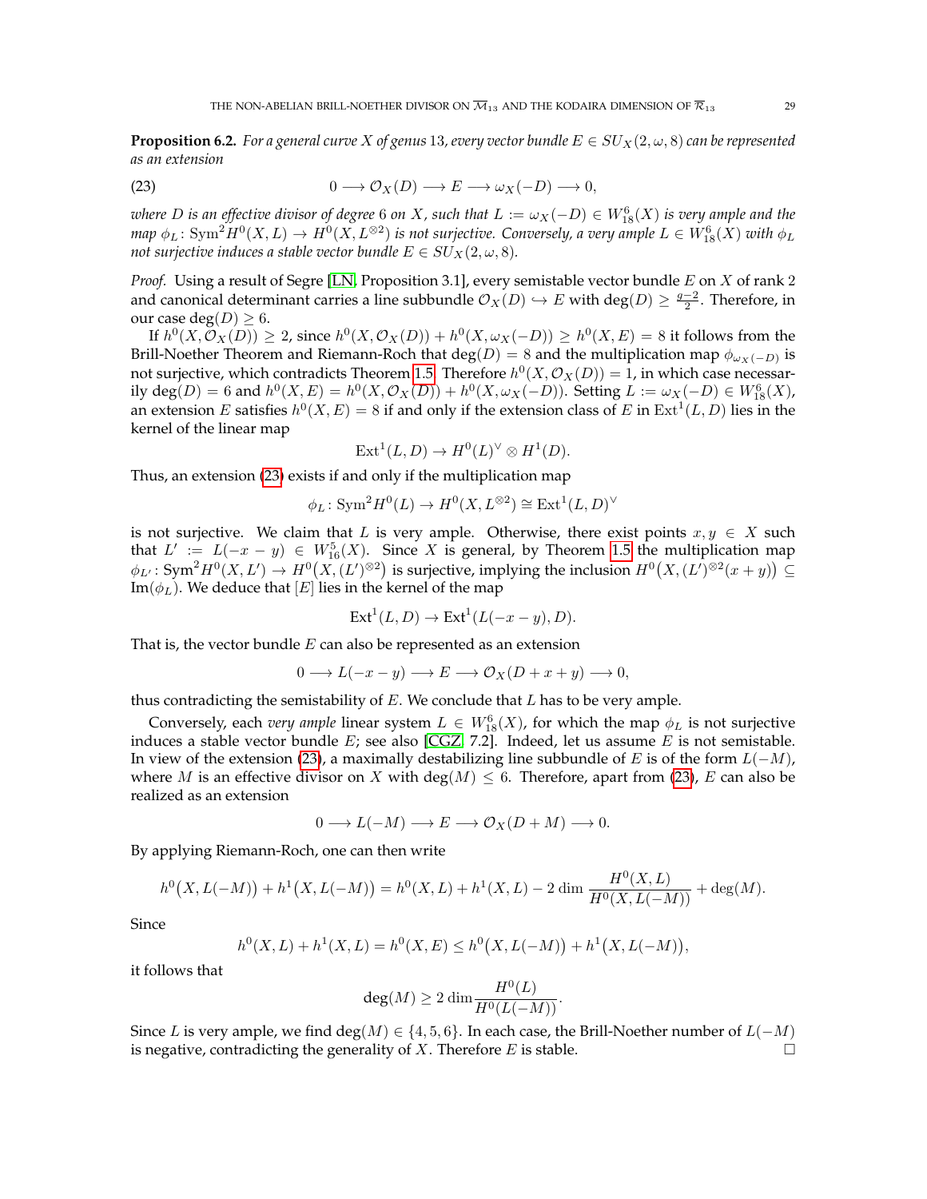**Proposition 6.2.** *For a general curve $X$ of genus 13, every vector bundle $E \in SU_X(2, \omega, 8)$ can be represented as an extension*

$$
0 \longrightarrow \mathcal{O}_X(D) \longrightarrow E \longrightarrow \omega_X(-D) \longrightarrow 0, \tag{23}
$$

*where $D$ is an effective divisor of degree 6 on $X$, such that $L := \omega_X(-D) \in W^6_{18}(X)$ is very ample and the map $\phi_L \colon \operatorname{Sym}^2 H^0(X, L) \to H^0(X, L^{\otimes 2})$ is not surjective. Conversely, a very ample $L \in W^6_{18}(X)$ with $\phi_L$ not surjective induces a stable vector bundle $E \in SU_X(2, \omega, 8)$.*

*Proof.* Using a result of Segre [LN, Proposition 3.1], every semistable vector bundle $E$ on $X$ of rank 2 and canonical determinant carries a line subbundle $\mathcal{O}_X(D) \hookrightarrow E$ with $\deg(D) \geq \frac{g-2}{2}$. Therefore, in our case $\deg(D) \geq 6$.

If $h^0(X, \mathcal{O}_X(D)) \geq 2$, since $h^0(X, \mathcal{O}_X(D)) + h^0(X, \omega_X(-D)) \geq h^0(X, E) = 8$ it follows from the Brill-Noether Theorem and Riemann-Roch that $\deg(D) = 8$ and the multiplication map $\phi_{\omega_X(-D)}$ is not surjective, which contradicts Theorem 1.5. Therefore $h^0(X, \mathcal{O}_X(D)) = 1$, in which case necessarily $\deg(D) = 6$ and $h^0(X, E) = h^0(X, \mathcal{O}_X(D)) + h^0(X, \omega_X(-D))$. Setting $L := \omega_X(-D) \in W^6_{18}(X)$, an extension $E$ satisfies $h^0(X, E) = 8$ if and only if the extension class of $E$ in $\operatorname{Ext}^1(L, D)$ lies in the kernel of the linear map

$$
\operatorname{Ext}^1(L, D) \to H^0(L)^\vee \otimes H^1(D).
$$

Thus, an extension (23) exists if and only if the multiplication map

$$
\phi_L \colon \operatorname{Sym}^2 H^0(L) \to H^0(X, L^{\otimes 2}) \cong \operatorname{Ext}^1(L, D)^\vee
$$

is not surjective. We claim that $L$ is very ample. Otherwise, there exist points $x, y \in X$ such that $L' := L(-x-y) \in W^5_{16}(X)$. Since $X$ is general, by Theorem 1.5 the multiplication map $\phi_{L'} \colon \operatorname{Sym}^2 H^0(X, L') \to H^0\big(X, (L')^{\otimes 2}\big)$ is surjective, implying the inclusion $H^0\big(X, (L')^{\otimes 2}(x+y)\big) \subseteq \operatorname{Im}(\phi_L)$. We deduce that $[E]$ lies in the kernel of the map

$$
\operatorname{Ext}^1(L, D) \to \operatorname{Ext}^1(L(-x-y), D).
$$

That is, the vector bundle $E$ can also be represented as an extension

$$
0 \longrightarrow L(-x-y) \longrightarrow E \longrightarrow \mathcal{O}_X(D+x+y) \longrightarrow 0,
$$

thus contradicting the semistability of $E$. We conclude that $L$ has to be very ample.

Conversely, each *very ample* linear system $L \in W^6_{18}(X)$, for which the map $\phi_L$ is not surjective induces a stable vector bundle $E$; see also [CGZ, 7.2]. Indeed, let us assume $E$ is not semistable. In view of the extension (23), a maximally destabilizing line subbundle of $E$ is of the form $L(-M)$, where $M$ is an effective divisor on $X$ with $\deg(M) \leq 6$. Therefore, apart from (23), $E$ can also be realized as an extension

$$
0 \longrightarrow L(-M) \longrightarrow E \longrightarrow \mathcal{O}_X(D+M) \longrightarrow 0.
$$

By applying Riemann-Roch, one can then write

$$
h^0\big(X, L(-M)\big) + h^1\big(X, L(-M)\big) = h^0(X, L) + h^1(X, L) - 2 \dim \frac{H^0(X, L)}{H^0(X, L(-M))} + \deg(M).
$$

Since

$$
h^0(X, L) + h^1(X, L) = h^0(X, E) \leq h^0\big(X, L(-M)\big) + h^1\big(X, L(-M)\big),
$$

it follows that

$$
\deg(M) \geq 2 \dim \frac{H^0(L)}{H^0(L(-M))}.
$$

Since $L$ is very ample, we find $\deg(M) \in \{4, 5, 6\}$. In each case, the Brill-Noether number of $L(-M)$ is negative, contradicting the generality of $X$. Therefore $E$ is stable. $\square$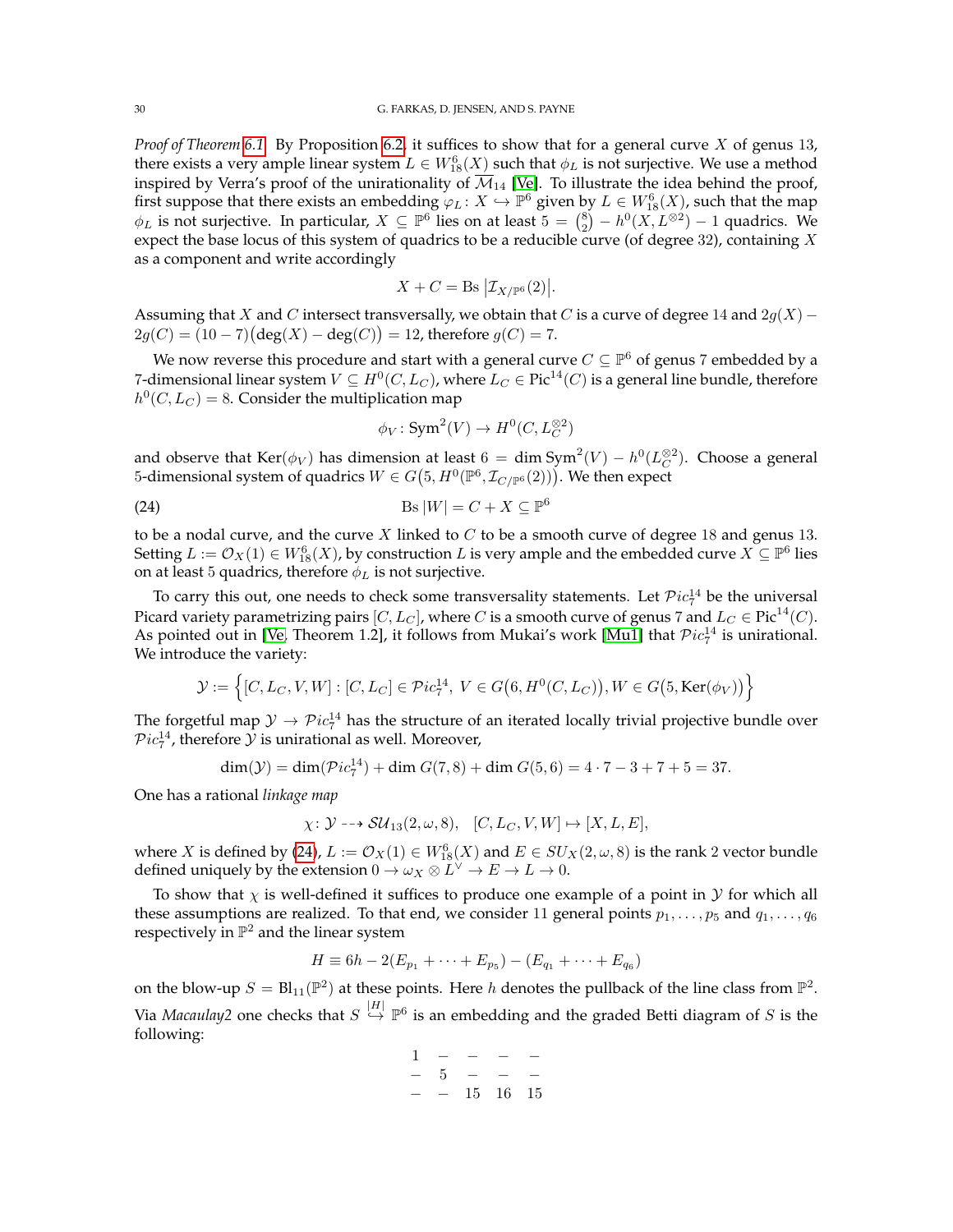*Proof of Theorem 6.1.* By Proposition 6.2, it suffices to show that for a general curve $X$ of genus 13, there exists a very ample linear system $L \in W^6_{18}(X)$ such that $\phi_L$ is not surjective. We use a method inspired by Verra's proof of the unirationality of $\overline{\mathcal{M}}_{14}$ [Ve]. To illustrate the idea behind the proof, first suppose that there exists an embedding $\varphi_L \colon X \hookrightarrow \mathbb{P}^6$ given by $L \in W^6_{18}(X)$, such that the map $\phi_L$ is not surjective. In particular, $X \subseteq \mathbb{P}^6$ lies on at least $5 = \binom{8}{2} - h^0(X, L^{\otimes 2}) - 1$ quadrics. We expect the base locus of this system of quadrics to be a reducible curve (of degree 32), containing $X$ as a component and write accordingly

$$X + C = \mathrm{Bs}\, \big|\mathcal{I}_{X/\mathbb{P}^6}(2)\big|.$$

Assuming that $X$ and $C$ intersect transversally, we obtain that $C$ is a curve of degree 14 and $2g(X) - 2g(C) = (10-7)\big(\deg(X) - \deg(C)\big) = 12$, therefore $g(C) = 7$.

We now reverse this procedure and start with a general curve $C \subseteq \mathbb{P}^6$ of genus 7 embedded by a 7-dimensional linear system $V \subseteq H^0(C, L_C)$, where $L_C \in \mathrm{Pic}^{14}(C)$ is a general line bundle, therefore $h^0(C, L_C) = 8$. Consider the multiplication map

$$\phi_V \colon \mathrm{Sym}^2(V) \to H^0(C, L_C^{\otimes 2})$$

and observe that $\mathrm{Ker}(\phi_V)$ has dimension at least $6 = \dim \mathrm{Sym}^2(V) - h^0(L_C^{\otimes 2})$. Choose a general 5-dimensional system of quadrics $W \in G\big(5, H^0(\mathbb{P}^6, \mathcal{I}_{C/\mathbb{P}^6}(2))\big)$. We then expect

$$\mathrm{Bs}\, |W| = C + X \subseteq \mathbb{P}^6 \tag{24}$$

to be a nodal curve, and the curve $X$ linked to $C$ to be a smooth curve of degree 18 and genus 13. Setting $L := \mathcal{O}_X(1) \in W^6_{18}(X)$, by construction $L$ is very ample and the embedded curve $X \subseteq \mathbb{P}^6$ lies on at least 5 quadrics, therefore $\phi_L$ is not surjective.

To carry this out, one needs to check some transversality statements. Let $\mathcal{P}ic^{14}_7$ be the universal Picard variety parametrizing pairs $[C, L_C]$, where $C$ is a smooth curve of genus 7 and $L_C \in \mathrm{Pic}^{14}(C)$. As pointed out in [Ve, Theorem 1.2], it follows from Mukai's work [Mu1] that $\mathcal{P}ic^{14}_7$ is unirational. We introduce the variety:

$$\mathcal{Y} := \Big\{[C, L_C, V, W] : [C, L_C] \in \mathcal{P}ic^{14}_7,\ V \in G\big(6, H^0(C, L_C)\big), W \in G\big(5, \mathrm{Ker}(\phi_V)\big)\Big\}$$

The forgetful map $\mathcal{Y} \to \mathcal{P}ic^{14}_7$ has the structure of an iterated locally trivial projective bundle over $\mathcal{P}ic^{14}_7$, therefore $\mathcal{Y}$ is unirational as well. Moreover,

$$\dim(\mathcal{Y}) = \dim(\mathcal{P}ic^{14}_7) + \dim G(7, 8) + \dim G(5, 6) = 4 \cdot 7 - 3 + 7 + 5 = 37.$$

One has a rational *linkage map*

$$\chi \colon \mathcal{Y} \dashrightarrow \mathcal{SU}_{13}(2, \omega, 8), \quad [C, L_C, V, W] \mapsto [X, L, E],$$

where $X$ is defined by (24), $L := \mathcal{O}_X(1) \in W^6_{18}(X)$ and $E \in SU_X(2, \omega, 8)$ is the rank 2 vector bundle defined uniquely by the extension $0 \to \omega_X \otimes L^\vee \to E \to L \to 0$.

To show that $\chi$ is well-defined it suffices to produce one example of a point in $\mathcal{Y}$ for which all these assumptions are realized. To that end, we consider 11 general points $p_1, \ldots, p_5$ and $q_1, \ldots, q_6$ respectively in $\mathbb{P}^2$ and the linear system

$$H \equiv 6h - 2(E_{p_1} + \cdots + E_{p_5}) - (E_{q_1} + \cdots + E_{q_6})$$

on the blow-up $S = \mathrm{Bl}_{11}(\mathbb{P}^2)$ at these points. Here $h$ denotes the pullback of the line class from $\mathbb{P}^2$. Via *Macaulay2* one checks that $S \overset{|H|}{\hookrightarrow} \mathbb{P}^6$ is an embedding and the graded Betti diagram of $S$ is the following:

$$\begin{matrix} 1 & - & - & - & - \\ - & 5 & - & - & - \\ - & - & 15 & 16 & 15 \end{matrix}$$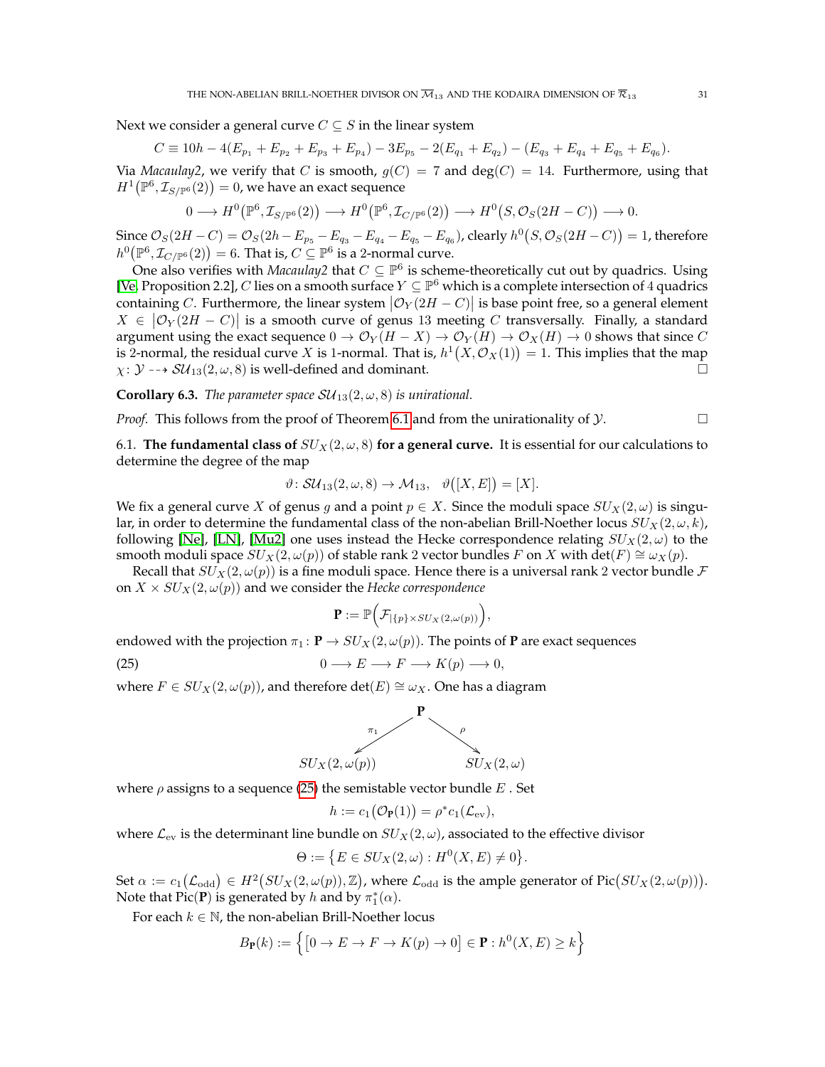Next we consider a general curve $C \subseteq S$ in the linear system

$$C \equiv 10h - 4(E_{p_1} + E_{p_2} + E_{p_3} + E_{p_4}) - 3E_{p_5} - 2(E_{q_1} + E_{q_2}) - (E_{q_3} + E_{q_4} + E_{q_5} + E_{q_6}).$$

Via *Macaulay2*, we verify that $C$ is smooth, $g(C) = 7$ and $\deg(C) = 14$. Furthermore, using that $H^1\big(\mathbb{P}^6, \mathcal{I}_{S/\mathbb{P}^6}(2)\big) = 0$, we have an exact sequence

$$0 \longrightarrow H^0\big(\mathbb{P}^6, \mathcal{I}_{S/\mathbb{P}^6}(2)\big) \longrightarrow H^0\big(\mathbb{P}^6, \mathcal{I}_{C/\mathbb{P}^6}(2)\big) \longrightarrow H^0\big(S, \mathcal{O}_S(2H - C)\big) \longrightarrow 0.$$

Since $\mathcal{O}_S(2H-C) = \mathcal{O}_S(2h - E_{p_5} - E_{q_3} - E_{q_4} - E_{q_5} - E_{q_6})$, clearly $h^0\big(S, \mathcal{O}_S(2H-C)\big) = 1$, therefore $h^0\big(\mathbb{P}^6, \mathcal{I}_{C/\mathbb{P}^6}(2)\big) = 6$. That is, $C \subseteq \mathbb{P}^6$ is a 2-normal curve.

One also verifies with *Macaulay2* that $C \subseteq \mathbb{P}^6$ is scheme-theoretically cut out by quadrics. Using [Ve, Proposition 2.2], $C$ lies on a smooth surface $Y \subseteq \mathbb{P}^6$ which is a complete intersection of 4 quadrics containing $C$. Furthermore, the linear system $\big|\mathcal{O}_Y(2H - C)\big|$ is base point free, so a general element $X \in \big|\mathcal{O}_Y(2H - C)\big|$ is a smooth curve of genus 13 meeting $C$ transversally. Finally, a standard argument using the exact sequence $0 \to \mathcal{O}_Y(H - X) \to \mathcal{O}_Y(H) \to \mathcal{O}_X(H) \to 0$ shows that since $C$ is 2-normal, the residual curve $X$ is 1-normal. That is, $h^1\big(X, \mathcal{O}_X(1)\big) = 1$. This implies that the map $\chi\colon \mathcal{Y} \dashrightarrow \mathcal{SU}_{13}(2, \omega, 8)$ is well-defined and dominant. □

**Corollary 6.3.** *The parameter space $\mathcal{SU}_{13}(2, \omega, 8)$ is unirational.*

*Proof.* This follows from the proof of Theorem 6.1 and from the unirationality of $\mathcal{Y}$. □

6.1. **The fundamental class of $SU_X(2, \omega, 8)$ for a general curve.** It is essential for our calculations to determine the degree of the map

$$\vartheta\colon \mathcal{SU}_{13}(2, \omega, 8) \to \mathcal{M}_{13}, \quad \vartheta\big([X, E]\big) = [X].$$

We fix a general curve $X$ of genus $g$ and a point $p \in X$. Since the moduli space $SU_X(2, \omega)$ is singular, in order to determine the fundamental class of the non-abelian Brill-Noether locus $SU_X(2, \omega, k)$, following [Ne], [LN], [Mu2] one uses instead the Hecke correspondence relating $SU_X(2, \omega)$ to the smooth moduli space $SU_X(2, \omega(p))$ of stable rank 2 vector bundles $F$ on $X$ with $\det(F) \cong \omega_X(p)$.

Recall that $SU_X(2, \omega(p))$ is a fine moduli space. Hence there is a universal rank 2 vector bundle $\mathcal{F}$ on $X \times SU_X(2, \omega(p))$ and we consider the *Hecke correspondence*

$$\mathbf{P} := \mathbb{P}\Big(\mathcal{F}_{|\{p\} \times SU_X(2, \omega(p))}\Big),$$

endowed with the projection $\pi_1\colon \mathbf{P} \to SU_X(2, \omega(p))$. The points of $\mathbf{P}$ are exact sequences

$$0 \longrightarrow E \longrightarrow F \longrightarrow K(p) \longrightarrow 0, \tag{25}$$

where $F \in SU_X(2, \omega(p))$, and therefore $\det(E) \cong \omega_X$. One has a diagram

$$SU_X(2, \omega(p)) \xleftarrow{\ \pi_1\ } \mathbf{P} \xrightarrow{\ \rho\ } SU_X(2, \omega)$$

where $\rho$ assigns to a sequence (25) the semistable vector bundle $E$ . Set

$$h := c_1\big(\mathcal{O}_{\mathbf{P}}(1)\big) = \rho^* c_1(\mathcal{L}_{\mathrm{ev}}),$$

where $\mathcal{L}_{\mathrm{ev}}$ is the determinant line bundle on $SU_X(2, \omega)$, associated to the effective divisor

$$\Theta := \big\{E \in SU_X(2, \omega) : H^0(X, E) \neq 0\big\}.$$

Set $\alpha := c_1\big(\mathcal{L}_{\mathrm{odd}}\big) \in H^2\big(SU_X(2, \omega(p)), \mathbb{Z}\big)$, where $\mathcal{L}_{\mathrm{odd}}$ is the ample generator of $\mathrm{Pic}\big(SU_X(2, \omega(p))\big)$. Note that $\mathrm{Pic}(\mathbf{P})$ is generated by $h$ and by $\pi_1^*(\alpha)$.

For each $k \in \mathbb{N}$, the non-abelian Brill-Noether locus

$$B_{\mathbf{P}}(k) := \Big\{\big[0 \to E \to F \to K(p) \to 0\big] \in \mathbf{P} : h^0(X, E) \geq k\Big\}$$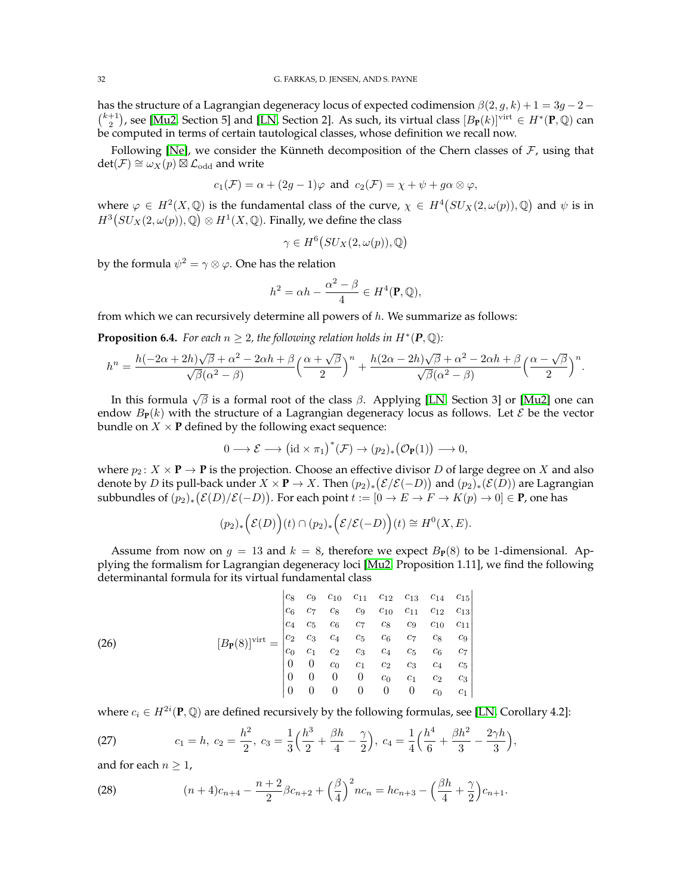has the structure of a Lagrangian degeneracy locus of expected codimension $\beta(2,g,k)+1 = 3g-2-\binom{k+1}{2}$, see [Mu2, Section 5] and [LN, Section 2]. As such, its virtual class $[B_{\mathbf{P}}(k)]^{\rm virt} \in H^*(\mathbf{P},\mathbb{Q})$ can be computed in terms of certain tautological classes, whose definition we recall now.

Following [Ne], we consider the Künneth decomposition of the Chern classes of $\mathcal{F}$, using that $\det(\mathcal{F}) \cong \omega_X(p) \boxtimes \mathcal{L}_{\rm odd}$ and write

$$c_1(\mathcal{F}) = \alpha + (2g-1)\varphi \ \text{ and } \ c_2(\mathcal{F}) = \chi + \psi + g\alpha \otimes \varphi,$$

where $\varphi \in H^2(X,\mathbb{Q})$ is the fundamental class of the curve, $\chi \in H^4\big(SU_X(2,\omega(p)),\mathbb{Q}\big)$ and $\psi$ is in $H^3\big(SU_X(2,\omega(p)),\mathbb{Q}\big) \otimes H^1(X,\mathbb{Q})$. Finally, we define the class

$$\gamma \in H^6\big(SU_X(2,\omega(p)),\mathbb{Q}\big)$$

by the formula $\psi^2 = \gamma \otimes \varphi$. One has the relation

$$h^2 = \alpha h - \frac{\alpha^2-\beta}{4} \in H^4(\mathbf{P},\mathbb{Q}),$$

from which we can recursively determine all powers of $h$. We summarize as follows:

**Proposition 6.4.** *For each $n \geq 2$, the following relation holds in $H^*(\mathbf{P},\mathbb{Q})$:*

$$h^n = \frac{h(-2\alpha+2h)\sqrt{\beta}+\alpha^2-2\alpha h+\beta}{\sqrt{\beta}(\alpha^2-\beta)}\Big(\frac{\alpha+\sqrt{\beta}}{2}\Big)^n + \frac{h(2\alpha-2h)\sqrt{\beta}+\alpha^2-2\alpha h+\beta}{\sqrt{\beta}(\alpha^2-\beta)}\Big(\frac{\alpha-\sqrt{\beta}}{2}\Big)^n.$$

In this formula $\sqrt{\beta}$ is a formal root of the class $\beta$. Applying [LN, Section 3] or [Mu2] one can endow $B_{\mathbf{P}}(k)$ with the structure of a Lagrangian degeneracy locus as follows. Let $\mathcal{E}$ be the vector bundle on $X \times \mathbf{P}$ defined by the following exact sequence:

$$0 \longrightarrow \mathcal{E} \longrightarrow \big(\mathrm{id} \times \pi_1\big)^*(\mathcal{F}) \to (p_2)_*\big(\mathcal{O}_{\mathbf{P}}(1)\big) \longrightarrow 0,$$

where $p_2 \colon X \times \mathbf{P} \to \mathbf{P}$ is the projection. Choose an effective divisor $D$ of large degree on $X$ and also denote by $D$ its pull-back under $X \times \mathbf{P} \to X$. Then $(p_2)_*\big(\mathcal{E}/\mathcal{E}(-D)\big)$ and $(p_2)_*(\mathcal{E}(D))$ are Lagrangian subbundles of $(p_2)_*\big(\mathcal{E}(D)/\mathcal{E}(-D)\big)$. For each point $t := [0 \to E \to F \to K(p) \to 0] \in \mathbf{P}$, one has

$$(p_2)_*\Big(\mathcal{E}(D)\Big)(t) \cap (p_2)_*\Big(\mathcal{E}/\mathcal{E}(-D)\Big)(t) \cong H^0(X,E).$$

Assume from now on $g=13$ and $k=8$, therefore we expect $B_{\mathbf{P}}(8)$ to be 1-dimensional. Applying the formalism for Lagrangian degeneracy loci [Mu2, Proposition 1.11], we find the following determinantal formula for its virtual fundamental class

$$[B_{\mathbf{P}}(8)]^{\rm virt} = \begin{vmatrix} c_8 & c_9 & c_{10} & c_{11} & c_{12} & c_{13} & c_{14} & c_{15} \\ c_6 & c_7 & c_8 & c_9 & c_{10} & c_{11} & c_{12} & c_{13} \\ c_4 & c_5 & c_6 & c_7 & c_8 & c_9 & c_{10} & c_{11} \\ c_2 & c_3 & c_4 & c_5 & c_6 & c_7 & c_8 & c_9 \\ c_0 & c_1 & c_2 & c_3 & c_4 & c_5 & c_6 & c_7 \\ 0 & 0 & c_0 & c_1 & c_2 & c_3 & c_4 & c_5 \\ 0 & 0 & 0 & 0 & c_0 & c_1 & c_2 & c_3 \\ 0 & 0 & 0 & 0 & 0 & 0 & c_0 & c_1 \end{vmatrix} \tag{26}$$

where $c_i \in H^{2i}(\mathbf{P},\mathbb{Q})$ are defined recursively by the following formulas, see [LN, Corollary 4.2]:

$$c_1 = h,\ c_2 = \frac{h^2}{2},\ c_3 = \frac{1}{3}\Big(\frac{h^3}{2}+\frac{\beta h}{4}-\frac{\gamma}{2}\Big),\ c_4 = \frac{1}{4}\Big(\frac{h^4}{6}+\frac{\beta h^2}{3}-\frac{2\gamma h}{3}\Big), \tag{27}$$

and for each $n \geq 1$,

$$(n+4)c_{n+4} - \frac{n+2}{2}\beta c_{n+2} + \Big(\frac{\beta}{4}\Big)^2 n c_n = h c_{n+3} - \Big(\frac{\beta h}{4}+\frac{\gamma}{2}\Big)c_{n+1}. \tag{28}$$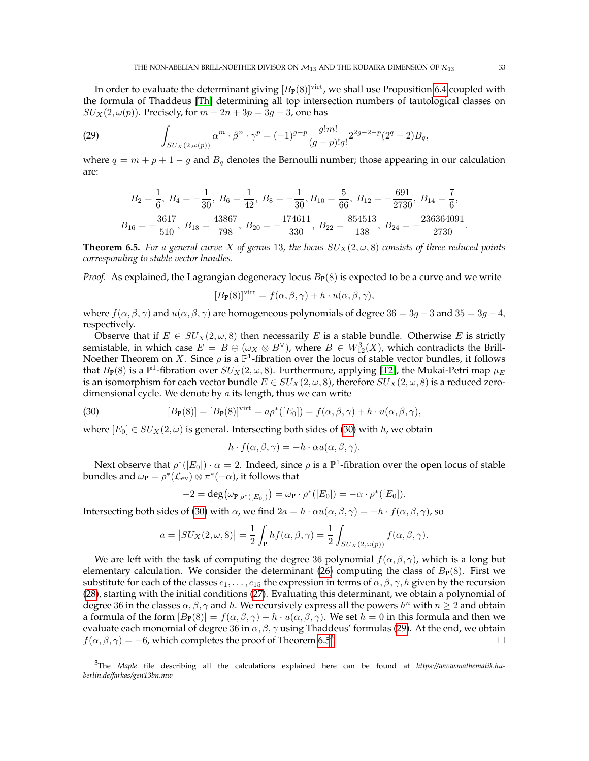In order to evaluate the determinant giving $[B_{\mathbf{P}}(8)]^{\mathrm{virt}}$, we shall use Proposition 6.4 coupled with the formula of Thaddeus [Th] determining all top intersection numbers of tautological classes on $SU_X(2,\omega(p))$. Precisely, for $m+2n+3p=3g-3$, one has

$$\int_{SU_X(2,\omega(p))} \alpha^m\cdot\beta^n\cdot\gamma^p=(-1)^{g-p}\frac{g!m!}{(g-p)!q!}2^{2g-2-p}(2^q-2)B_q, \tag{29}$$

where $q=m+p+1-g$ and $B_q$ denotes the Bernoulli number; those appearing in our calculation are:

$$B_2=\frac{1}{6},\ B_4=-\frac{1}{30},\ B_6=\frac{1}{42},\ B_8=-\frac{1}{30},B_{10}=\frac{5}{66},\ B_{12}=-\frac{691}{2730},\ B_{14}=\frac{7}{6},$$
$$B_{16}=-\frac{3617}{510},\ B_{18}=\frac{43867}{798},\ B_{20}=-\frac{174611}{330},\ B_{22}=\frac{854513}{138},\ B_{24}=-\frac{236364091}{2730}.$$

**Theorem 6.5.** *For a general curve $X$ of genus 13, the locus $SU_X(2,\omega,8)$ consists of three reduced points corresponding to stable vector bundles.*

*Proof.* As explained, the Lagrangian degeneracy locus $B_{\mathbf{P}}(8)$ is expected to be a curve and we write

$$[B_{\mathbf{P}}(8)]^{\mathrm{virt}}=f(\alpha,\beta,\gamma)+h\cdot u(\alpha,\beta,\gamma),$$

where $f(\alpha,\beta,\gamma)$ and $u(\alpha,\beta,\gamma)$ are homogeneous polynomials of degree $36=3g-3$ and $35=3g-4$, respectively.

Observe that if $E\in SU_X(2,\omega,8)$ then necessarily $E$ is a stable bundle. Otherwise $E$ is strictly semistable, in which case $E=B\oplus(\omega_X\otimes B^\vee)$, where $B\in W^3_{12}(X)$, which contradicts the Brill-Noether Theorem on $X$. Since $\rho$ is a $\mathbb{P}^1$-fibration over the locus of stable vector bundles, it follows that $B_{\mathbf{P}}(8)$ is a $\mathbb{P}^1$-fibration over $SU_X(2,\omega,8)$. Furthermore, applying [T2], the Mukai-Petri map $\mu_E$ is an isomorphism for each vector bundle $E\in SU_X(2,\omega,8)$, therefore $SU_X(2,\omega,8)$ is a reduced zero-dimensional cycle. We denote by $a$ its length, thus we can write

$$[B_{\mathbf{P}}(8)]=[B_{\mathbf{P}}(8)]^{\mathrm{virt}}=a\rho^*([E_0])=f(\alpha,\beta,\gamma)+h\cdot u(\alpha,\beta,\gamma), \tag{30}$$

where $[E_0]\in SU_X(2,\omega)$ is general. Intersecting both sides of (30) with $h$, we obtain

$$h\cdot f(\alpha,\beta,\gamma)=-h\cdot\alpha u(\alpha,\beta,\gamma).$$

Next observe that $\rho^*([E_0])\cdot\alpha=2$. Indeed, since $\rho$ is a $\mathbb{P}^1$-fibration over the open locus of stable bundles and $\omega_{\mathbf{P}}=\rho^*(\mathcal{L}_{\mathrm{ev}})\otimes\pi^*(-\alpha)$, it follows that

$$-2=\deg\bigl(\omega_{\mathbf{P}|\rho^*([E_0])}\bigr)=\omega_{\mathbf{P}}\cdot\rho^*([E_0])=-\alpha\cdot\rho^*([E_0]).$$

Intersecting both sides of (30) with $\alpha$, we find $2a=h\cdot\alpha u(\alpha,\beta,\gamma)=-h\cdot f(\alpha,\beta,\gamma)$, so

$$a=\bigl|SU_X(2,\omega,8)\bigr|=\frac{1}{2}\int_{\mathbf{P}}hf(\alpha,\beta,\gamma)=\frac{1}{2}\int_{SU_X(2,\omega(p))}f(\alpha,\beta,\gamma).$$

We are left with the task of computing the degree 36 polynomial $f(\alpha,\beta,\gamma)$, which is a long but elementary calculation. We consider the determinant (26) computing the class of $B_{\mathbf{P}}(8)$. First we substitute for each of the classes $c_1,\ldots,c_{15}$ the expression in terms of $\alpha,\beta,\gamma,h$ given by the recursion (28), starting with the initial conditions (27). Evaluating this determinant, we obtain a polynomial of degree 36 in the classes $\alpha,\beta,\gamma$ and $h$. We recursively express all the powers $h^n$ with $n\ge 2$ and obtain a formula of the form $[B_{\mathbf{P}}(8)]=f(\alpha,\beta,\gamma)+h\cdot u(\alpha,\beta,\gamma)$. We set $h=0$ in this formula and then we evaluate each monomial of degree 36 in $\alpha,\beta,\gamma$ using Thaddeus' formulas (29). At the end, we obtain $f(\alpha,\beta,\gamma)=-6$, which completes the proof of Theorem 6.5[3]. □

[3] The *Maple* file describing all the calculations explained here can be found at *https://www.mathematik.hu-berlin.de/farkas/gen13bn.mw*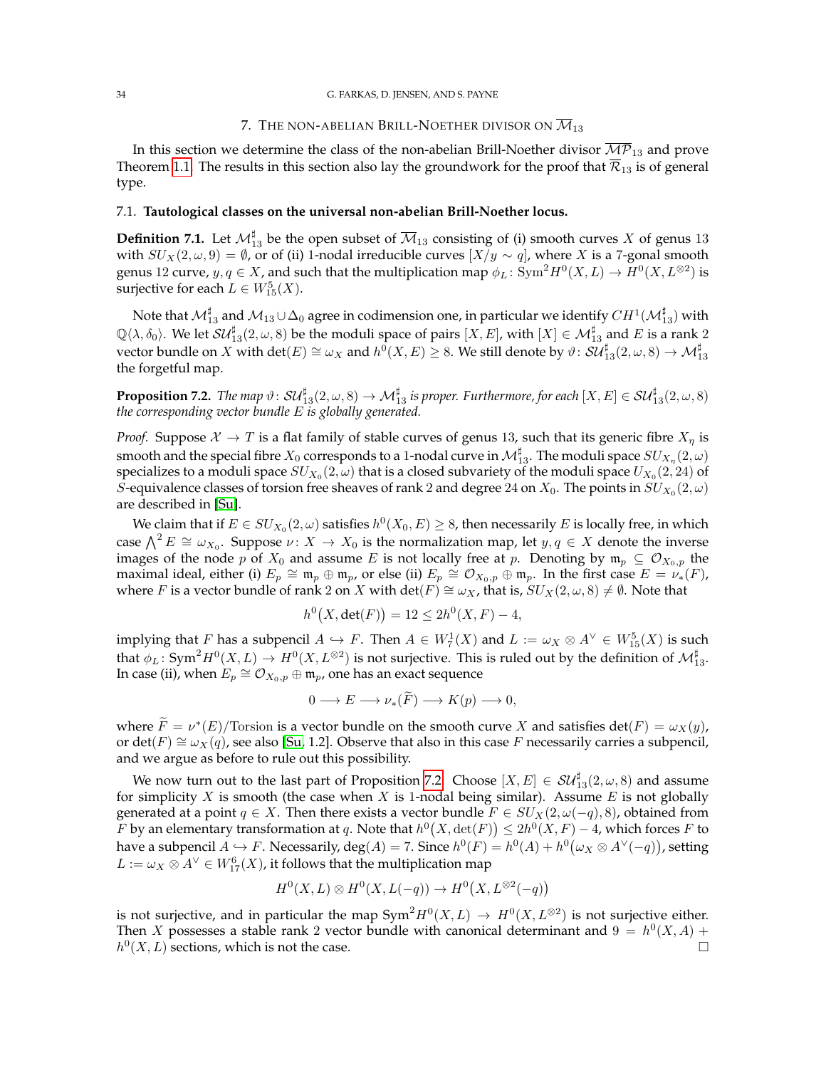## 7. The non-abelian Brill-Noether divisor on $\overline{\mathcal{M}}_{13}$

In this section we determine the class of the non-abelian Brill-Noether divisor $\overline{\mathcal{MP}}_{13}$ and prove Theorem 1.1. The results in this section also lay the groundwork for the proof that $\overline{\mathcal{R}}_{13}$ is of general type.

### 7.1. Tautological classes on the universal non-abelian Brill-Noether locus.

**Definition 7.1.** Let $\mathcal{M}_{13}^{\sharp}$ be the open subset of $\overline{\mathcal{M}}_{13}$ consisting of (i) smooth curves $X$ of genus 13 with $SU_X(2,\omega,9)=\emptyset$, or of (ii) 1-nodal irreducible curves $[X/y\sim q]$, where $X$ is a 7-gonal smooth genus 12 curve, $y,q\in X$, and such that the multiplication map $\phi_L\colon \mathrm{Sym}^2 H^0(X,L)\to H^0(X,L^{\otimes 2})$ is surjective for each $L\in W^5_{15}(X)$.

Note that $\mathcal{M}_{13}^{\sharp}$ and $\mathcal{M}_{13}\cup\Delta_0$ agree in codimension one, in particular we identify $CH^1(\mathcal{M}_{13}^{\sharp})$ with $\mathbb{Q}\langle\lambda,\delta_0\rangle$. We let $\mathcal{SU}_{13}^{\sharp}(2,\omega,8)$ be the moduli space of pairs $[X,E]$, with $[X]\in\mathcal{M}_{13}^{\sharp}$ and $E$ is a rank 2 vector bundle on $X$ with $\det(E)\cong\omega_X$ and $h^0(X,E)\geq 8$. We still denote by $\vartheta\colon \mathcal{SU}_{13}^{\sharp}(2,\omega,8)\to\mathcal{M}_{13}^{\sharp}$ the forgetful map.

**Proposition 7.2.** *The map $\vartheta\colon \mathcal{SU}_{13}^{\sharp}(2,\omega,8)\to\mathcal{M}_{13}^{\sharp}$ is proper. Furthermore, for each $[X,E]\in\mathcal{SU}_{13}^{\sharp}(2,\omega,8)$ the corresponding vector bundle $E$ is globally generated.*

*Proof.* Suppose $\mathcal{X}\to T$ is a flat family of stable curves of genus 13, such that its generic fibre $X_\eta$ is smooth and the special fibre $X_0$ corresponds to a 1-nodal curve in $\mathcal{M}_{13}^{\sharp}$. The moduli space $SU_{X_\eta}(2,\omega)$ specializes to a moduli space $SU_{X_0}(2,\omega)$ that is a closed subvariety of the moduli space $U_{X_0}(2,24)$ of $S$-equivalence classes of torsion free sheaves of rank 2 and degree 24 on $X_0$. The points in $SU_{X_0}(2,\omega)$ are described in [Su].

We claim that if $E\in SU_{X_0}(2,\omega)$ satisfies $h^0(X_0,E)\geq 8$, then necessarily $E$ is locally free, in which case $\bigwedge^2 E\cong\omega_{X_0}$. Suppose $\nu\colon X\to X_0$ is the normalization map, let $y,q\in X$ denote the inverse images of the node $p$ of $X_0$ and assume $E$ is not locally free at $p$. Denoting by $\mathfrak{m}_p\subseteq\mathcal{O}_{X_0,p}$ the maximal ideal, either (i) $E_p\cong\mathfrak{m}_p\oplus\mathfrak{m}_p$, or else (ii) $E_p\cong\mathcal{O}_{X_0,p}\oplus\mathfrak{m}_p$. In the first case $E=\nu_*(F)$, where $F$ is a vector bundle of rank 2 on $X$ with $\det(F)\cong\omega_X$, that is, $SU_X(2,\omega,8)\neq\emptyset$. Note that

$$h^0\big(X,\det(F)\big)=12\leq 2h^0(X,F)-4,$$

implying that $F$ has a subpencil $A\hookrightarrow F$. Then $A\in W^1_7(X)$ and $L:=\omega_X\otimes A^\vee\in W^5_{15}(X)$ is such that $\phi_L\colon \mathrm{Sym}^2H^0(X,L)\to H^0(X,L^{\otimes 2})$ is not surjective. This is ruled out by the definition of $\mathcal{M}_{13}^{\sharp}$. In case (ii), when $E_p\cong\mathcal{O}_{X_0,p}\oplus\mathfrak{m}_p$, one has an exact sequence

$$0\longrightarrow E\longrightarrow\nu_*(\widetilde{F})\longrightarrow K(p)\longrightarrow 0,$$

where $\widetilde{F}=\nu^*(E)/\mathrm{Torsion}$ is a vector bundle on the smooth curve $X$ and satisfies $\det(F)=\omega_X(y)$, or $\det(F)\cong\omega_X(q)$, see also [Su, 1.2]. Observe that also in this case $F$ necessarily carries a subpencil, and we argue as before to rule out this possibility.

We now turn out to the last part of Proposition 7.2. Choose $[X,E]\in\mathcal{SU}_{13}^{\sharp}(2,\omega,8)$ and assume for simplicity $X$ is smooth (the case when $X$ is 1-nodal being similar). Assume $E$ is not globally generated at a point $q\in X$. Then there exists a vector bundle $F\in SU_X(2,\omega(-q),8)$, obtained from $F$ by an elementary transformation at $q$. Note that $h^0\big(X,\det(F)\big)\leq 2h^0(X,F)-4$, which forces $F$ to have a subpencil $A\hookrightarrow F$. Necessarily, $\deg(A)=7$. Since $h^0(F)=h^0(A)+h^0\big(\omega_X\otimes A^\vee(-q)\big)$, setting $L:=\omega_X\otimes A^\vee\in W^6_{17}(X)$, it follows that the multiplication map

$$H^0(X,L)\otimes H^0(X,L(-q))\to H^0\big(X,L^{\otimes 2}(-q)\big)$$

is not surjective, and in particular the map $\mathrm{Sym}^2H^0(X,L)\to H^0(X,L^{\otimes 2})$ is not surjective either. Then $X$ possesses a stable rank 2 vector bundle with canonical determinant and $9=h^0(X,A)+h^0(X,L)$ sections, which is not the case. $\square$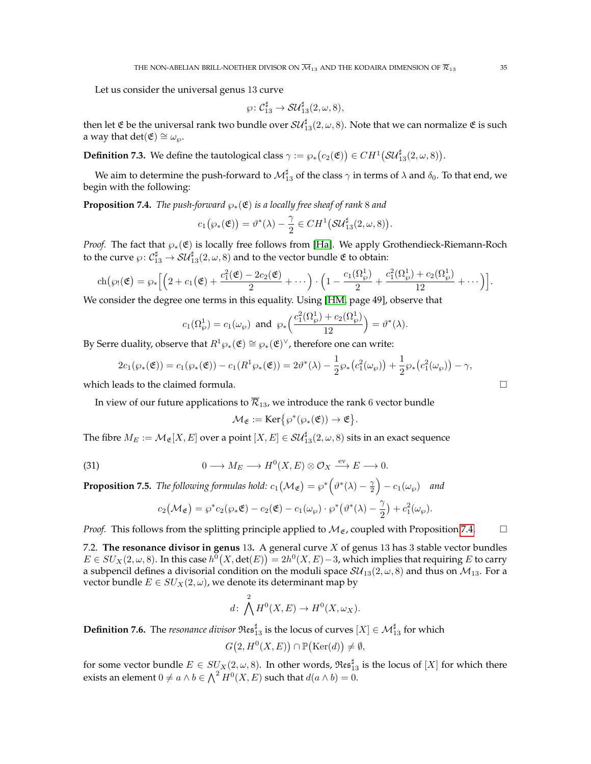Let us consider the universal genus 13 curve

$$\wp\colon \mathcal{C}_{13}^{\sharp} \to \mathcal{SU}_{13}^{\sharp}(2,\omega,8),$$

then let $\mathfrak{E}$ be the universal rank two bundle over $\mathcal{SU}_{13}^{\sharp}(2,\omega,8)$. Note that we can normalize $\mathfrak{E}$ is such a way that $\det(\mathfrak{E}) \cong \omega_{\wp}$.

**Definition 7.3.** We define the tautological class $\gamma := \wp_*\big(c_2(\mathfrak{E})\big) \in CH^1\big(\mathcal{SU}_{13}^{\sharp}(2,\omega,8)\big)$.

We aim to determine the push-forward to $\mathcal{M}_{13}^{\sharp}$ of the class $\gamma$ in terms of $\lambda$ and $\delta_0$. To that end, we begin with the following:

**Proposition 7.4.** *The push-forward $\wp_*(\mathfrak{E})$ is a locally free sheaf of rank $8$ and*

$$c_1\big(\wp_*(\mathfrak{E})\big) = \vartheta^*(\lambda) - \frac{\gamma}{2} \in CH^1\big(\mathcal{SU}_{13}^{\sharp}(2,\omega,8)\big).$$

*Proof.* The fact that $\wp_*(\mathfrak{E})$ is locally free follows from [Ha]. We apply Grothendieck-Riemann-Roch to the curve $\wp\colon \mathcal{C}_{13}^{\sharp} \to \mathcal{SU}_{13}^{\sharp}(2,\omega,8)$ and to the vector bundle $\mathfrak{E}$ to obtain:

$$\mathrm{ch}\big(\wp_!(\mathfrak{E})\big) = \wp_*\Big[\Big(2 + c_1(\mathfrak{E}) + \frac{c_1^2(\mathfrak{E}) - 2c_2(\mathfrak{E})}{2} + \cdots\Big)\cdot\Big(1 - \frac{c_1(\Omega_{\wp}^1)}{2} + \frac{c_1^2(\Omega_{\wp}^1) + c_2(\Omega_{\wp}^1)}{12} + \cdots\Big)\Big].$$

We consider the degree one terms in this equality. Using [HM, page 49], observe that

$$c_1(\Omega_{\wp}^1) = c_1(\omega_{\wp}) \ \text{ and } \ \wp_*\Big(\frac{c_1^2(\Omega_{\wp}^1) + c_2(\Omega_{\wp}^1)}{12}\Big) = \vartheta^*(\lambda).$$

By Serre duality, observe that $R^1\wp_*(\mathfrak{E}) \cong \wp_*(\mathfrak{E})^{\vee}$, therefore one can write:

$$2c_1(\wp_*(\mathfrak{E})) = c_1(\wp_*(\mathfrak{E})) - c_1(R^1\wp_*(\mathfrak{E})) = 2\vartheta^*(\lambda) - \frac{1}{2}\wp_*\big(c_1^2(\omega_{\wp})\big) + \frac{1}{2}\wp_*\big(c_1^2(\omega_{\wp})\big) - \gamma,$$

which leads to the claimed formula. □

In view of our future applications to $\overline{\mathcal{R}}_{13}$, we introduce the rank $6$ vector bundle

$$\mathcal{M}_{\mathfrak{E}} := \mathrm{Ker}\big\{\wp^*(\wp_*(\mathfrak{E})) \to \mathfrak{E}\big\}.$$

The fibre $M_E := \mathcal{M}_{\mathfrak{E}}[X,E]$ over a point $[X,E] \in \mathcal{SU}_{13}^{\sharp}(2,\omega,8)$ sits in an exact sequence

$$0 \longrightarrow M_E \longrightarrow H^0(X,E)\otimes \mathcal{O}_X \xrightarrow{\ \mathrm{ev}\ } E \longrightarrow 0. \tag{31}$$

**Proposition 7.5.** *The following formulas hold: $c_1\big(\mathcal{M}_{\mathfrak{E}}\big) = \wp^*\Big(\vartheta^*(\lambda) - \frac{\gamma}{2}\Big) - c_1(\omega_{\wp})$ and*

$$c_2\big(\mathcal{M}_{\mathfrak{E}}\big) = \wp^* c_2(\wp_*\mathfrak{E}) - c_2(\mathfrak{E}) - c_1(\omega_{\wp})\cdot \wp^*\big(\vartheta^*(\lambda) - \frac{\gamma}{2}\big) + c_1^2(\omega_{\wp}).$$

*Proof.* This follows from the splitting principle applied to $\mathcal{M}_{\mathfrak{E}}$, coupled with Proposition 7.4. □

7.2. **The resonance divisor in genus** $13$**.** A general curve $X$ of genus $13$ has $3$ stable vector bundles $E \in SU_X(2,\omega,8)$. In this case $h^0\big(X,\det(E)\big) = 2h^0(X,E) - 3$, which implies that requiring $E$ to carry a subpencil defines a divisorial condition on the moduli space $\mathcal{SU}_{13}(2,\omega,8)$ and thus on $\mathcal{M}_{13}$. For a vector bundle $E \in SU_X(2,\omega)$, we denote its determinant map by

$$d\colon \bigwedge^2 H^0(X,E) \to H^0(X,\omega_X).$$

**Definition 7.6.** The *resonance divisor* $\mathfrak{Res}_{13}^{\sharp}$ is the locus of curves $[X] \in \mathcal{M}_{13}^{\sharp}$ for which

$$G\big(2, H^0(X,E)\big) \cap \mathbb{P}\big(\mathrm{Ker}(d)\big) \neq \emptyset,$$

for some vector bundle $E \in SU_X(2,\omega,8)$. In other words, $\mathfrak{Res}_{13}^{\sharp}$ is the locus of $[X]$ for which there exists an element $0 \neq a \wedge b \in \bigwedge^2 H^0(X,E)$ such that $d(a\wedge b) = 0$.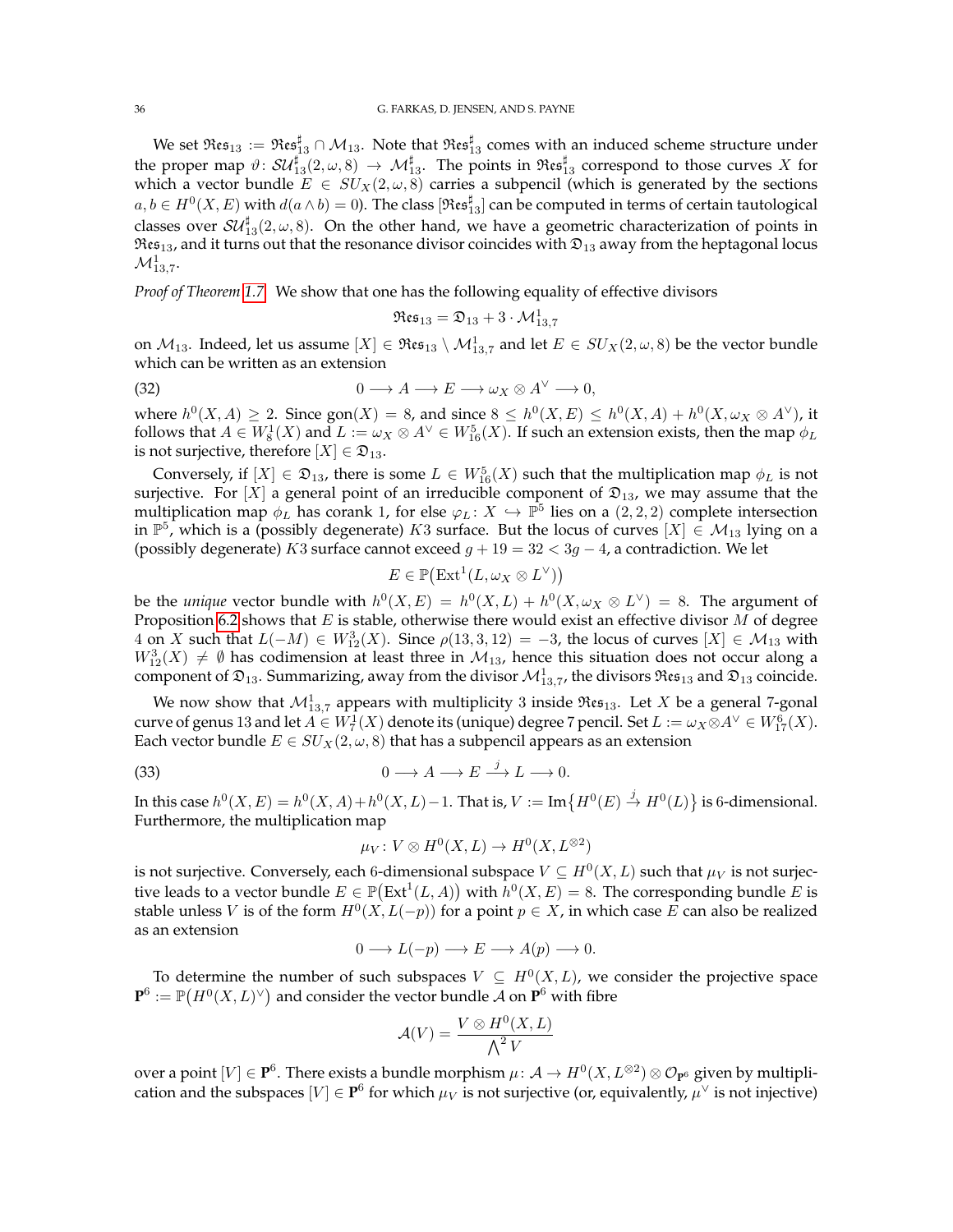We set $\mathfrak{Res}_{13} := \mathfrak{Res}_{13}^{\sharp} \cap \mathcal{M}_{13}$. Note that $\mathfrak{Res}_{13}^{\sharp}$ comes with an induced scheme structure under the proper map $\vartheta\colon \mathcal{SU}_{13}^{\sharp}(2,\omega,8) \to \mathcal{M}_{13}^{\sharp}$. The points in $\mathfrak{Res}_{13}^{\sharp}$ correspond to those curves $X$ for which a vector bundle $E \in SU_X(2,\omega,8)$ carries a subpencil (which is generated by the sections $a, b \in H^0(X,E)$ with $d(a\wedge b)=0$). The class $[\mathfrak{Res}_{13}^{\sharp}]$ can be computed in terms of certain tautological classes over $\mathcal{SU}_{13}^{\sharp}(2,\omega,8)$. On the other hand, we have a geometric characterization of points in $\mathfrak{Res}_{13}$, and it turns out that the resonance divisor coincides with $\mathfrak{D}_{13}$ away from the heptagonal locus $\mathcal{M}_{13,7}^1$.

*Proof of Theorem 1.7.* We show that one has the following equality of effective divisors

$$\mathfrak{Res}_{13} = \mathfrak{D}_{13} + 3\cdot \mathcal{M}_{13,7}^1$$

on $\mathcal{M}_{13}$. Indeed, let us assume $[X] \in \mathfrak{Res}_{13} \setminus \mathcal{M}_{13,7}^1$ and let $E \in SU_X(2,\omega,8)$ be the vector bundle which can be written as an extension

$$0 \longrightarrow A \longrightarrow E \longrightarrow \omega_X \otimes A^{\vee} \longrightarrow 0, \tag{32}$$

where $h^0(X,A) \geq 2$. Since $\mathrm{gon}(X)=8$, and since $8 \leq h^0(X,E) \leq h^0(X,A)+h^0(X,\omega_X\otimes A^{\vee})$, it follows that $A \in W_8^1(X)$ and $L := \omega_X \otimes A^{\vee} \in W_{16}^5(X)$. If such an extension exists, then the map $\phi_L$ is not surjective, therefore $[X] \in \mathfrak{D}_{13}$.

Conversely, if $[X] \in \mathfrak{D}_{13}$, there is some $L \in W_{16}^5(X)$ such that the multiplication map $\phi_L$ is not surjective. For $[X]$ a general point of an irreducible component of $\mathfrak{D}_{13}$, we may assume that the multiplication map $\phi_L$ has corank 1, for else $\varphi_L\colon X \hookrightarrow \mathbb{P}^5$ lies on a $(2,2,2)$ complete intersection in $\mathbb{P}^5$, which is a (possibly degenerate) $K3$ surface. But the locus of curves $[X] \in \mathcal{M}_{13}$ lying on a (possibly degenerate) $K3$ surface cannot exceed $g+19=32<3g-4$, a contradiction. We let

$$E \in \mathbb{P}\big(\mathrm{Ext}^1(L,\omega_X\otimes L^{\vee})\big)$$

be the *unique* vector bundle with $h^0(X,E)=h^0(X,L)+h^0(X,\omega_X\otimes L^{\vee})=8$. The argument of Proposition 6.2 shows that $E$ is stable, otherwise there would exist an effective divisor $M$ of degree 4 on $X$ such that $L(-M) \in W_{12}^3(X)$. Since $\rho(13,3,12)=-3$, the locus of curves $[X] \in \mathcal{M}_{13}$ with $W_{12}^3(X) \neq \emptyset$ has codimension at least three in $\mathcal{M}_{13}$, hence this situation does not occur along a component of $\mathfrak{D}_{13}$. Summarizing, away from the divisor $\mathcal{M}_{13,7}^1$, the divisors $\mathfrak{Res}_{13}$ and $\mathfrak{D}_{13}$ coincide.

We now show that $\mathcal{M}_{13,7}^1$ appears with multiplicity 3 inside $\mathfrak{Res}_{13}$. Let $X$ be a general 7-gonal curve of genus 13 and let $A \in W_7^1(X)$ denote its (unique) degree 7 pencil. Set $L := \omega_X \otimes A^{\vee} \in W_{17}^6(X)$. Each vector bundle $E \in SU_X(2,\omega,8)$ that has a subpencil appears as an extension

$$0 \longrightarrow A \longrightarrow E \stackrel{j}{\longrightarrow} L \longrightarrow 0. \tag{33}$$

In this case $h^0(X,E)=h^0(X,A)+h^0(X,L)-1$. That is, $V := \mathrm{Im}\{H^0(E) \stackrel{j}{\to} H^0(L)\}$ is 6-dimensional. Furthermore, the multiplication map

$$\mu_V\colon V \otimes H^0(X,L) \to H^0(X,L^{\otimes 2})$$

is not surjective. Conversely, each 6-dimensional subspace $V \subseteq H^0(X,L)$ such that $\mu_V$ is not surjective leads to a vector bundle $E \in \mathbb{P}\big(\mathrm{Ext}^1(L,A)\big)$ with $h^0(X,E)=8$. The corresponding bundle $E$ is stable unless $V$ is of the form $H^0(X,L(-p))$ for a point $p \in X$, in which case $E$ can also be realized as an extension

$$0 \longrightarrow L(-p) \longrightarrow E \longrightarrow A(p) \longrightarrow 0.$$

To determine the number of such subspaces $V \subseteq H^0(X,L)$, we consider the projective space $\mathbf{P}^6 := \mathbb{P}\big(H^0(X,L)^{\vee}\big)$ and consider the vector bundle $\mathcal{A}$ on $\mathbf{P}^6$ with fibre

$$\mathcal{A}(V) = \frac{V \otimes H^0(X,L)}{\bigwedge^2 V}$$

over a point $[V] \in \mathbf{P}^6$. There exists a bundle morphism $\mu\colon \mathcal{A} \to H^0(X,L^{\otimes 2}) \otimes \mathcal{O}_{\mathbf{P}^6}$ given by multiplication and the subspaces $[V] \in \mathbf{P}^6$ for which $\mu_V$ is not surjective (or, equivalently, $\mu^{\vee}$ is not injective)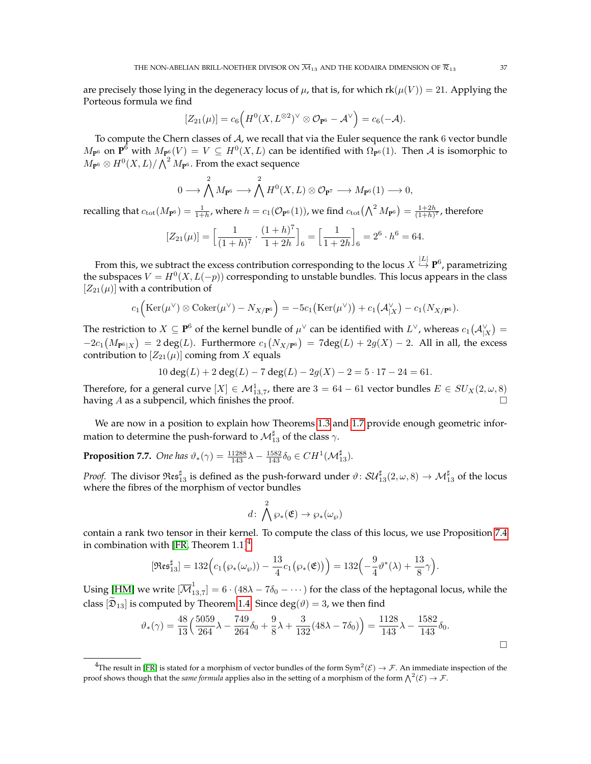are precisely those lying in the degeneracy locus of $\mu$, that is, for which $\mathrm{rk}(\mu(V)) = 21$. Applying the Porteous formula we find

$$[Z_{21}(\mu)] = c_6\Big(H^0(X, L^{\otimes 2})^\vee \otimes \mathcal{O}_{\mathbf{P}^6} - \mathcal{A}^\vee\Big) = c_6(-\mathcal{A}).$$

To compute the Chern classes of $\mathcal{A}$, we recall that via the Euler sequence the rank 6 vector bundle $M_{\mathbf{P}^6}$ on $\mathbf{P}^6$ with $M_{\mathbf{P}^6}(V) = V \subseteq H^0(X, L)$ can be identified with $\Omega_{\mathbf{P}^6}(1)$. Then $\mathcal{A}$ is isomorphic to $M_{\mathbf{P}^6} \otimes H^0(X, L)/\bigwedge^2 M_{\mathbf{P}^6}$. From the exact sequence

$$0 \longrightarrow \bigwedge^2 M_{\mathbf{P}^6} \longrightarrow \bigwedge^2 H^0(X, L) \otimes \mathcal{O}_{\mathbf{P}^7} \longrightarrow M_{\mathbf{P}^6}(1) \longrightarrow 0,$$

recalling that $c_{\mathrm{tot}}(M_{\mathbf{P}^6}) = \frac{1}{1+h}$, where $h = c_1(\mathcal{O}_{\mathbf{P}^6}(1))$, we find $c_{\mathrm{tot}}\big(\bigwedge^2 M_{\mathbf{P}^6}\big) = \frac{1+2h}{(1+h)^7}$, therefore

$$[Z_{21}(\mu)] = \Big[\frac{1}{(1+h)^7} \cdot \frac{(1+h)^7}{1+2h}\Big]_6 = \Big[\frac{1}{1+2h}\Big]_6 = 2^6 \cdot h^6 = 64.$$

From this, we subtract the excess contribution corresponding to the locus $X \stackrel{|L|}{\hookrightarrow} \mathbf{P}^6$, parametrizing the subspaces $V = H^0(X, L(-p))$ corresponding to unstable bundles. This locus appears in the class $[Z_{21}(\mu)]$ with a contribution of

$$c_1\Big(\mathrm{Ker}(\mu^\vee) \otimes \mathrm{Coker}(\mu^\vee) - N_{X/\mathbf{P}^6}\Big) = -5c_1\big(\mathrm{Ker}(\mu^\vee)\big) + c_1\big(\mathcal{A}^\vee_{|X}\big) - c_1(N_{X/\mathbf{P}^6}).$$

The restriction to $X \subseteq \mathbf{P}^6$ of the kernel bundle of $\mu^\vee$ can be identified with $L^\vee$, whereas $c_1\big(\mathcal{A}^\vee_{|X}\big) = -2c_1\big(M_{\mathbf{P}^6|X}\big) = 2\deg(L)$. Furthermore $c_1\big(N_{X/\mathbf{P}^6}\big) = 7\deg(L) + 2g(X) - 2$. All in all, the excess contribution to $[Z_{21}(\mu)]$ coming from $X$ equals

$$10\deg(L) + 2\deg(L) - 7\deg(L) - 2g(X) - 2 = 5 \cdot 17 - 24 = 61.$$

Therefore, for a general curve $[X] \in \mathcal{M}^1_{13,7}$, there are $3 = 64 - 61$ vector bundles $E \in SU_X(2, \omega, 8)$ having $A$ as a subpencil, which finishes the proof. $\square$

We are now in a position to explain how Theorems 1.3 and 1.7 provide enough geometric information to determine the push-forward to $\mathcal{M}^\sharp_{13}$ of the class $\gamma$.

**Proposition 7.7.** *One has* $\vartheta_*(\gamma) = \frac{11288}{143}\lambda - \frac{1582}{143}\delta_0 \in CH^1(\mathcal{M}^\sharp_{13})$.

*Proof.* The divisor $\mathfrak{Res}^\sharp_{13}$ is defined as the push-forward under $\vartheta\colon \mathcal{SU}^\sharp_{13}(2, \omega, 8) \to \mathcal{M}^\sharp_{13}$ of the locus where the fibres of the morphism of vector bundles

$$d\colon \bigwedge^2 \wp_*(\mathfrak{E}) \to \wp_*(\omega_\wp)$$

contain a rank two tensor in their kernel. To compute the class of this locus, we use Proposition 7.4 in combination with [FR, Theorem 1.1][4]

$$[\mathfrak{Res}^\sharp_{13}] = 132\Big(c_1\big(\wp_*(\omega_\wp)\big) - \frac{13}{4}c_1\big(\wp_*(\mathfrak{E})\big)\Big) = 132\Big(-\frac{9}{4}\vartheta^*(\lambda) + \frac{13}{8}\gamma\Big).$$

Using [HM] we write $[\overline{\mathcal{M}}^1_{13,7}] = 6 \cdot (48\lambda - 7\delta_0 - \cdots)$ for the class of the heptagonal locus, while the class $[\widetilde{\mathfrak{D}}_{13}]$ is computed by Theorem 1.4. Since $\deg(\vartheta) = 3$, we then find

$$\vartheta_*(\gamma) = \frac{48}{13}\Big(\frac{5059}{264}\lambda - \frac{749}{264}\delta_0 + \frac{9}{8}\lambda + \frac{3}{132}(48\lambda - 7\delta_0)\Big) = \frac{1128}{143}\lambda - \frac{1582}{143}\delta_0.$$

$\square$

[4] The result in [FR] is stated for a morphism of vector bundles of the form $\mathrm{Sym}^2(\mathcal{E}) \to \mathcal{F}$. An immediate inspection of the proof shows though that the *same formula* applies also in the setting of a morphism of the form $\bigwedge^2(\mathcal{E}) \to \mathcal{F}$.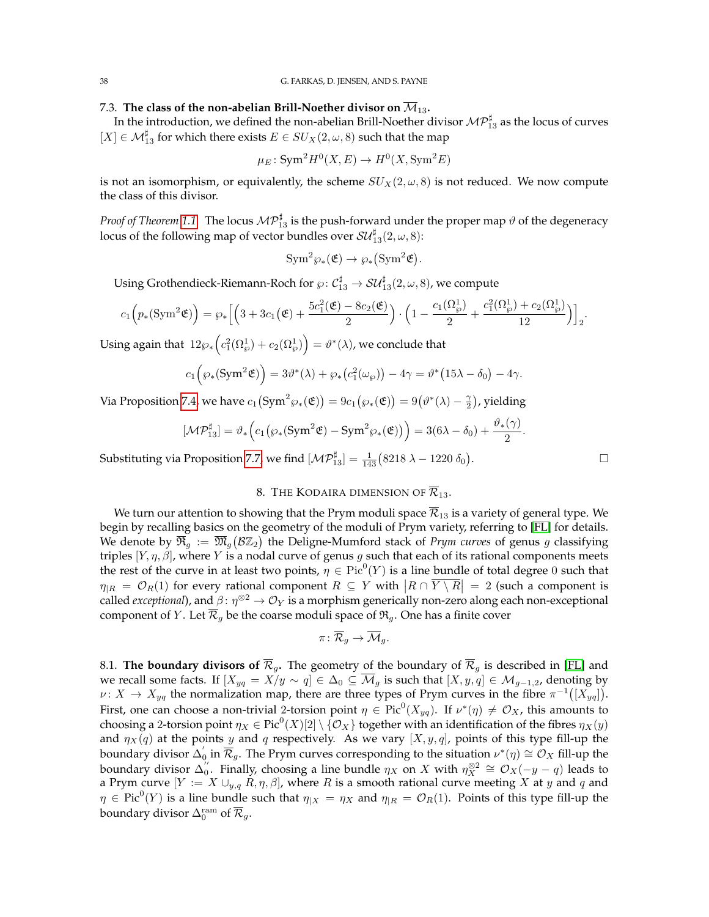### 7.3. The class of the non-abelian Brill-Noether divisor on $\overline{\mathcal{M}}_{13}$.

In the introduction, we defined the non-abelian Brill-Noether divisor $\mathcal{MP}^\sharp_{13}$ as the locus of curves $[X] \in \mathcal{M}^\sharp_{13}$ for which there exists $E \in SU_X(2, \omega, 8)$ such that the map

$$\mu_E \colon \mathrm{Sym}^2 H^0(X, E) \to H^0(X, \mathrm{Sym}^2 E)$$

is not an isomorphism, or equivalently, the scheme $SU_X(2, \omega, 8)$ is not reduced. We now compute the class of this divisor.

*Proof of Theorem 1.1.* The locus $\mathcal{MP}^\sharp_{13}$ is the push-forward under the proper map $\vartheta$ of the degeneracy locus of the following map of vector bundles over $\mathcal{SU}^\sharp_{13}(2, \omega, 8)$:

$$\mathrm{Sym}^2 \wp_*(\mathfrak{E}) \to \wp_*\big(\mathrm{Sym}^2 \mathfrak{E}\big).$$

Using Grothendieck-Riemann-Roch for $\wp \colon \mathcal{C}^\sharp_{13} \to \mathcal{SU}^\sharp_{13}(2, \omega, 8)$, we compute

$$c_1\Big(p_*(\mathrm{Sym}^2 \mathfrak{E})\Big) = \wp_*\Big[\Big(3 + 3c_1(\mathfrak{E}) + \frac{5c_1^2(\mathfrak{E}) - 8c_2(\mathfrak{E})}{2}\Big) \cdot \Big(1 - \frac{c_1(\Omega^1_\wp)}{2} + \frac{c_1^2(\Omega^1_\wp) + c_2(\Omega^1_\wp)}{12}\Big)\Big]_2.$$

Using again that $12\wp_*\Big(c_1^2(\Omega^1_\wp) + c_2(\Omega^1_\wp)\Big) = \vartheta^*(\lambda)$, we conclude that

$$c_1\Big(\wp_*(\mathrm{Sym}^2 \mathfrak{E})\Big) = 3\vartheta^*(\lambda) + \wp_*\big(c_1^2(\omega_\wp)\big) - 4\gamma = \vartheta^*\big(15\lambda - \delta_0\big) - 4\gamma.$$

Via Proposition 7.4, we have $c_1\big(\mathrm{Sym}^2 \wp_*(\mathfrak{E})\big) = 9c_1\big(\wp_*(\mathfrak{E})\big) = 9\big(\vartheta^*(\lambda) - \frac{\gamma}{2}\big)$, yielding

$$[\mathcal{MP}^\sharp_{13}] = \vartheta_*\Big(c_1\big(\wp_*(\mathrm{Sym}^2 \mathfrak{E}) - \mathrm{Sym}^2 \wp_*(\mathfrak{E})\big)\Big) = 3(6\lambda - \delta_0) + \frac{\vartheta_*(\gamma)}{2}.$$

Substituting via Proposition 7.7, we find $[\mathcal{MP}^\sharp_{13}] = \frac{1}{143}\big(8218\,\lambda - 1220\,\delta_0\big)$. $\square$

## 8. The Kodaira dimension of $\overline{\mathcal{R}}_{13}$.

We turn our attention to showing that the Prym moduli space $\overline{\mathcal{R}}_{13}$ is a variety of general type. We begin by recalling basics on the geometry of the moduli of Prym variety, referring to [FL] for details. We denote by $\overline{\mathfrak{R}}_g := \overline{\mathfrak{M}}_g(\mathcal{B}\mathbb{Z}_2)$ the Deligne-Mumford stack of *Prym curves* of genus $g$ classifying triples $[Y, \eta, \beta]$, where $Y$ is a nodal curve of genus $g$ such that each of its rational components meets the rest of the curve in at least two points, $\eta \in \mathrm{Pic}^0(Y)$ is a line bundle of total degree $0$ such that $\eta_{|R} = \mathcal{O}_R(1)$ for every rational component $R \subseteq Y$ with $|R \cap \overline{Y \setminus R}| = 2$ (such a component is called *exceptional*), and $\beta \colon \eta^{\otimes 2} \to \mathcal{O}_Y$ is a morphism generically non-zero along each non-exceptional component of $Y$. Let $\overline{\mathcal{R}}_g$ be the coarse moduli space of $\mathfrak{R}_g$. One has a finite cover

$$\pi \colon \overline{\mathcal{R}}_g \to \overline{\mathcal{M}}_g.$$

8.1. **The boundary divisors of $\overline{\mathcal{R}}_g$.** The geometry of the boundary of $\overline{\mathcal{R}}_g$ is described in [FL] and we recall some facts. If $[X_{yq} = X/y \sim q] \in \Delta_0 \subseteq \overline{\mathcal{M}}_g$ is such that $[X, y, q] \in \mathcal{M}_{g-1,2}$, denoting by $\nu \colon X \to X_{yq}$ the normalization map, there are three types of Prym curves in the fibre $\pi^{-1}\big([X_{yq}]\big)$. First, one can choose a non-trivial 2-torsion point $\eta \in \mathrm{Pic}^0(X_{yq})$. If $\nu^*(\eta) \neq \mathcal{O}_X$, this amounts to choosing a 2-torsion point $\eta_X \in \mathrm{Pic}^0(X)[2] \setminus \{\mathcal{O}_X\}$ together with an identification of the fibres $\eta_X(y)$ and $\eta_X(q)$ at the points $y$ and $q$ respectively. As we vary $[X, y, q]$, points of this type fill-up the boundary divisor $\Delta_0^{'}$ in $\overline{\mathcal{R}}_g$. The Prym curves corresponding to the situation $\nu^*(\eta) \cong \mathcal{O}_X$ fill-up the boundary divisor $\Delta_0^{''}$. Finally, choosing a line bundle $\eta_X$ on $X$ with $\eta_X^{\otimes 2} \cong \mathcal{O}_X(-y-q)$ leads to a Prym curve $[Y := X \cup_{y,q} R, \eta, \beta]$, where $R$ is a smooth rational curve meeting $X$ at $y$ and $q$ and $\eta \in \mathrm{Pic}^0(Y)$ is a line bundle such that $\eta_{|X} = \eta_X$ and $\eta_{|R} = \mathcal{O}_R(1)$. Points of this type fill-up the boundary divisor $\Delta_0^{\mathrm{ram}}$ of $\overline{\mathcal{R}}_g$.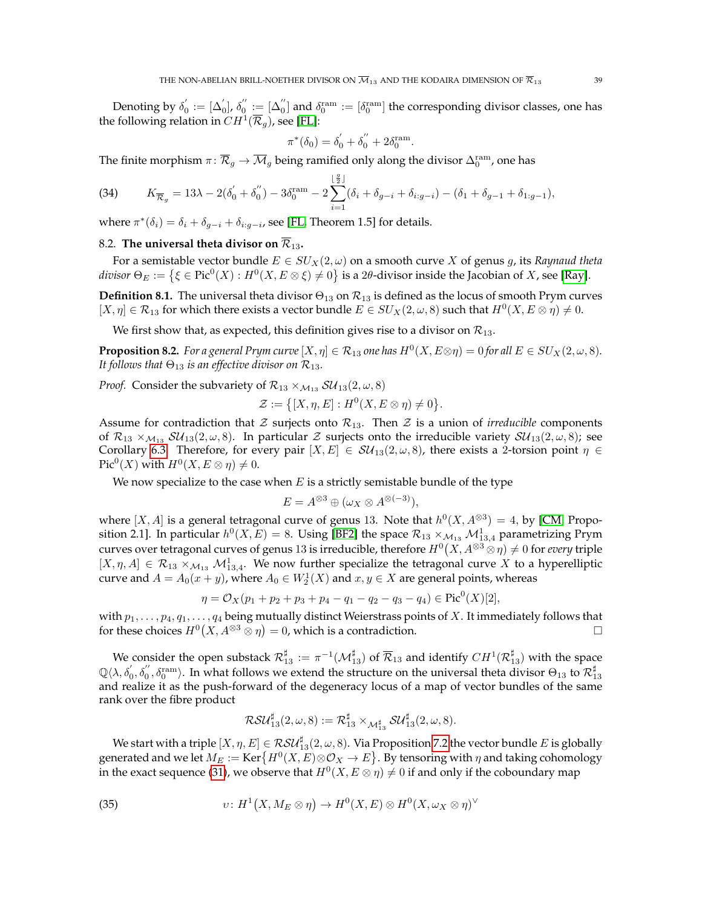Denoting by $\delta_0^{'} := [\Delta_0^{'}]$, $\delta_0^{''} := [\Delta_0^{''}]$ and $\delta_0^{\mathrm{ram}} := [\delta_0^{\mathrm{ram}}]$ the corresponding divisor classes, one has the following relation in $CH^1(\overline{\mathcal{R}}_g)$, see [FL]:

$$\pi^*(\delta_0) = \delta_0^{'} + \delta_0^{''} + 2\delta_0^{\mathrm{ram}}.$$

The finite morphism $\pi \colon \overline{\mathcal{R}}_g \to \overline{\mathcal{M}}_g$ being ramified only along the divisor $\Delta_0^{\mathrm{ram}}$, one has

$$K_{\overline{\mathcal{R}}_g} = 13\lambda - 2(\delta_0^{'} + \delta_0^{''}) - 3\delta_0^{\mathrm{ram}} - 2\sum_{i=1}^{\lfloor \frac{g}{2} \rfloor}(\delta_i + \delta_{g-i} + \delta_{i:g-i}) - (\delta_1 + \delta_{g-1} + \delta_{1:g-1}), \tag{34}$$

where $\pi^*(\delta_i) = \delta_i + \delta_{g-i} + \delta_{i:g-i}$, see [FL, Theorem 1.5] for details.

## 8.2. **The universal theta divisor on $\overline{\mathcal{R}}_{13}$.**

For a semistable vector bundle $E \in SU_X(2, \omega)$ on a smooth curve $X$ of genus $g$, its *Raynaud theta divisor* $\Theta_E := \{\xi \in \mathrm{Pic}^0(X) : H^0(X, E \otimes \xi) \neq 0\}$ is a $2\theta$-divisor inside the Jacobian of $X$, see [Ray].

**Definition 8.1.** The universal theta divisor $\Theta_{13}$ on $\mathcal{R}_{13}$ is defined as the locus of smooth Prym curves $[X, \eta] \in \mathcal{R}_{13}$ for which there exists a vector bundle $E \in SU_X(2, \omega, 8)$ such that $H^0(X, E \otimes \eta) \neq 0$.

We first show that, as expected, this definition gives rise to a divisor on $\mathcal{R}_{13}$.

**Proposition 8.2.** *For a general Prym curve $[X, \eta] \in \mathcal{R}_{13}$ one has $H^0(X, E \otimes \eta) = 0$ for all $E \in SU_X(2, \omega, 8)$. It follows that $\Theta_{13}$ is an effective divisor on $\mathcal{R}_{13}$.*

*Proof.* Consider the subvariety of $\mathcal{R}_{13} \times_{\mathcal{M}_{13}} \mathcal{SU}_{13}(2, \omega, 8)$

$$\mathcal{Z} := \{[X, \eta, E] : H^0(X, E \otimes \eta) \neq 0\}.$$

Assume for contradiction that $\mathcal{Z}$ surjects onto $\mathcal{R}_{13}$. Then $\mathcal{Z}$ is a union of *irreducible* components of $\mathcal{R}_{13} \times_{\mathcal{M}_{13}} \mathcal{SU}_{13}(2, \omega, 8)$. In particular $\mathcal{Z}$ surjects onto the irreducible variety $\mathcal{SU}_{13}(2, \omega, 8)$; see Corollary 6.3. Therefore, for every pair $[X, E] \in \mathcal{SU}_{13}(2, \omega, 8)$, there exists a 2-torsion point $\eta \in \mathrm{Pic}^0(X)$ with $H^0(X, E \otimes \eta) \neq 0$.

We now specialize to the case when $E$ is a strictly semistable bundle of the type

$$E = A^{\otimes 3} \oplus (\omega_X \otimes A^{\otimes(-3)}),$$

where $[X, A]$ is a general tetragonal curve of genus 13. Note that $h^0(X, A^{\otimes 3}) = 4$, by [CM, Proposition 2.1]. In particular $h^0(X, E) = 8$. Using [BF2] the space $\mathcal{R}_{13} \times_{\mathcal{M}_{13}} \mathcal{M}^1_{13,4}$ parametrizing Prym curves over tetragonal curves of genus 13 is irreducible, therefore $H^0(X, A^{\otimes 3} \otimes \eta) \neq 0$ for *every* triple $[X, \eta, A] \in \mathcal{R}_{13} \times_{\mathcal{M}_{13}} \mathcal{M}^1_{13,4}$. We now further specialize the tetragonal curve $X$ to a hyperelliptic curve and $A = A_0(x + y)$, where $A_0 \in W^1_2(X)$ and $x, y \in X$ are general points, whereas

$$\eta = \mathcal{O}_X(p_1 + p_2 + p_3 + p_4 - q_1 - q_2 - q_3 - q_4) \in \mathrm{Pic}^0(X)[2],$$

with $p_1, \ldots, p_4, q_1, \ldots, q_4$ being mutually distinct Weierstrass points of $X$. It immediately follows that for these choices $H^0(X, A^{\otimes 3} \otimes \eta) = 0$, which is a contradiction. $\square$

We consider the open substack $\mathcal{R}^{\sharp}_{13} := \pi^{-1}(\mathcal{M}^{\sharp}_{13})$ of $\overline{\mathcal{R}}_{13}$ and identify $CH^1(\mathcal{R}^{\sharp}_{13})$ with the space $\mathbb{Q}\langle \lambda, \delta_0^{'}, \delta_0^{''}, \delta_0^{\mathrm{ram}} \rangle$. In what follows we extend the structure on the universal theta divisor $\Theta_{13}$ to $\mathcal{R}^{\sharp}_{13}$ and realize it as the push-forward of the degeneracy locus of a map of vector bundles of the same rank over the fibre product

$$\mathcal{RSU}^{\sharp}_{13}(2, \omega, 8) := \mathcal{R}^{\sharp}_{13} \times_{\mathcal{M}^{\sharp}_{13}} \mathcal{SU}^{\sharp}_{13}(2, \omega, 8).$$

We start with a triple $[X, \eta, E] \in \mathcal{RSU}^{\sharp}_{13}(2, \omega, 8)$. Via Proposition 7.2 the vector bundle $E$ is globally generated and we let $M_E := \mathrm{Ker}\{H^0(X, E) \otimes \mathcal{O}_X \to E\}$. By tensoring with $\eta$ and taking cohomology in the exact sequence (31), we observe that $H^0(X, E \otimes \eta) \neq 0$ if and only if the coboundary map

$$\upsilon \colon H^1(X, M_E \otimes \eta) \to H^0(X, E) \otimes H^0(X, \omega_X \otimes \eta)^{\vee} \tag{35}$$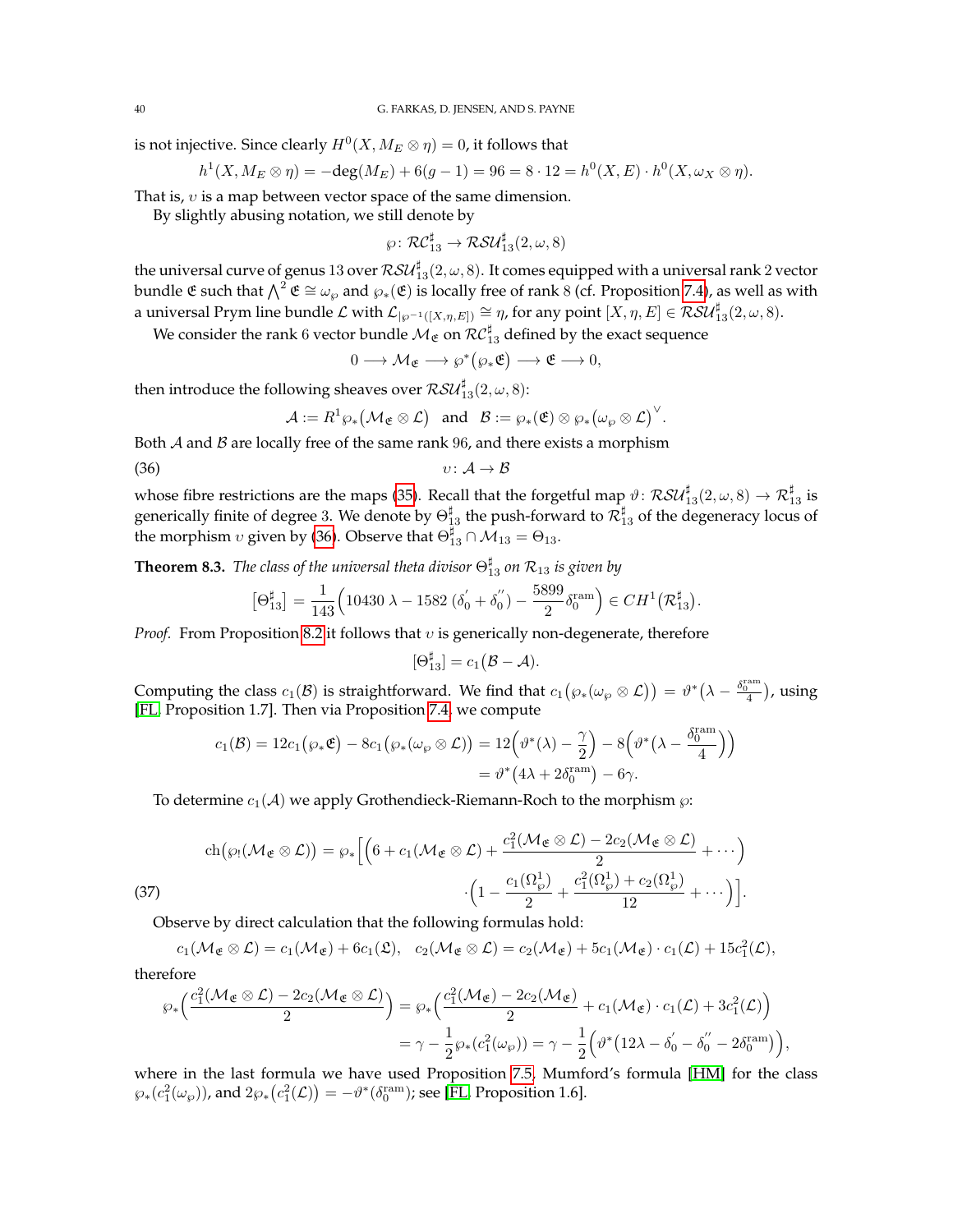is not injective. Since clearly $H^0(X, M_E \otimes \eta) = 0$, it follows that

$$h^1(X, M_E \otimes \eta) = -\deg(M_E) + 6(g-1) = 96 = 8 \cdot 12 = h^0(X, E) \cdot h^0(X, \omega_X \otimes \eta).$$

That is, $\upsilon$ is a map between vector space of the same dimension.

By slightly abusing notation, we still denote by

$$\wp \colon \mathcal{RC}^{\sharp}_{13} \to \mathcal{RSU}^{\sharp}_{13}(2, \omega, 8)$$

the universal curve of genus 13 over $\mathcal{RSU}^{\sharp}_{13}(2, \omega, 8)$. It comes equipped with a universal rank 2 vector bundle $\mathfrak{E}$ such that $\bigwedge^2 \mathfrak{E} \cong \omega_{\wp}$ and $\wp_*(\mathfrak{E})$ is locally free of rank 8 (cf. Proposition 7.4), as well as with a universal Prym line bundle $\mathcal{L}$ with $\mathcal{L}_{|\wp^{-1}([X,\eta,E])} \cong \eta$, for any point $[X, \eta, E] \in \mathcal{RSU}^{\sharp}_{13}(2, \omega, 8)$.

We consider the rank 6 vector bundle $\mathcal{M}_{\mathfrak{E}}$ on $\mathcal{RC}^{\sharp}_{13}$ defined by the exact sequence

$$0 \longrightarrow \mathcal{M}_{\mathfrak{E}} \longrightarrow \wp^*\big(\wp_* \mathfrak{E}\big) \longrightarrow \mathfrak{E} \longrightarrow 0,$$

then introduce the following sheaves over $\mathcal{RSU}^{\sharp}_{13}(2, \omega, 8)$:

$$\mathcal{A} := R^1\wp_*\big(\mathcal{M}_{\mathfrak{E}} \otimes \mathcal{L}\big) \quad \text{and} \quad \mathcal{B} := \wp_*(\mathfrak{E}) \otimes \wp_*\big(\omega_{\wp} \otimes \mathcal{L}\big)^{\vee}.$$

Both $\mathcal{A}$ and $\mathcal{B}$ are locally free of the same rank 96, and there exists a morphism

$$\upsilon \colon \mathcal{A} \to \mathcal{B} \tag{36}$$

whose fibre restrictions are the maps (35). Recall that the forgetful map $\vartheta \colon \mathcal{RSU}^{\sharp}_{13}(2, \omega, 8) \to \mathcal{R}^{\sharp}_{13}$ is generically finite of degree 3. We denote by $\Theta^{\sharp}_{13}$ the push-forward to $\mathcal{R}^{\sharp}_{13}$ of the degeneracy locus of the morphism $\upsilon$ given by (36). Observe that $\Theta^{\sharp}_{13} \cap \mathcal{M}_{13} = \Theta_{13}$.

**Theorem 8.3.** *The class of the universal theta divisor $\Theta^{\sharp}_{13}$ on $\mathcal{R}_{13}$ is given by*

$$\big[\Theta^{\sharp}_{13}\big] = \frac{1}{143}\Big(10430\,\lambda - 1582\,(\delta_0^{'} + \delta_0^{''}) - \frac{5899}{2}\delta_0^{\mathrm{ram}}\Big) \in CH^1\big(\mathcal{R}^{\sharp}_{13}\big).$$

*Proof.* From Proposition 8.2 it follows that $\upsilon$ is generically non-degenerate, therefore

$$[\Theta^{\sharp}_{13}] = c_1\big(\mathcal{B} - \mathcal{A}\big).$$

Computing the class $c_1(\mathcal{B})$ is straightforward. We find that $c_1\big(\wp_*(\omega_{\wp} \otimes \mathcal{L})\big) = \vartheta^*\big(\lambda - \frac{\delta_0^{\mathrm{ram}}}{4}\big)$, using [FL, Proposition 1.7]. Then via Proposition 7.4 we compute

$$c_1(\mathcal{B}) = 12 c_1\big(\wp_* \mathfrak{E}\big) - 8 c_1\big(\wp_*(\omega_{\wp} \otimes \mathcal{L})\big) = 12\Big(\vartheta^*(\lambda) - \frac{\gamma}{2}\Big) - 8\Big(\vartheta^*\big(\lambda - \frac{\delta_0^{\mathrm{ram}}}{4}\big)\Big)$$
$$= \vartheta^*\big(4\lambda + 2\delta_0^{\mathrm{ram}}\big) - 6\gamma.$$

To determine $c_1(\mathcal{A})$ we apply Grothendieck-Riemann-Roch to the morphism $\wp$:

$$\mathrm{ch}\big(\wp_!(\mathcal{M}_{\mathfrak{E}} \otimes \mathcal{L})\big) = \wp_*\Big[\Big(6 + c_1(\mathcal{M}_{\mathfrak{E}} \otimes \mathcal{L}) + \frac{c_1^2(\mathcal{M}_{\mathfrak{E}} \otimes \mathcal{L}) - 2c_2(\mathcal{M}_{\mathfrak{E}} \otimes \mathcal{L})}{2} + \cdots\Big) \cdot\Big(1 - \frac{c_1(\Omega^1_{\wp})}{2} + \frac{c_1^2(\Omega^1_{\wp}) + c_2(\Omega^1_{\wp})}{12} + \cdots\Big)\Big]. \tag{37}$$

Observe by direct calculation that the following formulas hold:

$$c_1(\mathcal{M}_{\mathfrak{E}} \otimes \mathcal{L}) = c_1(\mathcal{M}_{\mathfrak{E}}) + 6c_1(\mathfrak{L}), \quad c_2(\mathcal{M}_{\mathfrak{E}} \otimes \mathcal{L}) = c_2(\mathcal{M}_{\mathfrak{E}}) + 5c_1(\mathcal{M}_{\mathfrak{E}}) \cdot c_1(\mathcal{L}) + 15c_1^2(\mathcal{L}),$$

therefore

$$\wp_*\Big(\frac{c_1^2(\mathcal{M}_{\mathfrak{E}} \otimes \mathcal{L}) - 2c_2(\mathcal{M}_{\mathfrak{E}} \otimes \mathcal{L})}{2}\Big) = \wp_*\Big(\frac{c_1^2(\mathcal{M}_{\mathfrak{E}}) - 2c_2(\mathcal{M}_{\mathfrak{E}})}{2} + c_1(\mathcal{M}_{\mathfrak{E}}) \cdot c_1(\mathcal{L}) + 3c_1^2(\mathcal{L})\Big)$$
$$= \gamma - \frac{1}{2}\wp_*(c_1^2(\omega_{\wp})) = \gamma - \frac{1}{2}\Big(\vartheta^*\big(12\lambda - \delta_0^{'} - \delta_0^{''} - 2\delta_0^{\mathrm{ram}}\big)\Big),$$

where in the last formula we have used Proposition 7.5, Mumford's formula [HM] for the class $\wp_*(c_1^2(\omega_{\wp}))$, and $2\wp_*\big(c_1^2(\mathcal{L})\big) = -\vartheta^*(\delta_0^{\mathrm{ram}})$; see [FL, Proposition 1.6].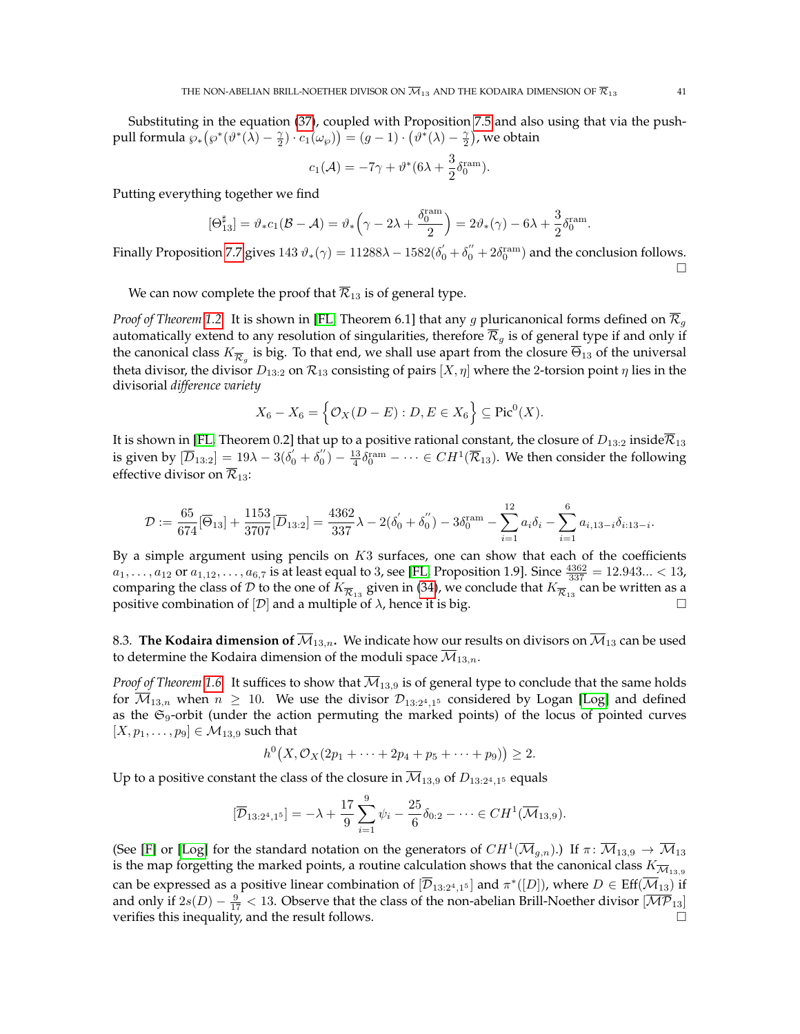Substituting in the equation (37), coupled with Proposition 7.5 and also using that via the push-pull formula $\wp_*\big(\wp^*(\vartheta^*(\lambda) - \frac{\gamma}{2}) \cdot c_1(\omega_\wp)\big) = (g-1) \cdot \big(\vartheta^*(\lambda) - \frac{\gamma}{2}\big)$, we obtain

$$c_1(\mathcal{A}) = -7\gamma + \vartheta^*(6\lambda + \frac{3}{2}\delta_0^{\mathrm{ram}}).$$

Putting everything together we find

$$[\Theta_{13}^\sharp] = \vartheta_* c_1(\mathcal{B} - \mathcal{A}) = \vartheta_*\Big(\gamma - 2\lambda + \frac{\delta_0^{\mathrm{ram}}}{2}\Big) = 2\vartheta_*(\gamma) - 6\lambda + \frac{3}{2}\delta_0^{\mathrm{ram}}.$$

Finally Proposition 7.7 gives $143\,\vartheta_*(\gamma) = 11288\lambda - 1582(\delta_0^{'} + \delta_0^{''} + 2\delta_0^{\mathrm{ram}})$ and the conclusion follows. $\square$

We can now complete the proof that $\overline{\mathcal{R}}_{13}$ is of general type.

*Proof of Theorem 1.2.* It is shown in [FL, Theorem 6.1] that any $g$ pluricanonical forms defined on $\overline{\mathcal{R}}_g$ automatically extend to any resolution of singularities, therefore $\overline{\mathcal{R}}_g$ is of general type if and only if the canonical class $K_{\overline{\mathcal{R}}_g}$ is big. To that end, we shall use apart from the closure $\overline{\Theta}_{13}$ of the universal theta divisor, the divisor $D_{13:2}$ on $\mathcal{R}_{13}$ consisting of pairs $[X,\eta]$ where the 2-torsion point $\eta$ lies in the divisorial *difference variety*

$$X_6 - X_6 = \Big\{\mathcal{O}_X(D-E) : D, E \in X_6\Big\} \subseteq \mathrm{Pic}^0(X).$$

It is shown in [FL, Theorem 0.2] that up to a positive rational constant, the closure of $D_{13:2}$ inside $\overline{\mathcal{R}}_{13}$ is given by $[\overline{D}_{13:2}] = 19\lambda - 3(\delta_0^{'} + \delta_0^{''}) - \frac{13}{4}\delta_0^{\mathrm{ram}} - \cdots \in CH^1(\overline{\mathcal{R}}_{13})$. We then consider the following effective divisor on $\overline{\mathcal{R}}_{13}$:

$$\mathcal{D} := \frac{65}{674}[\overline{\Theta}_{13}] + \frac{1153}{3707}[\overline{D}_{13:2}] = \frac{4362}{337}\lambda - 2(\delta_0^{'} + \delta_0^{''}) - 3\delta_0^{\mathrm{ram}} - \sum_{i=1}^{12} a_i\delta_i - \sum_{i=1}^{6} a_{i,13-i}\delta_{i:13-i}.$$

By a simple argument using pencils on $K3$ surfaces, one can show that each of the coefficients $a_1, \ldots, a_{12}$ or $a_{1,12}, \ldots, a_{6,7}$ is at least equal to 3, see [FL, Proposition 1.9]. Since $\frac{4362}{337} = 12.943... < 13$, comparing the class of $\mathcal{D}$ to the one of $K_{\overline{\mathcal{R}}_{13}}$ given in (34), we conclude that $K_{\overline{\mathcal{R}}_{13}}$ can be written as a positive combination of $[\mathcal{D}]$ and a multiple of $\lambda$, hence it is big. $\square$

### 8.3. The Kodaira dimension of $\overline{\mathcal{M}}_{13,n}$.

We indicate how our results on divisors on $\overline{\mathcal{M}}_{13}$ can be used to determine the Kodaira dimension of the moduli space $\overline{\mathcal{M}}_{13,n}$.

*Proof of Theorem 1.6.* It suffices to show that $\overline{\mathcal{M}}_{13,9}$ is of general type to conclude that the same holds for $\overline{\mathcal{M}}_{13,n}$ when $n \geq 10$. We use the divisor $\mathcal{D}_{13:2^4,1^5}$ considered by Logan [Log] and defined as the $\mathfrak{S}_9$-orbit (under the action permuting the marked points) of the locus of pointed curves $[X, p_1, \ldots, p_9] \in \mathcal{M}_{13,9}$ such that

$$h^0\big(X, \mathcal{O}_X(2p_1 + \cdots + 2p_4 + p_5 + \cdots + p_9)\big) \geq 2.$$

Up to a positive constant the class of the closure in $\overline{\mathcal{M}}_{13,9}$ of $D_{13:2^4,1^5}$ equals

$$[\overline{\mathcal{D}}_{13:2^4,1^5}] = -\lambda + \frac{17}{9}\sum_{i=1}^{9}\psi_i - \frac{25}{6}\delta_{0:2} - \cdots \in CH^1(\overline{\mathcal{M}}_{13,9}).$$

(See [F] or [Log] for the standard notation on the generators of $CH^1(\overline{\mathcal{M}}_{g,n})$.) If $\pi\colon \overline{\mathcal{M}}_{13,9} \to \overline{\mathcal{M}}_{13}$ is the map forgetting the marked points, a routine calculation shows that the canonical class $K_{\overline{\mathcal{M}}_{13,9}}$ can be expressed as a positive linear combination of $[\overline{\mathcal{D}}_{13:2^4,1^5}]$ and $\pi^*([D])$, where $D \in \mathrm{Eff}(\overline{\mathcal{M}}_{13})$ if and only if $2s(D) - \frac{9}{17} < 13$. Observe that the class of the non-abelian Brill-Noether divisor $[\overline{\mathcal{MP}}_{13}]$ verifies this inequality, and the result follows. $\square$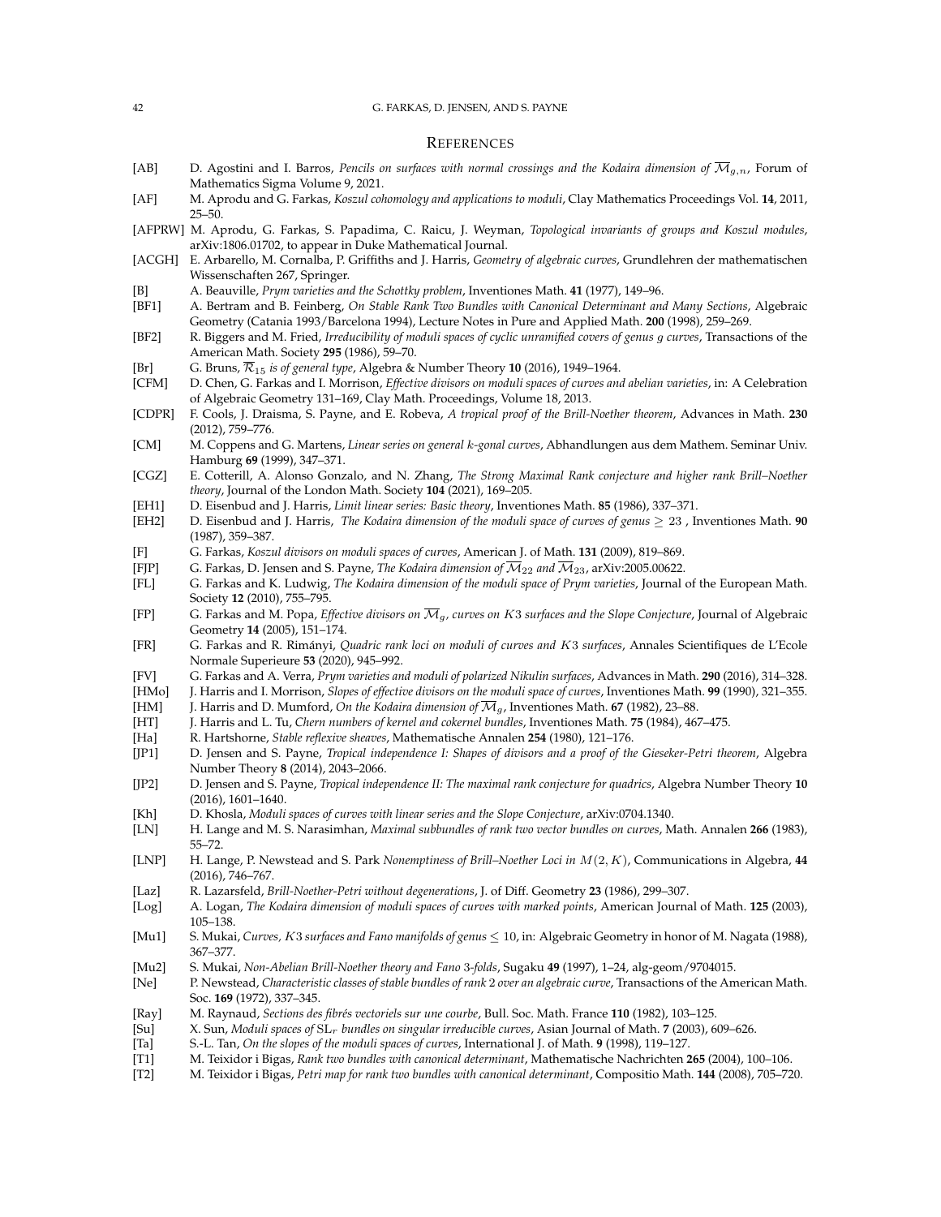# References

[AB] D. Agostini and I. Barros, *Pencils on surfaces with normal crossings and the Kodaira dimension of $\overline{\mathcal{M}}_{g,n}$*, Forum of Mathematics Sigma Volume 9, 2021.

[AF] M. Aprodu and G. Farkas, *Koszul cohomology and applications to moduli*, Clay Mathematics Proceedings Vol. **14**, 2011, 25–50.

[AFPRW] M. Aprodu, G. Farkas, S. Papadima, C. Raicu, J. Weyman, *Topological invariants of groups and Koszul modules*, arXiv:1806.01702, to appear in Duke Mathematical Journal.

[ACGH] E. Arbarello, M. Cornalba, P. Griffiths and J. Harris, *Geometry of algebraic curves*, Grundlehren der mathematischen Wissenschaften 267, Springer.

[B] A. Beauville, *Prym varieties and the Schottky problem*, Inventiones Math. **41** (1977), 149–96.

[BF1] A. Bertram and B. Feinberg, *On Stable Rank Two Bundles with Canonical Determinant and Many Sections*, Algebraic Geometry (Catania 1993/Barcelona 1994), Lecture Notes in Pure and Applied Math. **200** (1998), 259–269.

[BF2] R. Biggers and M. Fried, *Irreducibility of moduli spaces of cyclic unramified covers of genus g curves*, Transactions of the American Math. Society **295** (1986), 59–70.

[Br] G. Bruns, *$\overline{\mathcal{R}}_{15}$ is of general type*, Algebra & Number Theory **10** (2016), 1949–1964.

[CFM] D. Chen, G. Farkas and I. Morrison, *Effective divisors on moduli spaces of curves and abelian varieties*, in: A Celebration of Algebraic Geometry 131–169, Clay Math. Proceedings, Volume 18, 2013.

[CDPR] F. Cools, J. Draisma, S. Payne, and E. Robeva, *A tropical proof of the Brill-Noether theorem*, Advances in Math. **230** (2012), 759–776.

[CM] M. Coppens and G. Martens, *Linear series on general $k$-gonal curves*, Abhandlungen aus dem Mathem. Seminar Univ. Hamburg **69** (1999), 347–371.

[CGZ] E. Cotterill, A. Alonso Gonzalo, and N. Zhang, *The Strong Maximal Rank conjecture and higher rank Brill–Noether theory*, Journal of the London Math. Society **104** (2021), 169–205.

[EH1] D. Eisenbud and J. Harris, *Limit linear series: Basic theory*, Inventiones Math. **85** (1986), 337–371.

[EH2] D. Eisenbud and J. Harris, *The Kodaira dimension of the moduli space of curves of genus $\geq 23$*, Inventiones Math. **90** (1987), 359–387.

[F] G. Farkas, *Koszul divisors on moduli spaces of curves*, American J. of Math. **131** (2009), 819–869.

[FJP] G. Farkas, D. Jensen and S. Payne, *The Kodaira dimension of $\overline{\mathcal{M}}_{22}$ and $\overline{\mathcal{M}}_{23}$*, arXiv:2005.00622.

[FL] G. Farkas and K. Ludwig, *The Kodaira dimension of the moduli space of Prym varieties*, Journal of the European Math. Society **12** (2010), 755–795.

[FP] G. Farkas and M. Popa, *Effective divisors on $\overline{\mathcal{M}}_g$, curves on $K3$ surfaces and the Slope Conjecture*, Journal of Algebraic Geometry **14** (2005), 151–174.

[FR] G. Farkas and R. Rimányi, *Quadric rank loci on moduli of curves and $K3$ surfaces*, Annales Scientifiques de L'Ecole Normale Superieure **53** (2020), 945–992.

[FV] G. Farkas and A. Verra, *Prym varieties and moduli of polarized Nikulin surfaces*, Advances in Math. **290** (2016), 314–328.

[HMo] J. Harris and I. Morrison, *Slopes of effective divisors on the moduli space of curves*, Inventiones Math. **99** (1990), 321–355.

[HM] J. Harris and D. Mumford, *On the Kodaira dimension of $\overline{\mathcal{M}}_g$*, Inventiones Math. **67** (1982), 23–88.

[HT] J. Harris and L. Tu, *Chern numbers of kernel and cokernel bundles*, Inventiones Math. **75** (1984), 467–475.

[Ha] R. Hartshorne, *Stable reflexive sheaves*, Mathematische Annalen **254** (1980), 121–176.

[JP1] D. Jensen and S. Payne, *Tropical independence I: Shapes of divisors and a proof of the Gieseker-Petri theorem*, Algebra Number Theory **8** (2014), 2043–2066.

[JP2] D. Jensen and S. Payne, *Tropical independence II: The maximal rank conjecture for quadrics*, Algebra Number Theory **10** (2016), 1601–1640.

[Kh] D. Khosla, *Moduli spaces of curves with linear series and the Slope Conjecture*, arXiv:0704.1340.

[LN] H. Lange and M. S. Narasimhan, *Maximal subbundles of rank two vector bundles on curves*, Math. Annalen **266** (1983), 55–72.

[LNP] H. Lange, P. Newstead and S. Park *Nonemptiness of Brill–Noether Loci in $M(2, K)$*, Communications in Algebra, **44** (2016), 746–767.

[Laz] R. Lazarsfeld, *Brill-Noether-Petri without degenerations*, J. of Diff. Geometry **23** (1986), 299–307.

[Log] A. Logan, *The Kodaira dimension of moduli spaces of curves with marked points*, American Journal of Math. **125** (2003), 105–138.

[Mu1] S. Mukai, *Curves, $K3$ surfaces and Fano manifolds of genus $\leq 10$*, in: Algebraic Geometry in honor of M. Nagata (1988), 367–377.

[Mu2] S. Mukai, *Non-Abelian Brill-Noether theory and Fano 3-folds*, Sugaku **49** (1997), 1–24, alg-geom/9704015.

[Ne] P. Newstead, *Characteristic classes of stable bundles of rank 2 over an algebraic curve*, Transactions of the American Math. Soc. **169** (1972), 337–345.

[Ray] M. Raynaud, *Sections des fibrés vectoriels sur une courbe*, Bull. Soc. Math. France **110** (1982), 103–125.

[Su] X. Sun, *Moduli spaces of $\mathrm{SL}_r$ bundles on singular irreducible curves*, Asian Journal of Math. **7** (2003), 609–626.

[Ta] S.-L. Tan, *On the slopes of the moduli spaces of curves*, International J. of Math. **9** (1998), 119–127.

[T1] M. Teixidor i Bigas, *Rank two bundles with canonical determinant*, Mathematische Nachrichten **265** (2004), 100–106.

[T2] M. Teixidor i Bigas, *Petri map for rank two bundles with canonical determinant*, Compositio Math. **144** (2008), 705–720.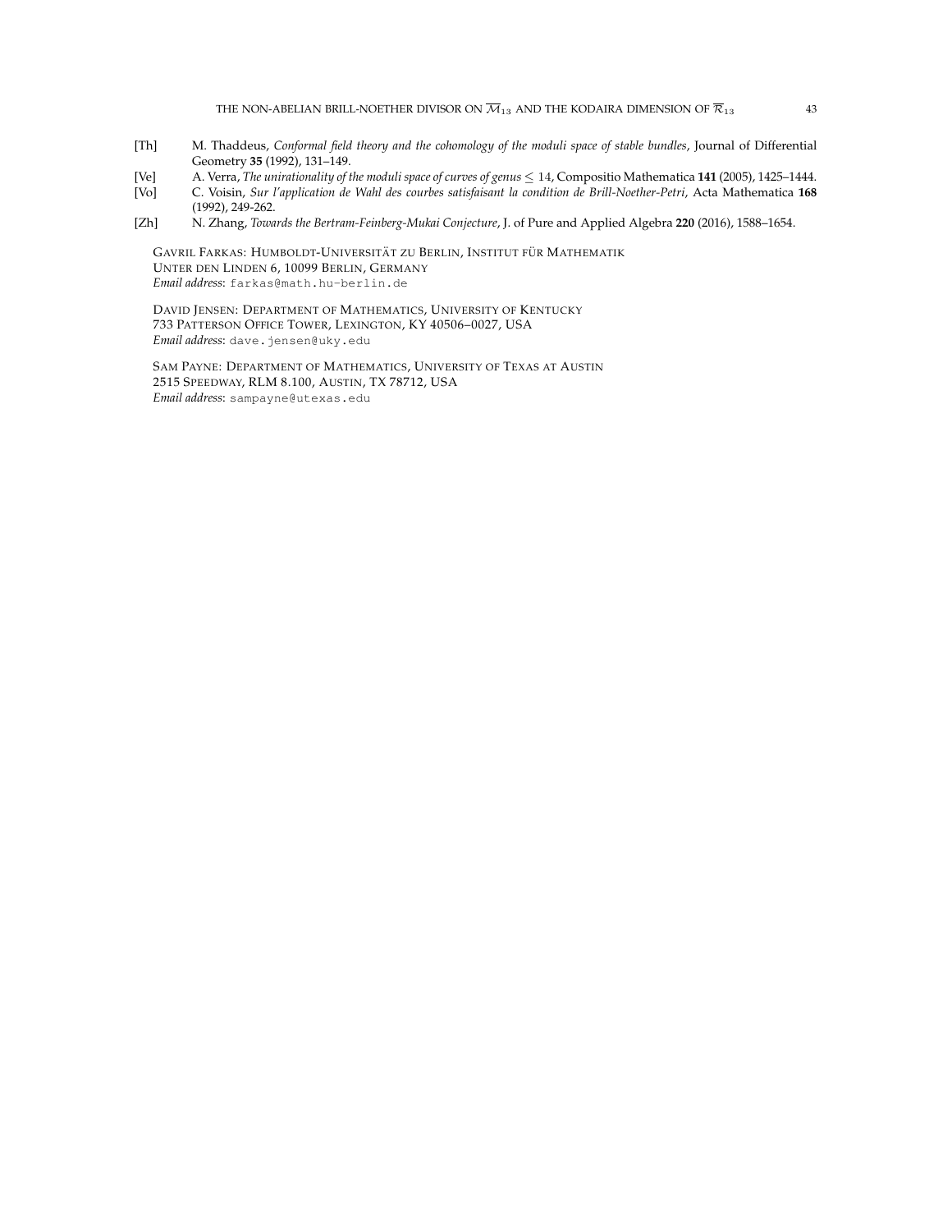[Th] M. Thaddeus, *Conformal field theory and the cohomology of the moduli space of stable bundles*, Journal of Differential Geometry **35** (1992), 131–149.

[Ve] A. Verra, *The unirationality of the moduli space of curves of genus* $\leq 14$, Compositio Mathematica **141** (2005), 1425–1444.

[Vo] C. Voisin, *Sur l'application de Wahl des courbes satisfaisant la condition de Brill-Noether-Petri*, Acta Mathematica **168** (1992), 249-262.

[Zh] N. Zhang, *Towards the Bertram-Feinberg-Mukai Conjecture*, J. of Pure and Applied Algebra **220** (2016), 1588–1654.

Gavril Farkas: Humboldt-Universität zu Berlin, Institut für Mathematik
Unter den Linden 6, 10099 Berlin, Germany
*Email address*: farkas@math.hu-berlin.de

David Jensen: Department of Mathematics, University of Kentucky
733 Patterson Office Tower, Lexington, KY 40506–0027, USA
*Email address*: dave.jensen@uky.edu

Sam Payne: Department of Mathematics, University of Texas at Austin
2515 Speedway, RLM 8.100, Austin, TX 78712, USA
*Email address*: sampayne@utexas.edu